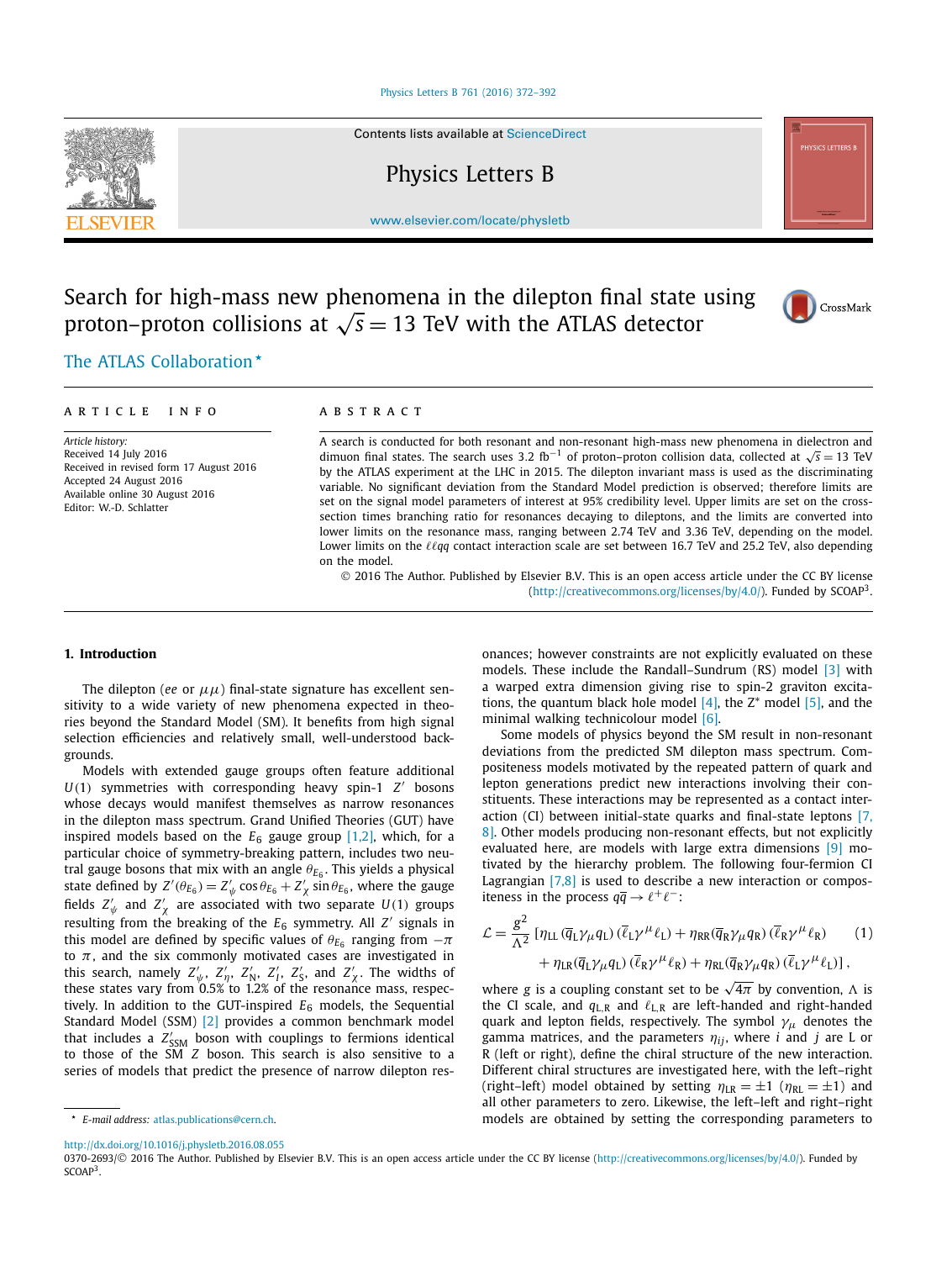# Search for high-mass new phenomena in the dilepton final state using proton–proton collisions at $\sqrt{s} = 13$ TeV with the ATLAS detector

The ATLAS Collaboration *

## ARTICLE INFO

*Article history:*
Received 14 July 2016
Received in revised form 17 August 2016
Accepted 24 August 2016
Available online 30 August 2016
Editor: W.-D. Schlatter

## ABSTRACT

A search is conducted for both resonant and non-resonant high-mass new phenomena in dielectron and dimuon final states. The search uses 3.2 fb$^{-1}$ of proton–proton collision data, collected at $\sqrt{s} = 13$ TeV by the ATLAS experiment at the LHC in 2015. The dilepton invariant mass is used as the discriminating variable. No significant deviation from the Standard Model prediction is observed; therefore limits are set on the signal model parameters of interest at 95% credibility level. Upper limits are set on the cross-section times branching ratio for resonances decaying to dileptons, and the limits are converted into lower limits on the resonance mass, ranging between 2.74 TeV and 3.36 TeV, depending on the model. Lower limits on the $\ell\ell qq$ contact interaction scale are set between 16.7 TeV and 25.2 TeV, also depending on the model.

© 2016 The Author. Published by Elsevier B.V. This is an open access article under the CC BY license (http://creativecommons.org/licenses/by/4.0/). Funded by SCOAP[3].

## 1. Introduction

The dilepton ($ee$ or $\mu\mu$) final-state signature has excellent sensitivity to a wide variety of new phenomena expected in theories beyond the Standard Model (SM). It benefits from high signal selection efficiencies and relatively small, well-understood backgrounds.

Models with extended gauge groups often feature additional $U(1)$ symmetries with corresponding heavy spin-1 $Z'$ bosons whose decays would manifest themselves as narrow resonances in the dilepton mass spectrum. Grand Unified Theories (GUT) have inspired models based on the $E_6$ gauge group [1,2], which, for a particular choice of symmetry-breaking pattern, includes two neutral gauge bosons that mix with an angle $\theta_{E_6}$. This yields a physical state defined by $Z'(\theta_{E_6}) = Z'_\psi \cos\theta_{E_6} + Z'_\chi \sin\theta_{E_6}$, where the gauge fields $Z'_\psi$ and $Z'_\chi$ are associated with two separate $U(1)$ groups resulting from the breaking of the $E_6$ symmetry. All $Z'$ signals in this model are defined by specific values of $\theta_{E_6}$ ranging from $-\pi$ to $\pi$, and the six commonly motivated cases are investigated in this search, namely $Z'_\psi$, $Z'_\eta$, $Z'_N$, $Z'_I$, $Z'_S$, and $Z'_\chi$. The widths of these states vary from 0.5% to 1.2% of the resonance mass, respectively. In addition to the GUT-inspired $E_6$ models, the Sequential Standard Model (SSM) [2] provides a common benchmark model that includes a $Z'_{\text{SSM}}$ boson with couplings to fermions identical to those of the SM $Z$ boson. This search is also sensitive to a series of models that predict the presence of narrow dilepton resonances; however constraints are not explicitly evaluated on these models. These include the Randall–Sundrum (RS) model [3] with a warped extra dimension giving rise to spin-2 graviton excitations, the quantum black hole model [4], the Z* model [5], and the minimal walking technicolour model [6].

Some models of physics beyond the SM result in non-resonant deviations from the predicted SM dilepton mass spectrum. Compositeness models motivated by the repeated pattern of quark and lepton generations predict new interactions involving their constituents. These interactions may be represented as a contact interaction (CI) between initial-state quarks and final-state leptons [7,8]. Other models producing non-resonant effects, but not explicitly evaluated here, are models with large extra dimensions [9] motivated by the hierarchy problem. The following four-fermion CI Lagrangian [7,8] is used to describe a new interaction or compositeness in the process $q\bar{q} \to \ell^+\ell^-$:

$$\mathcal{L} = \frac{g^2}{\Lambda^2}\left[\eta_{\text{LL}}(\bar{q}_{\text{L}}\gamma_\mu q_{\text{L}})(\bar{\ell}_{\text{L}}\gamma^\mu \ell_{\text{L}}) + \eta_{\text{RR}}(\bar{q}_{\text{R}}\gamma_\mu q_{\text{R}})(\bar{\ell}_{\text{R}}\gamma^\mu \ell_{\text{R}}) + \eta_{\text{LR}}(\bar{q}_{\text{L}}\gamma_\mu q_{\text{L}})(\bar{\ell}_{\text{R}}\gamma^\mu \ell_{\text{R}}) + \eta_{\text{RL}}(\bar{q}_{\text{R}}\gamma_\mu q_{\text{R}})(\bar{\ell}_{\text{L}}\gamma^\mu \ell_{\text{L}})\right], \quad (1)$$

where $g$ is a coupling constant set to be $\sqrt{4\pi}$ by convention, $\Lambda$ is the CI scale, and $q_{\text{L,R}}$ and $\ell_{\text{L,R}}$ are left-handed and right-handed quark and lepton fields, respectively. The symbol $\gamma_\mu$ denotes the gamma matrices, and the parameters $\eta_{ij}$, where $i$ and $j$ are L or R (left or right), define the chiral structure of the new interaction. Different chiral structures are investigated here, with the left–right (right–left) model obtained by setting $\eta_{\text{LR}} = \pm 1$ ($\eta_{\text{RL}} = \pm 1$) and all other parameters to zero. Likewise, the left–left and right–right models are obtained by setting the corresponding parameters to

---

* E-mail address: atlas.publications@cern.ch.

http://dx.doi.org/10.1016/j.physletb.2016.08.055
0370-2693/© 2016 The Author. Published by Elsevier B.V. This is an open access article under the CC BY license (http://creativecommons.org/licenses/by/4.0/). Funded by SCOAP[3].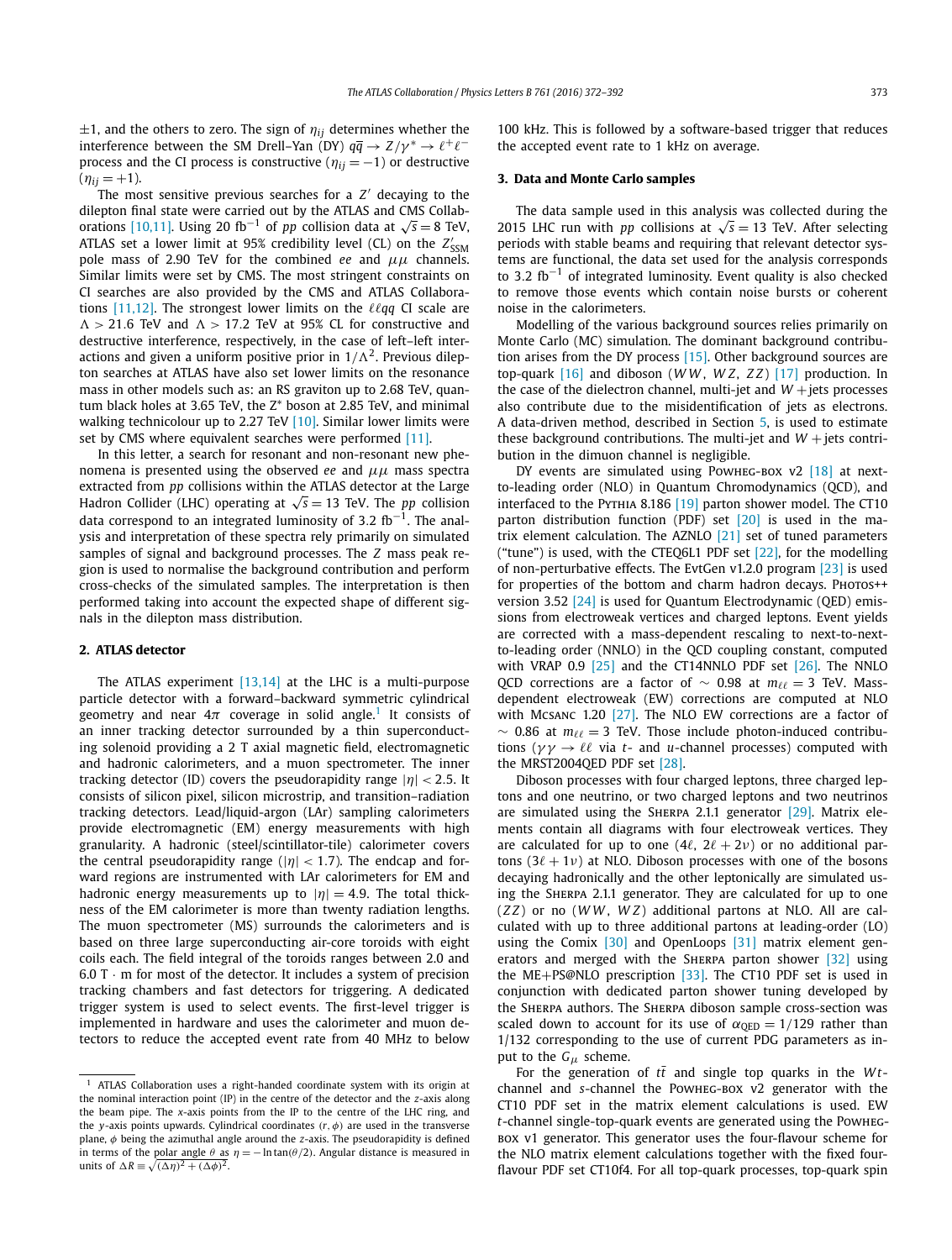±1, and the others to zero. The sign of $\eta_{ij}$ determines whether the interference between the SM Drell–Yan (DY) $q\bar{q} \to Z/\gamma^* \to \ell^+\ell^-$ process and the CI process is constructive ($\eta_{ij} = -1$) or destructive ($\eta_{ij} = +1$).

The most sensitive previous searches for a $Z'$ decaying to the dilepton final state were carried out by the ATLAS and CMS Collaborations [10,11]. Using 20 fb$^{-1}$ of $pp$ collision data at $\sqrt{s} = 8$ TeV, ATLAS set a lower limit at 95% credibility level (CL) on the $Z'_{\text{SSM}}$ pole mass of 2.90 TeV for the combined $ee$ and $\mu\mu$ channels. Similar limits were set by CMS. The most stringent constraints on CI searches are also provided by the CMS and ATLAS Collaborations [11,12]. The strongest lower limits on the $\ell\ell qq$ CI scale are $\Lambda > 21.6$ TeV and $\Lambda > 17.2$ TeV at 95% CL for constructive and destructive interference, respectively, in the case of left–left interactions and given a uniform positive prior in $1/\Lambda^2$. Previous dilepton searches at ATLAS have also set lower limits on the resonance mass in other models such as: an RS graviton up to 2.68 TeV, quantum black holes at 3.65 TeV, the $Z^*$ boson at 2.85 TeV, and minimal walking technicolour up to 2.27 TeV [10]. Similar lower limits were set by CMS where equivalent searches were performed [11].

In this letter, a search for resonant and non-resonant new phenomena is presented using the observed $ee$ and $\mu\mu$ mass spectra extracted from $pp$ collisions within the ATLAS detector at the Large Hadron Collider (LHC) operating at $\sqrt{s} = 13$ TeV. The $pp$ collision data correspond to an integrated luminosity of 3.2 fb$^{-1}$. The analysis and interpretation of these spectra rely primarily on simulated samples of signal and background processes. The $Z$ mass peak region is used to normalise the background contribution and perform cross-checks of the simulated samples. The interpretation is then performed taking into account the expected shape of different signals in the dilepton mass distribution.

## 2. ATLAS detector

The ATLAS experiment [13,14] at the LHC is a multi-purpose particle detector with a forward–backward symmetric cylindrical geometry and near $4\pi$ coverage in solid angle.[1] It consists of an inner tracking detector surrounded by a thin superconducting solenoid providing a 2 T axial magnetic field, electromagnetic and hadronic calorimeters, and a muon spectrometer. The inner tracking detector (ID) covers the pseudorapidity range $|\eta| < 2.5$. It consists of silicon pixel, silicon microstrip, and transition–radiation tracking detectors. Lead/liquid-argon (LAr) sampling calorimeters provide electromagnetic (EM) energy measurements with high granularity. A hadronic (steel/scintillator-tile) calorimeter covers the central pseudorapidity range ($|\eta| < 1.7$). The endcap and forward regions are instrumented with LAr calorimeters for EM and hadronic energy measurements up to $|\eta| = 4.9$. The total thickness of the EM calorimeter is more than twenty radiation lengths. The muon spectrometer (MS) surrounds the calorimeters and is based on three large superconducting air-core toroids with eight coils each. The field integral of the toroids ranges between 2.0 and 6.0 T · m for most of the detector. It includes a system of precision tracking chambers and fast detectors for triggering. A dedicated trigger system is used to select events. The first-level trigger is implemented in hardware and uses the calorimeter and muon detectors to reduce the accepted event rate from 40 MHz to below 100 kHz. This is followed by a software-based trigger that reduces the accepted event rate to 1 kHz on average.

[1] ATLAS Collaboration uses a right-handed coordinate system with its origin at the nominal interaction point (IP) in the centre of the detector and the $z$-axis along the beam pipe. The $x$-axis points from the IP to the centre of the LHC ring, and the $y$-axis points upwards. Cylindrical coordinates $(r, \phi)$ are used in the transverse plane, $\phi$ being the azimuthal angle around the $z$-axis. The pseudorapidity is defined in terms of the polar angle $\theta$ as $\eta = -\ln\tan(\theta/2)$. Angular distance is measured in units of $\Delta R \equiv \sqrt{(\Delta\eta)^2 + (\Delta\phi)^2}$.

## 3. Data and Monte Carlo samples

The data sample used in this analysis was collected during the 2015 LHC run with $pp$ collisions at $\sqrt{s} = 13$ TeV. After selecting periods with stable beams and requiring that relevant detector systems are functional, the data set used for the analysis corresponds to 3.2 fb$^{-1}$ of integrated luminosity. Event quality is also checked to remove those events which contain noise bursts or coherent noise in the calorimeters.

Modelling of the various background sources relies primarily on Monte Carlo (MC) simulation. The dominant background contribution arises from the DY process [15]. Other background sources are top-quark [16] and diboson ($WW$, $WZ$, $ZZ$) [17] production. In the case of the dielectron channel, multi-jet and $W$+jets processes also contribute due to the misidentification of jets as electrons. A data-driven method, described in Section 5, is used to estimate these background contributions. The multi-jet and $W$+jets contribution in the dimuon channel is negligible.

DY events are simulated using Powheg-box v2 [18] at next-to-leading order (NLO) in Quantum Chromodynamics (QCD), and interfaced to the Pythia 8.186 [19] parton shower model. The CT10 parton distribution function (PDF) set [20] is used in the matrix element calculation. The AZNLO [21] set of tuned parameters ("tune") is used, with the CTEQ6L1 PDF set [22], for the modelling of non-perturbative effects. The EvtGen v1.2.0 program [23] is used for properties of the bottom and charm hadron decays. Photos++ version 3.52 [24] is used for Quantum Electrodynamic (QED) emissions from electroweak vertices and charged leptons. Event yields are corrected with a mass-dependent rescaling to next-to-next-to-leading order (NNLO) in the QCD coupling constant, computed with VRAP 0.9 [25] and the CT14NNLO PDF set [26]. The NNLO QCD corrections are a factor of ∼ 0.98 at $m_{\ell\ell} = 3$ TeV. Mass-dependent electroweak (EW) corrections are computed at NLO with Mcsanc 1.20 [27]. The NLO EW corrections are a factor of ∼ 0.86 at $m_{\ell\ell} = 3$ TeV. Those include photon-induced contributions ($\gamma\gamma \to \ell\ell$ via $t$- and $u$-channel processes) computed with the MRST2004QED PDF set [28].

Diboson processes with four charged leptons, three charged leptons and one neutrino, or two charged leptons and two neutrinos are simulated using the Sherpa 2.1.1 generator [29]. Matrix elements contain all diagrams with four electroweak vertices. They are calculated for up to one ($4\ell$, $2\ell+2\nu$) or no additional partons ($3\ell+1\nu$) at NLO. Diboson processes with one of the bosons decaying hadronically and the other leptonically are simulated using the Sherpa 2.1.1 generator. They are calculated for up to one ($ZZ$) or no ($WW$, $WZ$) additional partons at NLO. All are calculated with up to three additional partons at leading-order (LO) using the Comix [30] and OpenLoops [31] matrix element generators and merged with the Sherpa parton shower [32] using the ME+PS@NLO prescription [33]. The CT10 PDF set is used in conjunction with dedicated parton shower tuning developed by the Sherpa authors. The Sherpa diboson sample cross-section was scaled down to account for its use of $\alpha_{\text{QED}} = 1/129$ rather than 1/132 corresponding to the use of current PDG parameters as input to the $G_\mu$ scheme.

For the generation of $t\bar{t}$ and single top quarks in the $Wt$-channel and $s$-channel the Powheg-box v2 generator with the CT10 PDF set in the matrix element calculations is used. EW $t$-channel single-top-quark events are generated using the Powheg-box v1 generator. This generator uses the four-flavour scheme for the NLO matrix element calculations together with the fixed four-flavour PDF set CT10f4. For all top-quark processes, top-quark spin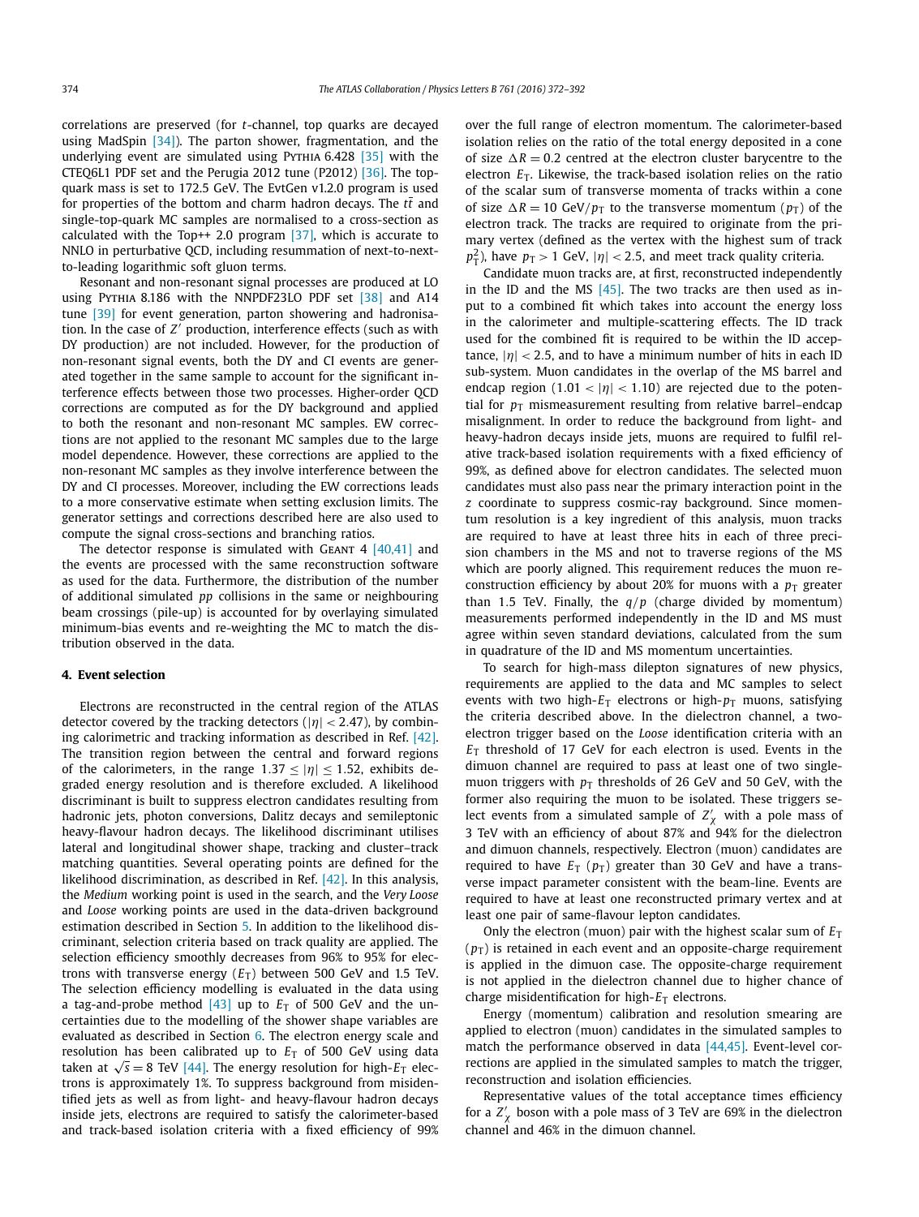correlations are preserved (for $t$-channel, top quarks are decayed using MadSpin [34]). The parton shower, fragmentation, and the underlying event are simulated using Pythia 6.428 [35] with the CTEQ6L1 PDF set and the Perugia 2012 tune (P2012) [36]. The top-quark mass is set to 172.5 GeV. The EvtGen v1.2.0 program is used for properties of the bottom and charm hadron decays. The $t\bar{t}$ and single-top-quark MC samples are normalised to a cross-section as calculated with the Top++ 2.0 program [37], which is accurate to NNLO in perturbative QCD, including resummation of next-to-next-to-leading logarithmic soft gluon terms.

Resonant and non-resonant signal processes are produced at LO using Pythia 8.186 with the NNPDF23LO PDF set [38] and A14 tune [39] for event generation, parton showering and hadronisation. In the case of $Z'$ production, interference effects (such as with DY production) are not included. However, for the production of non-resonant signal events, both the DY and CI events are generated together in the same sample to account for the significant interference effects between those two processes. Higher-order QCD corrections are computed as for the DY background and applied to both the resonant and non-resonant MC samples. EW corrections are not applied to the resonant MC samples due to the large model dependence. However, these corrections are applied to the non-resonant MC samples as they involve interference between the DY and CI processes. Moreover, including the EW corrections leads to a more conservative estimate when setting exclusion limits. The generator settings and corrections described here are also used to compute the signal cross-sections and branching ratios.

The detector response is simulated with Geant 4 [40,41] and the events are processed with the same reconstruction software as used for the data. Furthermore, the distribution of the number of additional simulated $pp$ collisions in the same or neighbouring beam crossings (pile-up) is accounted for by overlaying simulated minimum-bias events and re-weighting the MC to match the distribution observed in the data.

## 4. Event selection

Electrons are reconstructed in the central region of the ATLAS detector covered by the tracking detectors ($|\eta| < 2.47$), by combining calorimetric and tracking information as described in Ref. [42]. The transition region between the central and forward regions of the calorimeters, in the range $1.37 \leq |\eta| \leq 1.52$, exhibits degraded energy resolution and is therefore excluded. A likelihood discriminant is built to suppress electron candidates resulting from hadronic jets, photon conversions, Dalitz decays and semileptonic heavy-flavour hadron decays. The likelihood discriminant utilises lateral and longitudinal shower shape, tracking and cluster–track matching quantities. Several operating points are defined for the likelihood discrimination, as described in Ref. [42]. In this analysis, the *Medium* working point is used in the search, and the *Very Loose* and *Loose* working points are used in the data-driven background estimation described in Section 5. In addition to the likelihood discriminant, selection criteria based on track quality are applied. The selection efficiency smoothly decreases from 96% to 95% for electrons with transverse energy ($E_{\mathrm{T}}$) between 500 GeV and 1.5 TeV. The selection efficiency modelling is evaluated in the data using a tag-and-probe method [43] up to $E_{\mathrm{T}}$ of 500 GeV and the uncertainties due to the modelling of the shower shape variables are evaluated as described in Section 6. The electron energy scale and resolution has been calibrated up to $E_{\mathrm{T}}$ of 500 GeV using data taken at $\sqrt{s} = 8$ TeV [44]. The energy resolution for high-$E_{\mathrm{T}}$ electrons is approximately 1%. To suppress background from misidentified jets as well as from light- and heavy-flavour hadron decays inside jets, electrons are required to satisfy the calorimeter-based and track-based isolation criteria with a fixed efficiency of 99% over the full range of electron momentum. The calorimeter-based isolation relies on the ratio of the total energy deposited in a cone of size $\Delta R = 0.2$ centred at the electron cluster barycentre to the electron $E_{\mathrm{T}}$. Likewise, the track-based isolation relies on the ratio of the scalar sum of transverse momenta of tracks within a cone of size $\Delta R = 10$ GeV$/p_{\mathrm{T}}$ to the transverse momentum ($p_{\mathrm{T}}$) of the electron track. The tracks are required to originate from the primary vertex (defined as the vertex with the highest sum of track $p_{\mathrm{T}}^2$), have $p_{\mathrm{T}} > 1$ GeV, $|\eta| < 2.5$, and meet track quality criteria.

Candidate muon tracks are, at first, reconstructed independently in the ID and the MS [45]. The two tracks are then used as input to a combined fit which takes into account the energy loss in the calorimeter and multiple-scattering effects. The ID track used for the combined fit is required to be within the ID acceptance, $|\eta| < 2.5$, and to have a minimum number of hits in each ID sub-system. Muon candidates in the overlap of the MS barrel and endcap region ($1.01 < |\eta| < 1.10$) are rejected due to the potential for $p_{\mathrm{T}}$ mismeasurement resulting from relative barrel–endcap misalignment. In order to reduce the background from light- and heavy-hadron decays inside jets, muons are required to fulfil relative track-based isolation requirements with a fixed efficiency of 99%, as defined above for electron candidates. The selected muon candidates must also pass near the primary interaction point in the $z$ coordinate to suppress cosmic-ray background. Since momentum resolution is a key ingredient of this analysis, muon tracks are required to have at least three hits in each of three precision chambers in the MS and not to traverse regions of the MS which are poorly aligned. This requirement reduces the muon reconstruction efficiency by about 20% for muons with a $p_{\mathrm{T}}$ greater than 1.5 TeV. Finally, the $q/p$ (charge divided by momentum) measurements performed independently in the ID and MS must agree within seven standard deviations, calculated from the sum in quadrature of the ID and MS momentum uncertainties.

To search for high-mass dilepton signatures of new physics, requirements are applied to the data and MC samples to select events with two high-$E_{\mathrm{T}}$ electrons or high-$p_{\mathrm{T}}$ muons, satisfying the criteria described above. In the dielectron channel, a two-electron trigger based on the *Loose* identification criteria with an $E_{\mathrm{T}}$ threshold of 17 GeV for each electron is used. Events in the dimuon channel are required to pass at least one of two single-muon triggers with $p_{\mathrm{T}}$ thresholds of 26 GeV and 50 GeV, with the former also requiring the muon to be isolated. These triggers select events from a simulated sample of $Z'_{\chi}$ with a pole mass of 3 TeV with an efficiency of about 87% and 94% for the dielectron and dimuon channels, respectively. Electron (muon) candidates are required to have $E_{\mathrm{T}}$ ($p_{\mathrm{T}}$) greater than 30 GeV and have a transverse impact parameter consistent with the beam-line. Events are required to have at least one reconstructed primary vertex and at least one pair of same-flavour lepton candidates.

Only the electron (muon) pair with the highest scalar sum of $E_{\mathrm{T}}$ ($p_{\mathrm{T}}$) is retained in each event and an opposite-charge requirement is applied in the dimuon case. The opposite-charge requirement is not applied in the dielectron channel due to higher chance of charge misidentification for high-$E_{\mathrm{T}}$ electrons.

Energy (momentum) calibration and resolution smearing are applied to electron (muon) candidates in the simulated samples to match the performance observed in data [44,45]. Event-level corrections are applied in the simulated samples to match the trigger, reconstruction and isolation efficiencies.

Representative values of the total acceptance times efficiency for a $Z'_{\chi}$ boson with a pole mass of 3 TeV are 69% in the dielectron channel and 46% in the dimuon channel.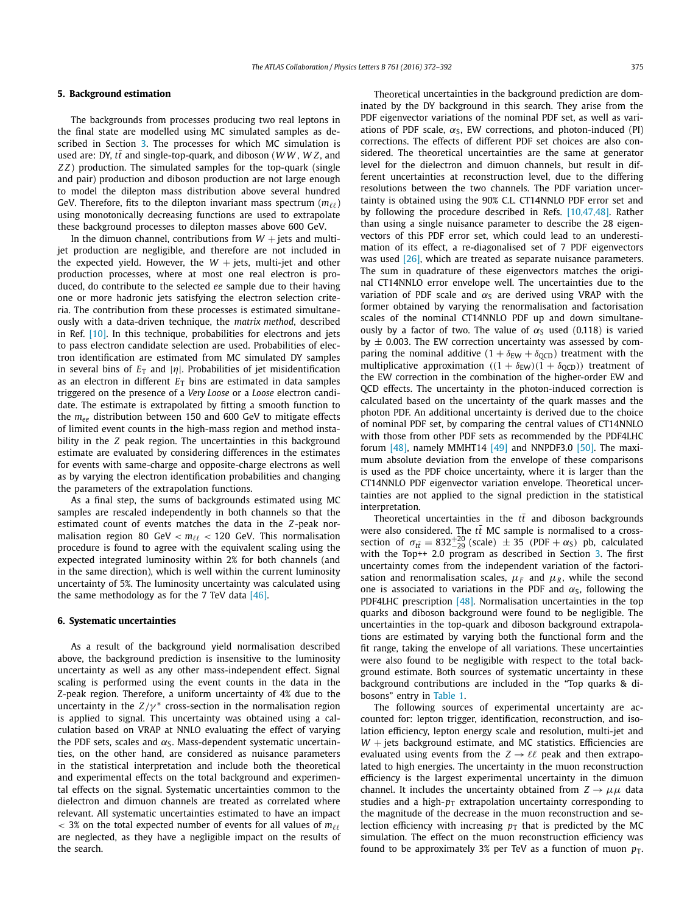## 5. Background estimation

The backgrounds from processes producing two real leptons in the final state are modelled using MC simulated samples as described in Section 3. The processes for which MC simulation is used are: DY, $t\bar{t}$ and single-top-quark, and diboson ($WW$, $WZ$, and $ZZ$) production. The simulated samples for the top-quark (single and pair) production and diboson production are not large enough to model the dilepton mass distribution above several hundred GeV. Therefore, fits to the dilepton invariant mass spectrum ($m_{\ell\ell}$) using monotonically decreasing functions are used to extrapolate these background processes to dilepton masses above 600 GeV.

In the dimuon channel, contributions from $W+$jets and multi-jet production are negligible, and therefore are not included in the expected yield. However, the $W+$jets, multi-jet and other production processes, where at most one real electron is produced, do contribute to the selected $ee$ sample due to their having one or more hadronic jets satisfying the electron selection criteria. The contribution from these processes is estimated simultaneously with a data-driven technique, the *matrix method*, described in Ref. [10]. In this technique, probabilities for electrons and jets to pass electron candidate selection are used. Probabilities of electron identification are estimated from MC simulated DY samples in several bins of $E_{\mathrm{T}}$ and $|\eta|$. Probabilities of jet misidentification as an electron in different $E_{\mathrm{T}}$ bins are estimated in data samples triggered on the presence of a *Very Loose* or a *Loose* electron candidate. The estimate is extrapolated by fitting a smooth function to the $m_{ee}$ distribution between 150 and 600 GeV to mitigate effects of limited event counts in the high-mass region and method instability in the $Z$ peak region. The uncertainties in this background estimate are evaluated by considering differences in the estimates for events with same-charge and opposite-charge electrons as well as by varying the electron identification probabilities and changing the parameters of the extrapolation functions.

As a final step, the sums of backgrounds estimated using MC samples are rescaled independently in both channels so that the estimated count of events matches the data in the $Z$-peak normalisation region 80 GeV $< m_{\ell\ell} <$ 120 GeV. This normalisation procedure is found to agree with the expected scaling using the expected integrated luminosity within 2% for both channels (and in the same direction), which is well within the current luminosity uncertainty of 5%. The luminosity uncertainty was calculated using the same methodology as for the 7 TeV data [46].

## 6. Systematic uncertainties

As a result of the background yield normalisation described above, the background prediction is insensitive to the luminosity uncertainty as well as any other mass-independent effect. Signal scaling is performed using the event counts in the data in the Z-peak region. Therefore, a uniform uncertainty of 4% due to the uncertainty in the $Z/\gamma^*$ cross-section in the normalisation region is applied to signal. This uncertainty was obtained using a calculation based on VRAP at NNLO evaluating the effect of varying the PDF sets, scales and $\alpha_{\mathrm{S}}$. Mass-dependent systematic uncertainties, on the other hand, are considered as nuisance parameters in the statistical interpretation and include both the theoretical and experimental effects on the total background and experimental effects on the signal. Systematic uncertainties common to the dielectron and dimuon channels are treated as correlated where relevant. All systematic uncertainties estimated to have an impact $<$ 3% on the total expected number of events for all values of $m_{\ell\ell}$ are neglected, as they have a negligible impact on the results of the search.

Theoretical uncertainties in the background prediction are dominated by the DY background in this search. They arise from the PDF eigenvector variations of the nominal PDF set, as well as variations of PDF scale, $\alpha_{\mathrm{S}}$, EW corrections, and photon-induced (PI) corrections. The effects of different PDF set choices are also considered. The theoretical uncertainties are the same at generator level for the dielectron and dimuon channels, but result in different uncertainties at reconstruction level, due to the differing resolutions between the two channels. The PDF variation uncertainty is obtained using the 90% C.L. CT14NNLO PDF error set and by following the procedure described in Refs. [10,47,48]. Rather than using a single nuisance parameter to describe the 28 eigenvectors of this PDF error set, which could lead to an underestimation of its effect, a re-diagonalised set of 7 PDF eigenvectors was used [26], which are treated as separate nuisance parameters. The sum in quadrature of these eigenvectors matches the original CT14NNLO error envelope well. The uncertainties due to the variation of PDF scale and $\alpha_{\mathrm{S}}$ are derived using VRAP with the former obtained by varying the renormalisation and factorisation scales of the nominal CT14NNLO PDF up and down simultaneously by a factor of two. The value of $\alpha_{\mathrm{S}}$ used (0.118) is varied by $\pm$ 0.003. The EW correction uncertainty was assessed by comparing the nominal additive $(1+\delta_{\mathrm{EW}}+\delta_{\mathrm{QCD}})$ treatment with the multiplicative approximation $((1+\delta_{\mathrm{EW}})(1+\delta_{\mathrm{QCD}}))$ treatment of the EW correction in the combination of the higher-order EW and QCD effects. The uncertainty in the photon-induced correction is calculated based on the uncertainty of the quark masses and the photon PDF. An additional uncertainty is derived due to the choice of nominal PDF set, by comparing the central values of CT14NNLO with those from other PDF sets as recommended by the PDF4LHC forum [48], namely MMHT14 [49] and NNPDF3.0 [50]. The maximum absolute deviation from the envelope of these comparisons is used as the PDF choice uncertainty, where it is larger than the CT14NNLO PDF eigenvector variation envelope. Theoretical uncertainties are not applied to the signal prediction in the statistical interpretation.

Theoretical uncertainties in the $t\bar{t}$ and diboson backgrounds were also considered. The $t\bar{t}$ MC sample is normalised to a cross-section of $\sigma_{t\bar{t}} = 832^{+20}_{-29}$ (scale) $\pm$ 35 (PDF $+ \alpha_{\mathrm{S}}$) pb, calculated with the Top++ 2.0 program as described in Section 3. The first uncertainty comes from the independent variation of the factorisation and renormalisation scales, $\mu_F$ and $\mu_R$, while the second one is associated to variations in the PDF and $\alpha_{\mathrm{S}}$, following the PDF4LHC prescription [48]. Normalisation uncertainties in the top quarks and diboson background were found to be negligible. The uncertainties in the top-quark and diboson background extrapolations are estimated by varying both the functional form and the fit range, taking the envelope of all variations. These uncertainties were also found to be negligible with respect to the total background estimate. Both sources of systematic uncertainty in these background contributions are included in the "Top quarks & dibosons" entry in Table 1.

The following sources of experimental uncertainty are accounted for: lepton trigger, identification, reconstruction, and isolation efficiency, lepton energy scale and resolution, multi-jet and $W+$jets background estimate, and MC statistics. Efficiencies are evaluated using events from the $Z \to \ell\ell$ peak and then extrapolated to high energies. The uncertainty in the muon reconstruction efficiency is the largest experimental uncertainty in the dimuon channel. It includes the uncertainty obtained from $Z \to \mu\mu$ data studies and a high-$p_{\mathrm{T}}$ extrapolation uncertainty corresponding to the magnitude of the decrease in the muon reconstruction and selection efficiency with increasing $p_{\mathrm{T}}$ that is predicted by the MC simulation. The effect on the muon reconstruction efficiency was found to be approximately 3% per TeV as a function of muon $p_{\mathrm{T}}$.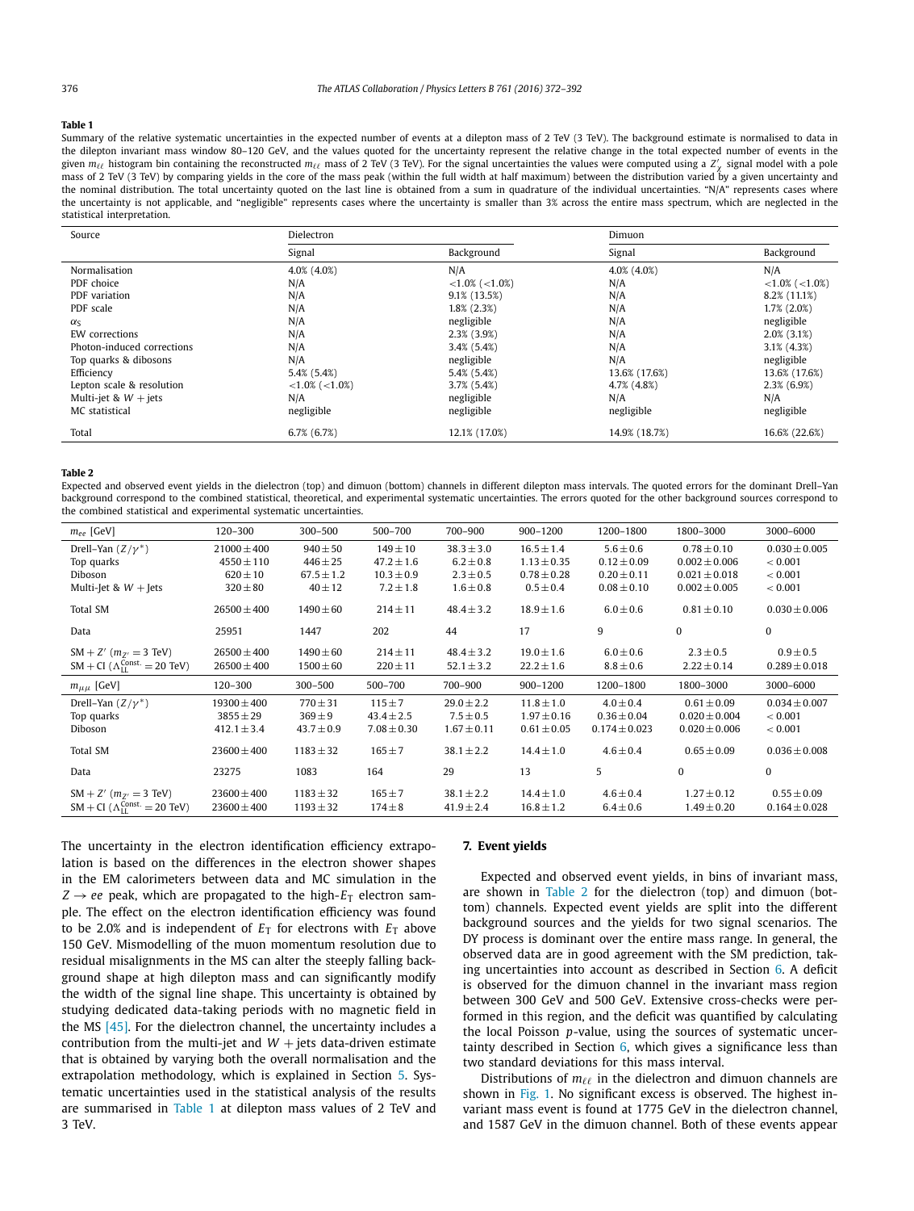**Table 1**

Summary of the relative systematic uncertainties in the expected number of events at a dilepton mass of 2 TeV (3 TeV). The background estimate is normalised to data in the dilepton invariant mass window 80–120 GeV, and the values quoted for the uncertainty represent the relative change in the total expected number of events in the given $m_{\ell\ell}$ histogram bin containing the reconstructed $m_{\ell\ell}$ mass of 2 TeV (3 TeV). For the signal uncertainties the values were computed using a $Z'_\chi$ signal model with a pole mass of 2 TeV (3 TeV) by comparing yields in the core of the mass peak (within the full width at half maximum) between the distribution varied by a given uncertainty and the nominal distribution. The total uncertainty quoted on the last line is obtained from a sum in quadrature of the individual uncertainties. "N/A" represents cases where the uncertainty is not applicable, and "negligible" represents cases where the uncertainty is smaller than 3% across the entire mass spectrum, which are neglected in the statistical interpretation.

| Source | Dielectron | | Dimuon | |
|---|---|---|---|---|
| | Signal | Background | Signal | Background |
| Normalisation | 4.0% (4.0%) | N/A | 4.0% (4.0%) | N/A |
| PDF choice | N/A | <1.0% (<1.0%) | N/A | <1.0% (<1.0%) |
| PDF variation | N/A | 9.1% (13.5%) | N/A | 8.2% (11.1%) |
| PDF scale | N/A | 1.8% (2.3%) | N/A | 1.7% (2.0%) |
| $\alpha_S$ | N/A | negligible | N/A | negligible |
| EW corrections | N/A | 2.3% (3.9%) | N/A | 2.0% (3.1%) |
| Photon-induced corrections | N/A | 3.4% (5.4%) | N/A | 3.1% (4.3%) |
| Top quarks & dibosons | N/A | negligible | N/A | negligible |
| Efficiency | 5.4% (5.4%) | 5.4% (5.4%) | 13.6% (17.6%) | 13.6% (17.6%) |
| Lepton scale & resolution | <1.0% (<1.0%) | 3.7% (5.4%) | 4.7% (4.8%) | 2.3% (6.9%) |
| Multi-jet & $W$ + jets | N/A | negligible | N/A | N/A |
| MC statistical | negligible | negligible | negligible | negligible |
| Total | 6.7% (6.7%) | 12.1% (17.0%) | 14.9% (18.7%) | 16.6% (22.6%) |

**Table 2**

Expected and observed event yields in the dielectron (top) and dimuon (bottom) channels in different dilepton mass intervals. The quoted errors for the dominant Drell–Yan background correspond to the combined statistical, theoretical, and experimental systematic uncertainties. The errors quoted for the other background sources correspond to the combined statistical and experimental systematic uncertainties.

| $m_{ee}$ [GeV] | 120–300 | 300–500 | 500–700 | 700–900 | 900–1200 | 1200–1800 | 1800–3000 | 3000–6000 |
|---|---|---|---|---|---|---|---|---|
| Drell–Yan ($Z/\gamma^*$) | $21000 \pm 400$ | $940 \pm 50$ | $149 \pm 10$ | $38.3 \pm 3.0$ | $16.5 \pm 1.4$ | $5.6 \pm 0.6$ | $0.78 \pm 0.10$ | $0.030 \pm 0.005$ |
| Top quarks | $4550 \pm 110$ | $446 \pm 25$ | $47.2 \pm 1.6$ | $6.2 \pm 0.8$ | $1.13 \pm 0.35$ | $0.12 \pm 0.09$ | $0.002 \pm 0.006$ | $< 0.001$ |
| Diboson | $620 \pm 10$ | $67.5 \pm 1.2$ | $10.3 \pm 0.9$ | $2.3 \pm 0.5$ | $0.78 \pm 0.28$ | $0.20 \pm 0.11$ | $0.021 \pm 0.018$ | $< 0.001$ |
| Multi-Jet & $W$ + Jets | $320 \pm 80$ | $40 \pm 12$ | $7.2 \pm 1.8$ | $1.6 \pm 0.8$ | $0.5 \pm 0.4$ | $0.08 \pm 0.10$ | $0.002 \pm 0.005$ | $< 0.001$ |
| Total SM | $26500 \pm 400$ | $1490 \pm 60$ | $214 \pm 11$ | $48.4 \pm 3.2$ | $18.9 \pm 1.6$ | $6.0 \pm 0.6$ | $0.81 \pm 0.10$ | $0.030 \pm 0.006$ |
| Data | 25951 | 1447 | 202 | 44 | 17 | 9 | 0 | 0 |
| SM + $Z'$ ($m_{Z'} = 3$ TeV) | $26500 \pm 400$ | $1490 \pm 60$ | $214 \pm 11$ | $48.4 \pm 3.2$ | $19.0 \pm 1.6$ | $6.0 \pm 0.6$ | $2.3 \pm 0.5$ | $0.9 \pm 0.5$ |
| SM + CI ($\Lambda_{\text{LL}}^{\text{Const.}} = 20$ TeV) | $26500 \pm 400$ | $1500 \pm 60$ | $220 \pm 11$ | $52.1 \pm 3.2$ | $22.2 \pm 1.6$ | $8.8 \pm 0.6$ | $2.22 \pm 0.14$ | $0.289 \pm 0.018$ |
| $m_{\mu\mu}$ [GeV] | 120–300 | 300–500 | 500–700 | 700–900 | 900–1200 | 1200–1800 | 1800–3000 | 3000–6000 |
| Drell–Yan ($Z/\gamma^*$) | $19300 \pm 400$ | $770 \pm 31$ | $115 \pm 7$ | $29.0 \pm 2.2$ | $11.8 \pm 1.0$ | $4.0 \pm 0.4$ | $0.61 \pm 0.09$ | $0.034 \pm 0.007$ |
| Top quarks | $3855 \pm 29$ | $369 \pm 9$ | $43.4 \pm 2.5$ | $7.5 \pm 0.5$ | $1.97 \pm 0.16$ | $0.36 \pm 0.04$ | $0.020 \pm 0.004$ | $< 0.001$ |
| Diboson | $412.1 \pm 3.4$ | $43.7 \pm 0.9$ | $7.08 \pm 0.30$ | $1.67 \pm 0.11$ | $0.61 \pm 0.05$ | $0.174 \pm 0.023$ | $0.020 \pm 0.006$ | $< 0.001$ |
| Total SM | $23600 \pm 400$ | $1183 \pm 32$ | $165 \pm 7$ | $38.1 \pm 2.2$ | $14.4 \pm 1.0$ | $4.6 \pm 0.4$ | $0.65 \pm 0.09$ | $0.036 \pm 0.008$ |
| Data | 23275 | 1083 | 164 | 29 | 13 | 5 | 0 | 0 |
| SM + $Z'$ ($m_{Z'} = 3$ TeV) | $23600 \pm 400$ | $1183 \pm 32$ | $165 \pm 7$ | $38.1 \pm 2.2$ | $14.4 \pm 1.0$ | $4.6 \pm 0.4$ | $1.27 \pm 0.12$ | $0.55 \pm 0.09$ |
| SM + CI ($\Lambda_{\text{LL}}^{\text{Const.}} = 20$ TeV) | $23600 \pm 400$ | $1193 \pm 32$ | $174 \pm 8$ | $41.9 \pm 2.4$ | $16.8 \pm 1.2$ | $6.4 \pm 0.6$ | $1.49 \pm 0.20$ | $0.164 \pm 0.028$ |

The uncertainty in the electron identification efficiency extrapolation is based on the differences in the electron shower shapes in the EM calorimeters between data and MC simulation in the $Z \to ee$ peak, which are propagated to the high-$E_{\text{T}}$ electron sample. The effect on the electron identification efficiency was found to be 2.0% and is independent of $E_{\text{T}}$ for electrons with $E_{\text{T}}$ above 150 GeV. Mismodelling of the muon momentum resolution due to residual misalignments in the MS can alter the steeply falling background shape at high dilepton mass and can significantly modify the width of the signal line shape. This uncertainty is obtained by studying dedicated data-taking periods with no magnetic field in the MS [45]. For the dielectron channel, the uncertainty includes a contribution from the multi-jet and $W$ + jets data-driven estimate that is obtained by varying both the overall normalisation and the extrapolation methodology, which is explained in Section 5. Systematic uncertainties used in the statistical analysis of the results are summarised in Table 1 at dilepton mass values of 2 TeV and 3 TeV.

## 7. Event yields

Expected and observed event yields, in bins of invariant mass, are shown in Table 2 for the dielectron (top) and dimuon (bottom) channels. Expected event yields are split into the different background sources and the yields for two signal scenarios. The DY process is dominant over the entire mass range. In general, the observed data are in good agreement with the SM prediction, taking uncertainties into account as described in Section 6. A deficit is observed for the dimuon channel in the invariant mass region between 300 GeV and 500 GeV. Extensive cross-checks were performed in this region, and the deficit was quantified by calculating the local Poisson $p$-value, using the sources of systematic uncertainty described in Section 6, which gives a significance less than two standard deviations for this mass interval.

Distributions of $m_{\ell\ell}$ in the dielectron and dimuon channels are shown in Fig. 1. No significant excess is observed. The highest invariant mass event is found at 1775 GeV in the dielectron channel, and 1587 GeV in the dimuon channel. Both of these events appear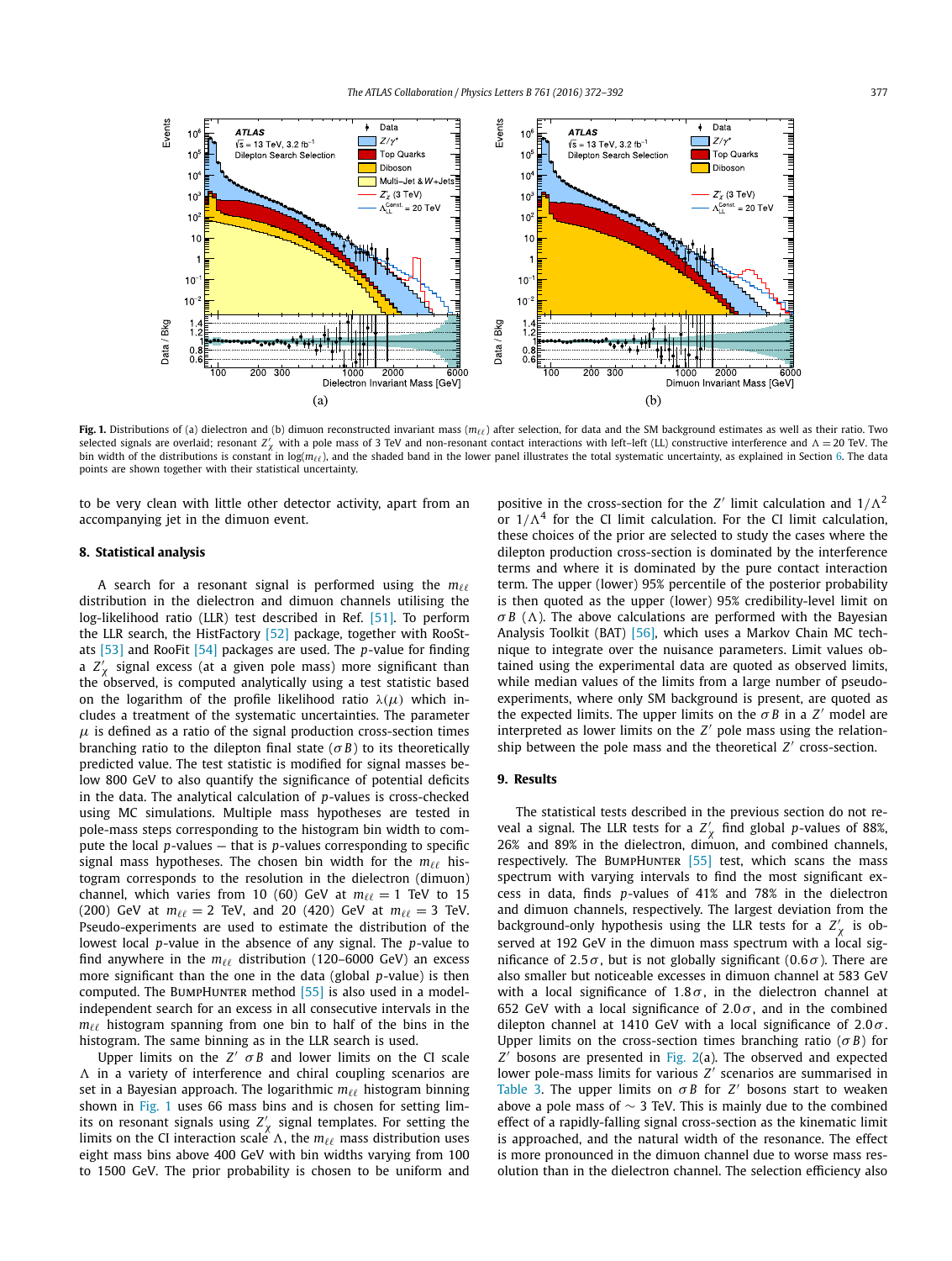Fig. 1. Distributions of (a) dielectron and (b) dimuon reconstructed invariant mass ($m_{\ell\ell}$) after selection, for data and the SM background estimates as well as their ratio. Two selected signals are overlaid; resonant $Z'_\chi$ with a pole mass of 3 TeV and non-resonant contact interactions with left–left (LL) constructive interference and $\Lambda = 20$ TeV. The bin width of the distributions is constant in $\log(m_{\ell\ell})$, and the shaded band in the lower panel illustrates the total systematic uncertainty, as explained in Section 6. The data points are shown together with their statistical uncertainty.

to be very clean with little other detector activity, apart from an accompanying jet in the dimuon event.

## 8. Statistical analysis

A search for a resonant signal is performed using the $m_{\ell\ell}$ distribution in the dielectron and dimuon channels utilising the log-likelihood ratio (LLR) test described in Ref. [51]. To perform the LLR search, the HistFactory [52] package, together with RooStats [53] and RooFit [54] packages are used. The $p$-value for finding a $Z'_\chi$ signal excess (at a given pole mass) more significant than the observed, is computed analytically using a test statistic based on the logarithm of the profile likelihood ratio $\lambda(\mu)$ which includes a treatment of the systematic uncertainties. The parameter $\mu$ is defined as a ratio of the signal production cross-section times branching ratio to the dilepton final state ($\sigma B$) to its theoretically predicted value. The test statistic is modified for signal masses below 800 GeV to also quantify the significance of potential deficits in the data. The analytical calculation of $p$-values is cross-checked using MC simulations. Multiple mass hypotheses are tested in pole-mass steps corresponding to the histogram bin width to compute the local $p$-values — that is $p$-values corresponding to specific signal mass hypotheses. The chosen bin width for the $m_{\ell\ell}$ histogram corresponds to the resolution in the dielectron (dimuon) channel, which varies from 10 (60) GeV at $m_{\ell\ell} = 1$ TeV to 15 (200) GeV at $m_{\ell\ell} = 2$ TeV, and 20 (420) GeV at $m_{\ell\ell} = 3$ TeV. Pseudo-experiments are used to estimate the distribution of the lowest local $p$-value in the absence of any signal. The $p$-value to find anywhere in the $m_{\ell\ell}$ distribution (120–6000 GeV) an excess more significant than the one in the data (global $p$-value) is then computed. The BumpHunter method [55] is also used in a model-independent search for an excess in all consecutive intervals in the $m_{\ell\ell}$ histogram spanning from one bin to half of the bins in the histogram. The same binning as in the LLR search is used.

Upper limits on the $Z'$ $\sigma B$ and lower limits on the CI scale $\Lambda$ in a variety of interference and chiral coupling scenarios are set in a Bayesian approach. The logarithmic $m_{\ell\ell}$ histogram binning shown in Fig. 1 uses 66 mass bins and is chosen for setting limits on resonant signals using $Z'_\chi$ signal templates. For setting the limits on the CI interaction scale $\Lambda$, the $m_{\ell\ell}$ mass distribution uses eight mass bins above 400 GeV with bin widths varying from 100 to 1500 GeV. The prior probability is chosen to be uniform and positive in the cross-section for the $Z'$ limit calculation and $1/\Lambda^2$ or $1/\Lambda^4$ for the CI limit calculation. For the CI limit calculation, these choices of the prior are selected to study the cases where the dilepton production cross-section is dominated by the interference terms and where it is dominated by the pure contact interaction term. The upper (lower) 95% percentile of the posterior probability is then quoted as the upper (lower) 95% credibility-level limit on $\sigma B$ ($\Lambda$). The above calculations are performed with the Bayesian Analysis Toolkit (BAT) [56], which uses a Markov Chain MC technique to integrate over the nuisance parameters. Limit values obtained using the experimental data are quoted as observed limits, while median values of the limits from a large number of pseudo-experiments, where only SM background is present, are quoted as the expected limits. The upper limits on the $\sigma B$ in a $Z'$ model are interpreted as lower limits on the $Z'$ pole mass using the relationship between the pole mass and the theoretical $Z'$ cross-section.

## 9. Results

The statistical tests described in the previous section do not reveal a signal. The LLR tests for a $Z'_\chi$ find global $p$-values of 88%, 26% and 89% in the dielectron, dimuon, and combined channels, respectively. The BumpHunter [55] test, which scans the mass spectrum with varying intervals to find the most significant excess in data, finds $p$-values of 41% and 78% in the dielectron and dimuon channels, respectively. The largest deviation from the background-only hypothesis using the LLR tests for a $Z'_\chi$ is observed at 192 GeV in the dimuon mass spectrum with a local significance of $2.5\sigma$, but is not globally significant ($0.6\sigma$). There are also smaller but noticeable excesses in dimuon channel at 583 GeV with a local significance of $1.8\sigma$, in the dielectron channel at 652 GeV with a local significance of $2.0\sigma$, and in the combined dilepton channel at 1410 GeV with a local significance of $2.0\sigma$. Upper limits on the cross-section times branching ratio ($\sigma B$) for $Z'$ bosons are presented in Fig. 2(a). The observed and expected lower pole-mass limits for various $Z'$ scenarios are summarised in Table 3. The upper limits on $\sigma B$ for $Z'$ bosons start to weaken above a pole mass of $\sim 3$ TeV. This is mainly due to the combined effect of a rapidly-falling signal cross-section as the kinematic limit is approached, and the natural width of the resonance. The effect is more pronounced in the dimuon channel due to worse mass resolution than in the dielectron channel. The selection efficiency also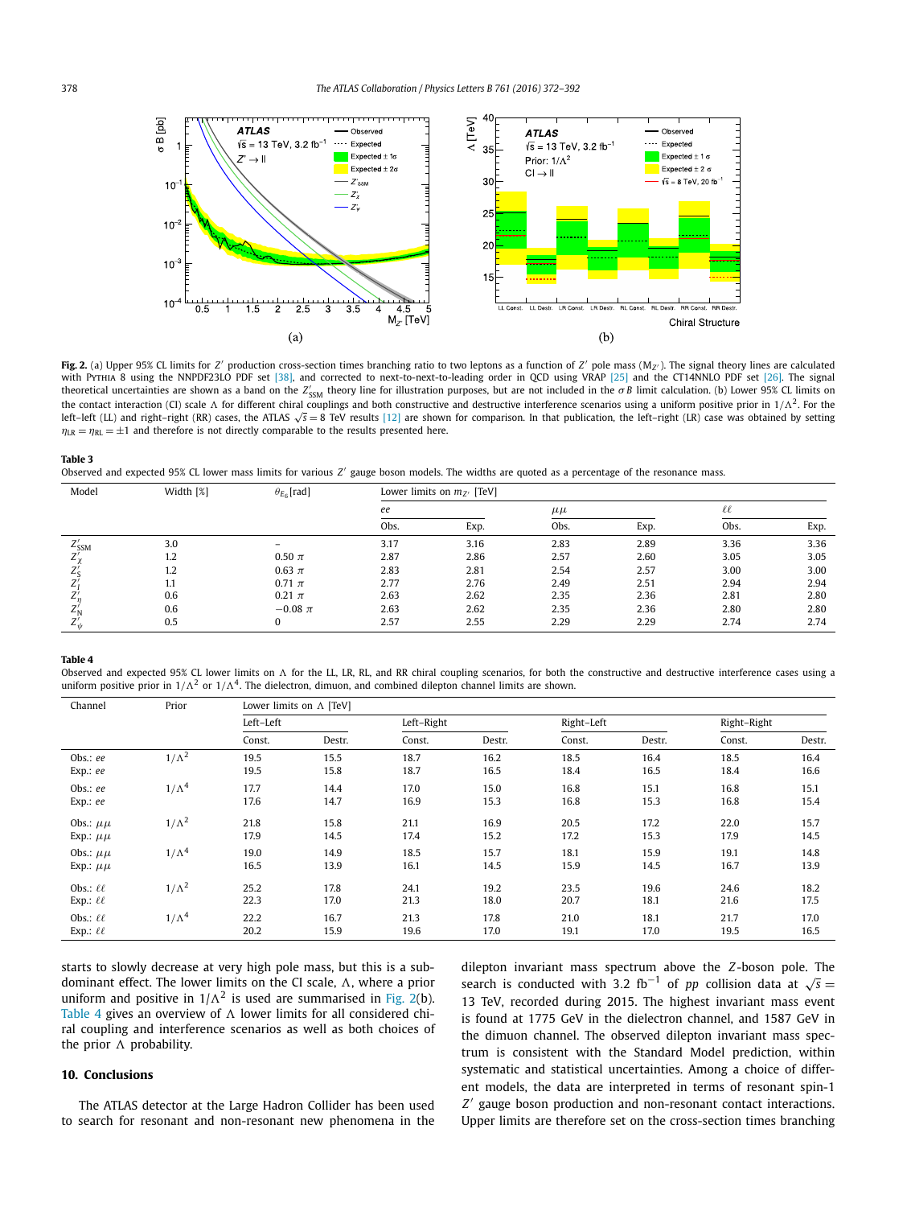**Fig. 2.** (a) Upper 95% CL limits for $Z'$ production cross-section times branching ratio to two leptons as a function of $Z'$ pole mass ($M_{Z'}$). The signal theory lines are calculated with PYTHIA 8 using the NNPDF23LO PDF set [38], and corrected to next-to-next-to-leading order in QCD using VRAP [25] and the CT14NNLO PDF set [26]. The signal theoretical uncertainties are shown as a band on the $Z'_{SSM}$ theory line for illustration purposes, but are not included in the $\sigma B$ limit calculation. (b) Lower 95% CL limits on the contact interaction (CI) scale $\Lambda$ for different chiral couplings and both constructive and destructive interference scenarios using a uniform positive prior in $1/\Lambda^2$. For the left–left (LL) and right–right (RR) cases, the ATLAS $\sqrt{s} = 8$ TeV results [12] are shown for comparison. In that publication, the left–right (LR) case was obtained by setting $\eta_{LR} = \eta_{RL} = \pm 1$ and therefore is not directly comparable to the results presented here.

**Table 3**
Observed and expected 95% CL lower mass limits for various $Z'$ gauge boson models. The widths are quoted as a percentage of the resonance mass.

| Model | Width [%] | $\theta_{E_6}$ [rad] | Lower limits on $m_{Z'}$ [TeV] | | | | | |
|---|---|---|---|---|---|---|---|---|
| | | | $ee$ | | $\mu\mu$ | | $\ell\ell$ | |
| | | | Obs. | Exp. | Obs. | Exp. | Obs. | Exp. |
| $Z'_{SSM}$ | 3.0 | – | 3.17 | 3.16 | 2.83 | 2.89 | 3.36 | 3.36 |
| $Z'_{\chi}$ | 1.2 | 0.50 $\pi$ | 2.87 | 2.86 | 2.57 | 2.60 | 3.05 | 3.05 |
| $Z'_{S}$ | 1.2 | 0.63 $\pi$ | 2.83 | 2.81 | 2.54 | 2.57 | 3.00 | 3.00 |
| $Z'_{I}$ | 1.1 | 0.71 $\pi$ | 2.77 | 2.76 | 2.49 | 2.51 | 2.94 | 2.94 |
| $Z'_{\eta}$ | 0.6 | 0.21 $\pi$ | 2.63 | 2.62 | 2.35 | 2.36 | 2.81 | 2.80 |
| $Z'_{N}$ | 0.6 | $-0.08$ $\pi$ | 2.63 | 2.62 | 2.35 | 2.36 | 2.80 | 2.80 |
| $Z'_{\psi}$ | 0.5 | 0 | 2.57 | 2.55 | 2.29 | 2.29 | 2.74 | 2.74 |

**Table 4**
Observed and expected 95% CL lower limits on $\Lambda$ for the LL, LR, RL, and RR chiral coupling scenarios, for both the constructive and destructive interference cases using a uniform positive prior in $1/\Lambda^2$ or $1/\Lambda^4$. The dielectron, dimuon, and combined dilepton channel limits are shown.

| Channel | Prior | Lower limits on $\Lambda$ [TeV] | | | | | | | |
|---|---|---|---|---|---|---|---|---|---|
| | | Left–Left | | Left–Right | | Right–Left | | Right–Right | |
| | | Const. | Destr. | Const. | Destr. | Const. | Destr. | Const. | Destr. |
| Obs.: $ee$ | $1/\Lambda^2$ | 19.5 | 15.5 | 18.7 | 16.2 | 18.5 | 16.4 | 18.5 | 16.4 |
| Exp.: $ee$ | | 19.5 | 15.8 | 18.7 | 16.5 | 18.4 | 16.5 | 18.4 | 16.6 |
| Obs.: $ee$ | $1/\Lambda^4$ | 17.7 | 14.4 | 17.0 | 15.0 | 16.8 | 15.1 | 16.8 | 15.1 |
| Exp.: $ee$ | | 17.6 | 14.7 | 16.9 | 15.3 | 16.8 | 15.3 | 16.8 | 15.4 |
| Obs.: $\mu\mu$ | $1/\Lambda^2$ | 21.8 | 15.8 | 21.1 | 16.9 | 20.5 | 17.2 | 22.0 | 15.7 |
| Exp.: $\mu\mu$ | | 17.9 | 14.5 | 17.4 | 15.2 | 17.2 | 15.3 | 17.9 | 14.5 |
| Obs.: $\mu\mu$ | $1/\Lambda^4$ | 19.0 | 14.9 | 18.5 | 15.7 | 18.1 | 15.9 | 19.1 | 14.8 |
| Exp.: $\mu\mu$ | | 16.5 | 13.9 | 16.1 | 14.5 | 15.9 | 14.5 | 16.7 | 13.9 |
| Obs.: $\ell\ell$ | $1/\Lambda^2$ | 25.2 | 17.8 | 24.1 | 19.2 | 23.5 | 19.6 | 24.6 | 18.2 |
| Exp.: $\ell\ell$ | | 22.3 | 17.0 | 21.3 | 18.0 | 20.7 | 18.1 | 21.6 | 17.5 |
| Obs.: $\ell\ell$ | $1/\Lambda^4$ | 22.2 | 16.7 | 21.3 | 17.8 | 21.0 | 18.1 | 21.7 | 17.0 |
| Exp.: $\ell\ell$ | | 20.2 | 15.9 | 19.6 | 17.0 | 19.1 | 17.0 | 19.5 | 16.5 |

starts to slowly decrease at very high pole mass, but this is a sub-dominant effect. The lower limits on the CI scale, $\Lambda$, where a prior uniform and positive in $1/\Lambda^2$ is used are summarised in Fig. 2(b). Table 4 gives an overview of $\Lambda$ lower limits for all considered chiral coupling and interference scenarios as well as both choices of the prior $\Lambda$ probability.

## 10. Conclusions

The ATLAS detector at the Large Hadron Collider has been used to search for resonant and non-resonant new phenomena in the dilepton invariant mass spectrum above the $Z$-boson pole. The search is conducted with 3.2 fb$^{-1}$ of $pp$ collision data at $\sqrt{s} = 13$ TeV, recorded during 2015. The highest invariant mass event is found at 1775 GeV in the dielectron channel, and 1587 GeV in the dimuon channel. The observed dilepton invariant mass spectrum is consistent with the Standard Model prediction, within systematic and statistical uncertainties. Among a choice of different models, the data are interpreted in terms of resonant spin-1 $Z'$ gauge boson production and non-resonant contact interactions. Upper limits are therefore set on the cross-section times branching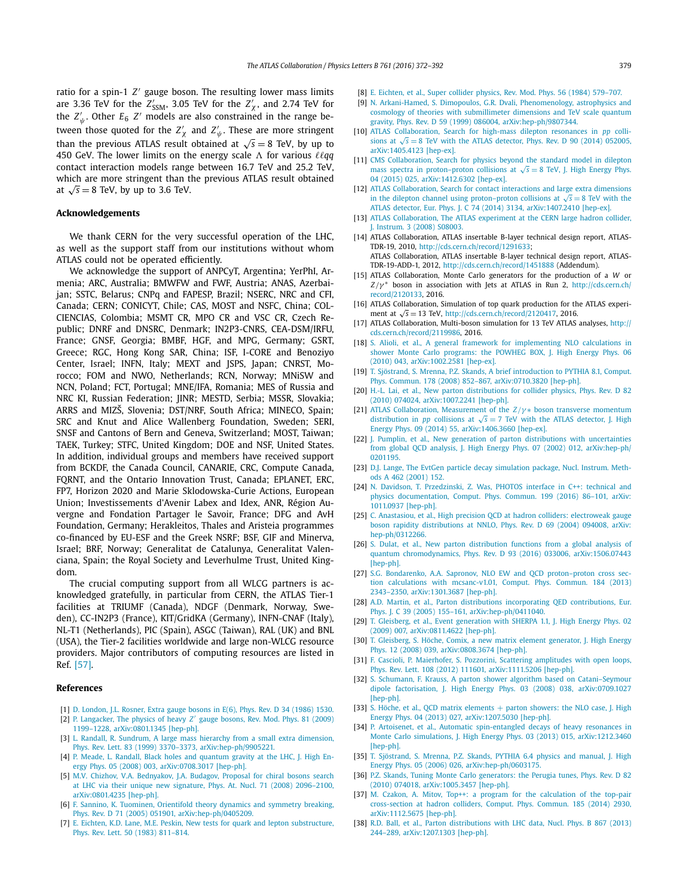ratio for a spin-1 $Z'$ gauge boson. The resulting lower mass limits are 3.36 TeV for the $Z'_{\mathrm{SSM}}$, 3.05 TeV for the $Z'_\chi$, and 2.74 TeV for the $Z'_\psi$. Other $E_6$ $Z'$ models are also constrained in the range between those quoted for the $Z'_\chi$ and $Z'_\psi$. These are more stringent than the previous ATLAS result obtained at $\sqrt{s} = 8$ TeV, by up to 450 GeV. The lower limits on the energy scale $\Lambda$ for various $\ell\ell qq$ contact interaction models range between 16.7 TeV and 25.2 TeV, which are more stringent than the previous ATLAS result obtained at $\sqrt{s} = 8$ TeV, by up to 3.6 TeV.

## Acknowledgements

We thank CERN for the very successful operation of the LHC, as well as the support staff from our institutions without whom ATLAS could not be operated efficiently.

We acknowledge the support of ANPCyT, Argentina; YerPhI, Armenia; ARC, Australia; BMWFW and FWF, Austria; ANAS, Azerbaijan; SSTC, Belarus; CNPq and FAPESP, Brazil; NSERC, NRC and CFI, Canada; CERN; CONICYT, Chile; CAS, MOST and NSFC, China; COLCIENCIAS, Colombia; MSMT CR, MPO CR and VSC CR, Czech Republic; DNRF and DNSRC, Denmark; IN2P3-CNRS, CEA-DSM/IRFU, France; GNSF, Georgia; BMBF, HGF, and MPG, Germany; GSRT, Greece; RGC, Hong Kong SAR, China; ISF, I-CORE and Benoziyo Center, Israel; INFN, Italy; MEXT and JSPS, Japan; CNRST, Morocco; FOM and NWO, Netherlands; RCN, Norway; MNiSW and NCN, Poland; FCT, Portugal; MNE/IFA, Romania; MES of Russia and NRC KI, Russian Federation; JINR; MESTD, Serbia; MSSR, Slovakia; ARRS and MIZŠ, Slovenia; DST/NRF, South Africa; MINECO, Spain; SRC and Knut and Alice Wallenberg Foundation, Sweden; SERI, SNSF and Cantons of Bern and Geneva, Switzerland; MOST, Taiwan; TAEK, Turkey; STFC, United Kingdom; DOE and NSF, United States. In addition, individual groups and members have received support from BCKDF, the Canada Council, CANARIE, CRC, Compute Canada, FQRNT, and the Ontario Innovation Trust, Canada; EPLANET, ERC, FP7, Horizon 2020 and Marie Sklodowska-Curie Actions, European Union; Investissements d'Avenir Labex and Idex, ANR, Région Auvergne and Fondation Partager le Savoir, France; DFG and AvH Foundation, Germany; Herakleitos, Thales and Aristeia programmes co-financed by EU-ESF and the Greek NSRF; BSF, GIF and Minerva, Israel; BRF, Norway; Generalitat de Catalunya, Generalitat Valenciana, Spain; the Royal Society and Leverhulme Trust, United Kingdom.

The crucial computing support from all WLCG partners is acknowledged gratefully, in particular from CERN, the ATLAS Tier-1 facilities at TRIUMF (Canada), NDGF (Denmark, Norway, Sweden), CC-IN2P3 (France), KIT/GridKA (Germany), INFN-CNAF (Italy), NL-T1 (Netherlands), PIC (Spain), ASGC (Taiwan), RAL (UK) and BNL (USA), the Tier-2 facilities worldwide and large non-WLCG resource providers. Major contributors of computing resources are listed in Ref. [57].

## References

[1] D. London, J.L. Rosner, Extra gauge bosons in E(6), Phys. Rev. D 34 (1986) 1530.

[2] P. Langacker, The physics of heavy $Z'$ gauge bosons, Rev. Mod. Phys. 81 (2009) 1199–1228, arXiv:0801.1345 [hep-ph].

[3] L. Randall, R. Sundrum, A large mass hierarchy from a small extra dimension, Phys. Rev. Lett. 83 (1999) 3370–3373, arXiv:hep-ph/9905221.

[4] P. Meade, L. Randall, Black holes and quantum gravity at the LHC, J. High Energy Phys. 05 (2008) 003, arXiv:0708.3017 [hep-ph].

[5] M.V. Chizhov, V.A. Bednyakov, J.A. Budagov, Proposal for chiral bosons search at LHC via their unique new signature, Phys. At. Nucl. 71 (2008) 2096–2100, arXiv:0801.4235 [hep-ph].

[6] F. Sannino, K. Tuominen, Orientifold theory dynamics and symmetry breaking, Phys. Rev. D 71 (2005) 051901, arXiv:hep-ph/0405209.

[7] E. Eichten, K.D. Lane, M.E. Peskin, New tests for quark and lepton substructure, Phys. Rev. Lett. 50 (1983) 811–814.

[8] E. Eichten, et al., Super collider physics, Rev. Mod. Phys. 56 (1984) 579–707.

[9] N. Arkani-Hamed, S. Dimopoulos, G.R. Dvali, Phenomenology, astrophysics and cosmology of theories with submillimeter dimensions and TeV scale quantum gravity, Phys. Rev. D 59 (1999) 086004, arXiv:hep-ph/9807344.

[10] ATLAS Collaboration, Search for high-mass dilepton resonances in $pp$ collisions at $\sqrt{s} = 8$ TeV with the ATLAS detector, Phys. Rev. D 90 (2014) 052005, arXiv:1405.4123 [hep-ex].

[11] CMS Collaboration, Search for physics beyond the standard model in dilepton mass spectra in proton–proton collisions at $\sqrt{s} = 8$ TeV, J. High Energy Phys. 04 (2015) 025, arXiv:1412.6302 [hep-ex].

[12] ATLAS Collaboration, Search for contact interactions and large extra dimensions in the dilepton channel using proton–proton collisions at $\sqrt{s} = 8$ TeV with the ATLAS detector, Eur. Phys. J. C 74 (2014) 3134, arXiv:1407.2410 [hep-ex].

[13] ATLAS Collaboration, The ATLAS experiment at the CERN large hadron collider, J. Instrum. 3 (2008) S08003.

[14] ATLAS Collaboration, ATLAS insertable B-layer technical design report, ATLAS-TDR-19, 2010, http://cds.cern.ch/record/1291633;
ATLAS Collaboration, ATLAS insertable B-layer technical design report, ATLAS-TDR-19-ADD-1, 2012, http://cds.cern.ch/record/1451888 (Addendum).

[15] ATLAS Collaboration, Monte Carlo generators for the production of a $W$ or $Z/\gamma^*$ boson in association with Jets at ATLAS in Run 2, http://cds.cern.ch/record/2120133, 2016.

[16] ATLAS Collaboration, Simulation of top quark production for the ATLAS experiment at $\sqrt{s} = 13$ TeV, http://cds.cern.ch/record/2120417, 2016.

[17] ATLAS Collaboration, Multi-boson simulation for 13 TeV ATLAS analyses, http://cds.cern.ch/record/2119986, 2016.

[18] S. Alioli, et al., A general framework for implementing NLO calculations in shower Monte Carlo programs: the POWHEG BOX, J. High Energy Phys. 06 (2010) 043, arXiv:1002.2581 [hep-ex].

[19] T. Sjöstrand, S. Mrenna, P.Z. Skands, A brief introduction to PYTHIA 8.1, Comput. Phys. Commun. 178 (2008) 852–867, arXiv:0710.3820 [hep-ph].

[20] H.-L. Lai, et al., New parton distributions for collider physics, Phys. Rev. D 82 (2010) 074024, arXiv:1007.2241 [hep-ph].

[21] ATLAS Collaboration, Measurement of the $Z/\gamma*$ boson transverse momentum distribution in $pp$ collisions at $\sqrt{s} = 7$ TeV with the ATLAS detector, J. High Energy Phys. 09 (2014) 55, arXiv:1406.3660 [hep-ex].

[22] J. Pumplin, et al., New generation of parton distributions with uncertainties from global QCD analysis, J. High Energy Phys. 07 (2002) 012, arXiv:hep-ph/0201195.

[23] D.J. Lange, The EvtGen particle decay simulation package, Nucl. Instrum. Methods A 462 (2001) 152.

[24] N. Davidson, T. Przedzinski, Z. Was, PHOTOS interface in C++: technical and physics documentation, Comput. Phys. Commun. 199 (2016) 86–101, arXiv:1011.0937 [hep-ph].

[25] C. Anastasiou, et al., High precision QCD at hadron colliders: electroweak gauge boson rapidity distributions at NNLO, Phys. Rev. D 69 (2004) 094008, arXiv:hep-ph/0312266.

[26] S. Dulat, et al., New parton distribution functions from a global analysis of quantum chromodynamics, Phys. Rev. D 93 (2016) 033006, arXiv:1506.07443 [hep-ph].

[27] S.G. Bondarenko, A.A. Sapronov, NLO EW and QCD proton–proton cross section calculations with mcsanc-v1.01, Comput. Phys. Commun. 184 (2013) 2343–2350, arXiv:1301.3687 [hep-ph].

[28] A.D. Martin, et al., Parton distributions incorporating QED contributions, Eur. Phys. J. C 39 (2005) 155–161, arXiv:hep-ph/0411040.

[29] T. Gleisberg, et al., Event generation with SHERPA 1.1, J. High Energy Phys. 02 (2009) 007, arXiv:0811.4622 [hep-ph].

[30] T. Gleisberg, S. Höche, Comix, a new matrix element generator, J. High Energy Phys. 12 (2008) 039, arXiv:0808.3674 [hep-ph].

[31] F. Cascioli, P. Maierhofer, S. Pozzorini, Scattering amplitudes with open loops, Phys. Rev. Lett. 108 (2012) 111601, arXiv:1111.5206 [hep-ph].

[32] S. Schumann, F. Krauss, A parton shower algorithm based on Catani–Seymour dipole factorisation, J. High Energy Phys. 03 (2008) 038, arXiv:0709.1027 [hep-ph].

[33] S. Höche, et al., QCD matrix elements + parton showers: the NLO case, J. High Energy Phys. 04 (2013) 027, arXiv:1207.5030 [hep-ph].

[34] P. Artoisenet, et al., Automatic spin-entangled decays of heavy resonances in Monte Carlo simulations, J. High Energy Phys. 03 (2013) 015, arXiv:1212.3460 [hep-ph].

[35] T. Sjöstrand, S. Mrenna, P.Z. Skands, PYTHIA 6.4 physics and manual, J. High Energy Phys. 05 (2006) 026, arXiv:hep-ph/0603175.

[36] P.Z. Skands, Tuning Monte Carlo generators: the Perugia tunes, Phys. Rev. D 82 (2010) 074018, arXiv:1005.3457 [hep-ph].

[37] M. Czakon, A. Mitov, Top++: a program for the calculation of the top-pair cross-section at hadron colliders, Comput. Phys. Commun. 185 (2014) 2930, arXiv:1112.5675 [hep-ph].

[38] R.D. Ball, et al., Parton distributions with LHC data, Nucl. Phys. B 867 (2013) 244–289, arXiv:1207.1303 [hep-ph].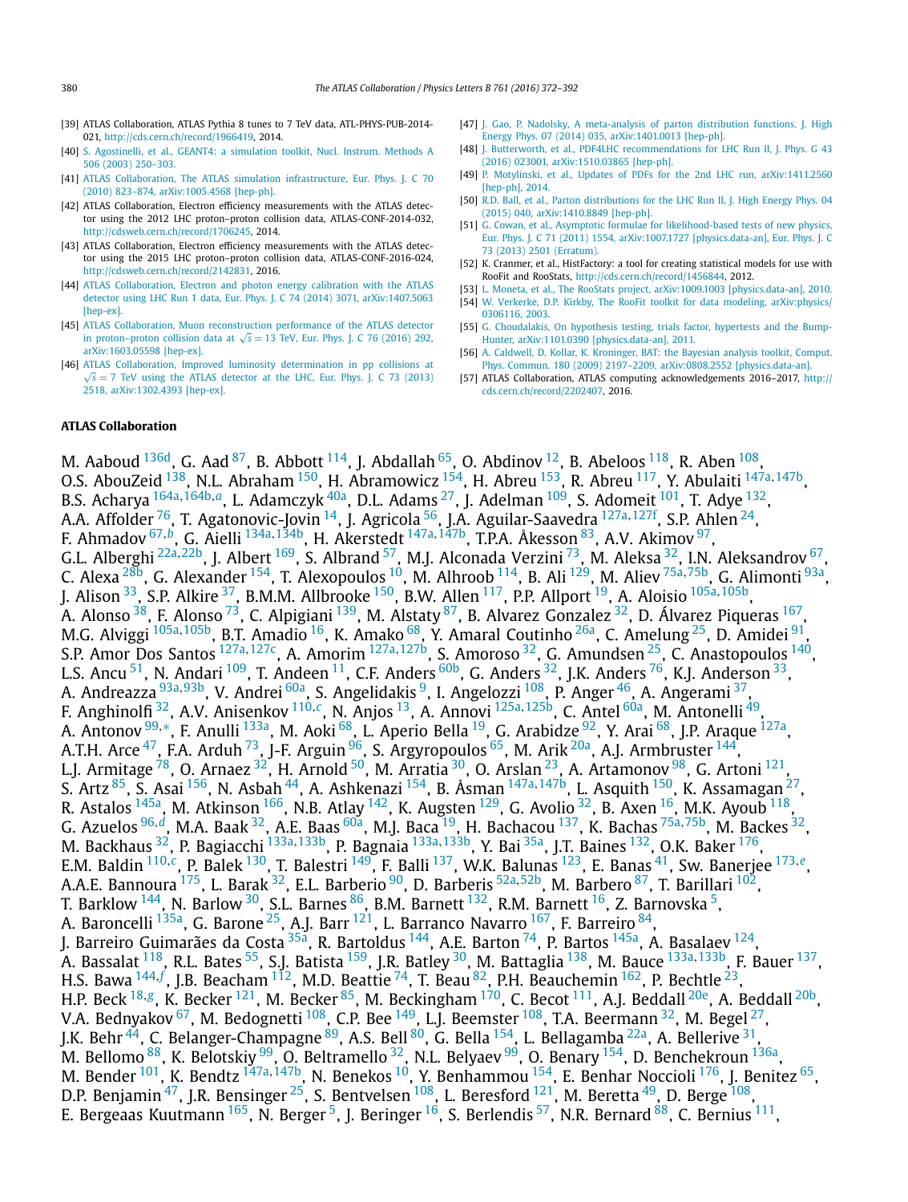[39] ATLAS Collaboration, ATLAS Pythia 8 tunes to 7 TeV data, ATL-PHYS-PUB-2014-021, http://cds.cern.ch/record/1966419, 2014.

[40] S. Agostinelli, et al., GEANT4: a simulation toolkit, Nucl. Instrum. Methods A 506 (2003) 250–303.

[41] ATLAS Collaboration, The ATLAS simulation infrastructure, Eur. Phys. J. C 70 (2010) 823–874, arXiv:1005.4568 [hep-ph].

[42] ATLAS Collaboration, Electron efficiency measurements with the ATLAS detector using the 2012 LHC proton–proton collision data, ATLAS-CONF-2014-032, http://cdsweb.cern.ch/record/1706245, 2014.

[43] ATLAS Collaboration, Electron efficiency measurements with the ATLAS detector using the 2015 LHC proton–proton collision data, ATLAS-CONF-2016-024, http://cdsweb.cern.ch/record/2142831, 2016.

[44] ATLAS Collaboration, Electron and photon energy calibration with the ATLAS detector using LHC Run 1 data, Eur. Phys. J. C 74 (2014) 3071, arXiv:1407.5063 [hep-ex].

[45] ATLAS Collaboration, Muon reconstruction performance of the ATLAS detector in proton–proton collision data at $\sqrt{s} = 13$ TeV, Eur. Phys. J. C 76 (2016) 292, arXiv:1603.05598 [hep-ex].

[46] ATLAS Collaboration, Improved luminosity determination in pp collisions at $\sqrt{s} = 7$ TeV using the ATLAS detector at the LHC, Eur. Phys. J. C 73 (2013) 2518, arXiv:1302.4393 [hep-ex].

[47] J. Gao, P. Nadolsky, A meta-analysis of parton distribution functions, J. High Energy Phys. 07 (2014) 035, arXiv:1401.0013 [hep-ph].

[48] J. Butterworth, et al., PDF4LHC recommendations for LHC Run II, J. Phys. G 43 (2016) 023001, arXiv:1510.03865 [hep-ph].

[49] P. Motylinski, et al., Updates of PDFs for the 2nd LHC run, arXiv:1411.2560 [hep-ph], 2014.

[50] R.D. Ball, et al., Parton distributions for the LHC Run II, J. High Energy Phys. 04 (2015) 040, arXiv:1410.8849 [hep-ph].

[51] G. Cowan, et al., Asymptotic formulae for likelihood-based tests of new physics, Eur. Phys. J. C 71 (2011) 1554, arXiv:1007.1727 [physics.data-an], Eur. Phys. J. C 73 (2013) 2501 (Erratum).

[52] K. Cranmer, et al., HistFactory: a tool for creating statistical models for use with RooFit and RooStats, http://cds.cern.ch/record/1456844, 2012.

[53] L. Moneta, et al., The RooStats project, arXiv:1009.1003 [physics.data-an], 2010.

[54] W. Verkerke, D.P. Kirkby, The RooFit toolkit for data modeling, arXiv:physics/0306116, 2003.

[55] G. Choudalakis, On hypothesis testing, trials factor, hypertests and the BumpHunter, arXiv:1101.0390 [physics.data-an], 2011.

[56] A. Caldwell, D. Kollar, K. Kroninger, BAT: the Bayesian analysis toolkit, Comput. Phys. Commun. 180 (2009) 2197–2209, arXiv:0808.2552 [physics.data-an].

[57] ATLAS Collaboration, ATLAS computing acknowledgements 2016–2017, http://cds.cern.ch/record/2202407, 2016.

## ATLAS Collaboration

M. Aaboud [136d], G. Aad [87], B. Abbott [114], J. Abdallah [65], O. Abdinov [12], B. Abeloos [118], R. Aben [108], O.S. AbouZeid [138], N.L. Abraham [150], H. Abramowicz [154], H. Abreu [153], R. Abreu [117], Y. Abulaiti [147a,147b], B.S. Acharya [164a,164b,a], L. Adamczyk [40a], D.L. Adams [27], J. Adelman [109], S. Adomeit [101], T. Adye [132], A.A. Affolder [76], T. Agatonovic-Jovin [14], J. Agricola [56], J.A. Aguilar-Saavedra [127a,127f], S.P. Ahlen [24], F. Ahmadov [67,b], G. Aielli [134a,134b], H. Akerstedt [147a,147b], T.P.A. Åkesson [83], A.V. Akimov [97], G.L. Alberghi [22a,22b], J. Albert [169], S. Albrand [57], M.J. Alconada Verzini [73], M. Aleksa [32], I.N. Aleksandrov [67], C. Alexa [28b], G. Alexander [154], T. Alexopoulos [10], M. Alhroob [114], B. Ali [129], M. Aliev [75a,75b], G. Alimonti [93a], J. Alison [33], S.P. Alkire [37], B.M.M. Allbrooke [150], B.W. Allen [117], P.P. Allport [19], A. Aloisio [105a,105b], A. Alonso [38], F. Alonso [73], C. Alpigiani [139], M. Alstaty [87], B. Alvarez Gonzalez [32], D. Álvarez Piqueras [167], M.G. Alviggi [105a,105b], B.T. Amadio [16], K. Amako [68], Y. Amaral Coutinho [26a], C. Amelung [25], D. Amidei [91], S.P. Amor Dos Santos [127a,127c], A. Amorim [127a,127b], S. Amoroso [32], G. Amundsen [25], C. Anastopoulos [140], L.S. Ancu [51], N. Andari [109], T. Andeen [11], C.F. Anders [60b], G. Anders [32], J.K. Anders [76], K.J. Anderson [33], A. Andreazza [93a,93b], V. Andrei [60a], S. Angelidakis [9], I. Angelozzi [108], P. Anger [46], A. Angerami [37], F. Anghinolfi [32], A.V. Anisenkov [110,c], N. Anjos [13], A. Annovi [125a,125b], C. Antel [60a], M. Antonelli [49], A. Antonov [99,*], F. Anulli [133a], M. Aoki [68], L. Aperio Bella [19], G. Arabidze [92], Y. Arai [68], J.P. Araque [127a], A.T.H. Arce [47], F.A. Arduh [73], J-F. Arguin [96], S. Argyropoulos [65], M. Arik [20a], A.J. Armbruster [144], L.J. Armitage [78], O. Arnaez [32], H. Arnold [50], M. Arratia [30], O. Arslan [23], A. Artamonov [98], G. Artoni [121], S. Artz [85], S. Asai [156], N. Asbah [44], A. Ashkenazi [154], B. Åsman [147a,147b], L. Asquith [150], K. Assamagan [27], R. Astalos [145a], M. Atkinson [166], N.B. Atlay [142], K. Augsten [129], G. Avolio [32], B. Axen [16], M.K. Ayoub [118], G. Azuelos [96,d], M.A. Baak [32], A.E. Baas [60a], M.J. Baca [19], H. Bachacou [137], K. Bachas [75a,75b], M. Backes [32], M. Backhaus [32], P. Bagiacchi [133a,133b], P. Bagnaia [133a,133b], Y. Bai [35a], J.T. Baines [132], O.K. Baker [176], E.M. Baldin [110,c], P. Balek [130], T. Balestri [149], F. Balli [137], W.K. Balunas [123], E. Banas [41], Sw. Banerjee [173,e], A.A.E. Bannoura [175], L. Barak [32], E.L. Barberio [90], D. Barberis [52a,52b], M. Barbero [87], T. Barillari [102], T. Barklow [144], N. Barlow [30], S.L. Barnes [86], B.M. Barnett [132], R.M. Barnett [16], Z. Barnovska [5], A. Baroncelli [135a], G. Barone [25], A.J. Barr [121], L. Barranco Navarro [167], F. Barreiro [84], J. Barreiro Guimarães da Costa [35a], R. Bartoldus [144], A.E. Barton [74], P. Bartos [145a], A. Basalaev [124], A. Bassalat [118], R.L. Bates [55], S.J. Batista [159], J.R. Batley [30], M. Battaglia [138], M. Bauce [133a,133b], F. Bauer [137], H.S. Bawa [144,f], J.B. Beacham [112], M.D. Beattie [74], T. Beau [82], P.H. Beauchemin [162], P. Bechtle [23], H.P. Beck [18,g], K. Becker [121], M. Becker [85], M. Beckingham [170], C. Becot [111], A.J. Beddall [20e], A. Beddall [20b], V.A. Bednyakov [67], M. Bedognetti [108], C.P. Bee [149], L.J. Beemster [108], T.A. Beermann [32], M. Begel [27], J.K. Behr [44], C. Belanger-Champagne [89], A.S. Bell [80], G. Bella [154], L. Bellagamba [22a], A. Bellerive [31], M. Bellomo [88], K. Belotskiy [99], O. Beltramello [32], N.L. Belyaev [99], O. Benary [154], D. Benchekroun [136a], M. Bender [101], K. Bendtz [147a,147b], N. Benekos [10], Y. Benhammou [154], E. Benhar Noccioli [176], J. Benitez [65], D.P. Benjamin [47], J.R. Bensinger [25], S. Bentvelsen [108], L. Beresford [121], M. Beretta [49], D. Berge [108], E. Bergeaas Kuutmann [165], N. Berger [5], J. Beringer [16], S. Berlendis [57], N.R. Bernard [88], C. Bernius [111],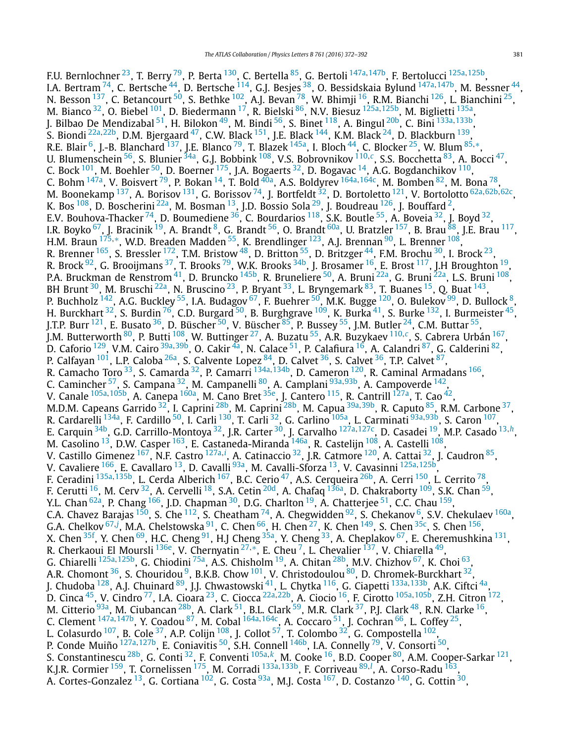F.U. Bernlochner [23], T. Berry [79], P. Berta [130], C. Bertella [85], G. Bertoli [147a,147b], F. Bertolucci [125a,125b], I.A. Bertram [74], C. Bertsche [44], D. Bertsche [114], G.J. Besjes [38], O. Bessidskaia Bylund [147a,147b], M. Bessner [44], N. Besson [137], C. Betancourt [50], S. Bethke [102], A.J. Bevan [78], W. Bhimji [16], R.M. Bianchi [126], L. Bianchini [25], M. Bianco [32], O. Biebel [101], D. Biedermann [17], R. Bielski [86], N.V. Biesuz [125a,125b], M. Biglietti [135a], J. Bilbao De Mendizabal [51], H. Bilokon [49], M. Bindi [56], S. Binet [118], A. Bingul [20b], C. Bini [133a,133b], S. Biondi [22a,22b], D.M. Bjergaard [47], C.W. Black [151], J.E. Black [144], K.M. Black [24], D. Blackburn [139], R.E. Blair [6], J.-B. Blanchard [137], J.E. Blanco [79], T. Blazek [145a], I. Bloch [44], C. Blocker [25], W. Blum [85,*], U. Blumenschein [56], S. Blunier [34a], G.J. Bobbink [108], V.S. Bobrovnikov [110,c], S.S. Bocchetta [83], A. Bocci [47], C. Bock [101], M. Boehler [50], D. Boerner [175], J.A. Bogaerts [32], D. Bogavac [14], A.G. Bogdanchikov [110], C. Bohm [147a], V. Boisvert [79], P. Bokan [14], T. Bold [40a], A.S. Boldyrev [164a,164c], M. Bomben [82], M. Bona [78], M. Boonekamp [137], A. Borisov [131], G. Borissov [74], J. Bortfeldt [32], D. Bortoletto [121], V. Bortolotto [62a,62b,62c], K. Bos [108], D. Boscherini [22a], M. Bosman [13], J.D. Bossio Sola [29], J. Boudreau [126], J. Bouffard [2], E.V. Bouhova-Thacker [74], D. Boumediene [36], C. Bourdarios [118], S.K. Boutle [55], A. Boveia [32], J. Boyd [32], I.R. Boyko [67], J. Bracinik [19], A. Brandt [8], G. Brandt [56], O. Brandt [60a], U. Bratzler [157], B. Brau [88], J.E. Brau [117], H.M. Braun [175,*], W.D. Breaden Madden [55], K. Brendlinger [123], A.J. Brennan [90], L. Brenner [108], R. Brenner [165], S. Bressler [172], T.M. Bristow [48], D. Britton [55], D. Britzger [44], F.M. Brochu [30], I. Brock [23], R. Brock [92], G. Brooijmans [37], T. Brooks [79], W.K. Brooks [34b], J. Brosamer [16], E. Brost [117], J.H Broughton [19], P.A. Bruckman de Renstrom [41], D. Bruncko [145b], R. Bruneliere [50], A. Bruni [22a], G. Bruni [22a], L.S. Bruni [108], BH Brunt [30], M. Bruschi [22a], N. Bruscino [23], P. Bryant [33], L. Bryngemark [83], T. Buanes [15], Q. Buat [143], P. Buchholz [142], A.G. Buckley [55], I.A. Budagov [67], F. Buehrer [50], M.K. Bugge [120], O. Bulekov [99], D. Bullock [8], H. Burckhart [32], S. Burdin [76], C.D. Burgard [50], B. Burghgrave [109], K. Burka [41], S. Burke [132], I. Burmeister [45], J.T.P. Burr [121], E. Busato [36], D. Büscher [50], V. Büscher [85], P. Bussey [55], J.M. Butler [24], C.M. Buttar [55], J.M. Butterworth [80], P. Butti [108], W. Buttinger [27], A. Buzatu [55], A.R. Buzykaev [110,c], S. Cabrera Urbán [167], D. Caforio [129], V.M. Cairo [39a,39b], O. Cakir [4a], N. Calace [51], P. Calafiura [16], A. Calandri [87], G. Calderini [82], P. Calfayan [101], L.P. Caloba [26a], S. Calvente Lopez [84], D. Calvet [36], S. Calvet [36], T.P. Calvet [87], R. Camacho Toro [33], S. Camarda [32], P. Camarri [134a,134b], D. Cameron [120], R. Caminal Armadans [166], C. Camincher [57], S. Campana [32], M. Campanelli [80], A. Camplani [93a,93b], A. Campoverde [142], V. Canale [105a,105b], A. Canepa [160a], M. Cano Bret [35e], J. Cantero [115], R. Cantrill [127a], T. Cao [42], M.D.M. Capeans Garrido [32], I. Caprini [28b], M. Caprini [28b], M. Capua [39a,39b], R. Caputo [85], R.M. Carbone [37], R. Cardarelli [134a], F. Cardillo [50], I. Carli [130], T. Carli [32], G. Carlino [105a], L. Carminati [93a,93b], S. Caron [107], E. Carquin [34b], G.D. Carrillo-Montoya [32], J.R. Carter [30], J. Carvalho [127a,127c], D. Casadei [19], M.P. Casado [13,h], M. Casolino [13], D.W. Casper [163], E. Castaneda-Miranda [146a], R. Castelijn [108], A. Castelli [108], V. Castillo Gimenez [167], N.F. Castro [127a,i], A. Catinaccio [32], J.R. Catmore [120], A. Cattai [32], J. Caudron [85], V. Cavaliere [166], E. Cavallaro [13], D. Cavalli [93a], M. Cavalli-Sforza [13], V. Cavasinni [125a,125b], F. Ceradini [135a,135b], L. Cerda Alberich [167], B.C. Cerio [47], A.S. Cerqueira [26b], A. Cerri [150], L. Cerrito [78], F. Cerutti [16], M. Cerv [32], A. Cervelli [18], S.A. Cetin [20d], A. Chafaq [136a], D. Chakraborty [109], S.K. Chan [59], Y.L. Chan [62a], P. Chang [166], J.D. Chapman [30], D.G. Charlton [19], A. Chatterjee [51], C.C. Chau [159], C.A. Chavez Barajas [150], S. Che [112], S. Cheatham [74], A. Chegwidden [92], S. Chekanov [6], S.V. Chekulaev [160a], G.A. Chelkov [67,j], M.A. Chelstowska [91], C. Chen [66], H. Chen [27], K. Chen [149], S. Chen [35c], S. Chen [156], X. Chen [35f], Y. Chen [69], H.C. Cheng [91], H.J Cheng [35a], Y. Cheng [33], A. Cheplakov [67], E. Cheremushkina [131], R. Cherkaoui El Moursli [136e], V. Chernyatin [27,*], E. Cheu [7], L. Chevalier [137], V. Chiarella [49], G. Chiarelli [125a,125b], G. Chiodini [75a], A.S. Chisholm [19], A. Chitan [28b], M.V. Chizhov [67], K. Choi [63], A.R. Chomont [36], S. Chouridou [9], B.K.B. Chow [101], V. Christodoulou [80], D. Chromek-Burckhart [32], J. Chudoba [128], A.J. Chuinard [89], J.J. Chwastowski [41], L. Chytka [116], G. Ciapetti [133a,133b], A.K. Ciftci [4a], D. Cinca [45], V. Cindro [77], I.A. Cioara [23], C. Ciocca [22a,22b], A. Ciocio [16], F. Cirotto [105a,105b], Z.H. Citron [172], M. Citterio [93a], M. Ciubancan [28b], A. Clark [51], B.L. Clark [59], M.R. Clark [37], P.J. Clark [48], R.N. Clarke [16], C. Clement [147a,147b], Y. Coadou [87], M. Cobal [164a,164c], A. Coccaro [51], J. Cochran [66], L. Coffey [25], L. Colasurdo [107], B. Cole [37], A.P. Colijn [108], J. Collot [57], T. Colombo [32], G. Compostella [102], P. Conde Muiño [127a,127b], E. Coniavitis [50], S.H. Connell [146b], I.A. Connelly [79], V. Consorti [50], S. Constantinescu [28b], G. Conti [32], F. Conventi [105a,k], M. Cooke [16], B.D. Cooper [80], A.M. Cooper-Sarkar [121], K.J.R. Cormier [159], T. Cornelissen [175], M. Corradi [133a,133b], F. Corriveau [89,l], A. Corso-Radu [163], A. Cortes-Gonzalez [13], G. Cortiana [102], G. Costa [93a], M.J. Costa [167], D. Costanzo [140], G. Cottin [30],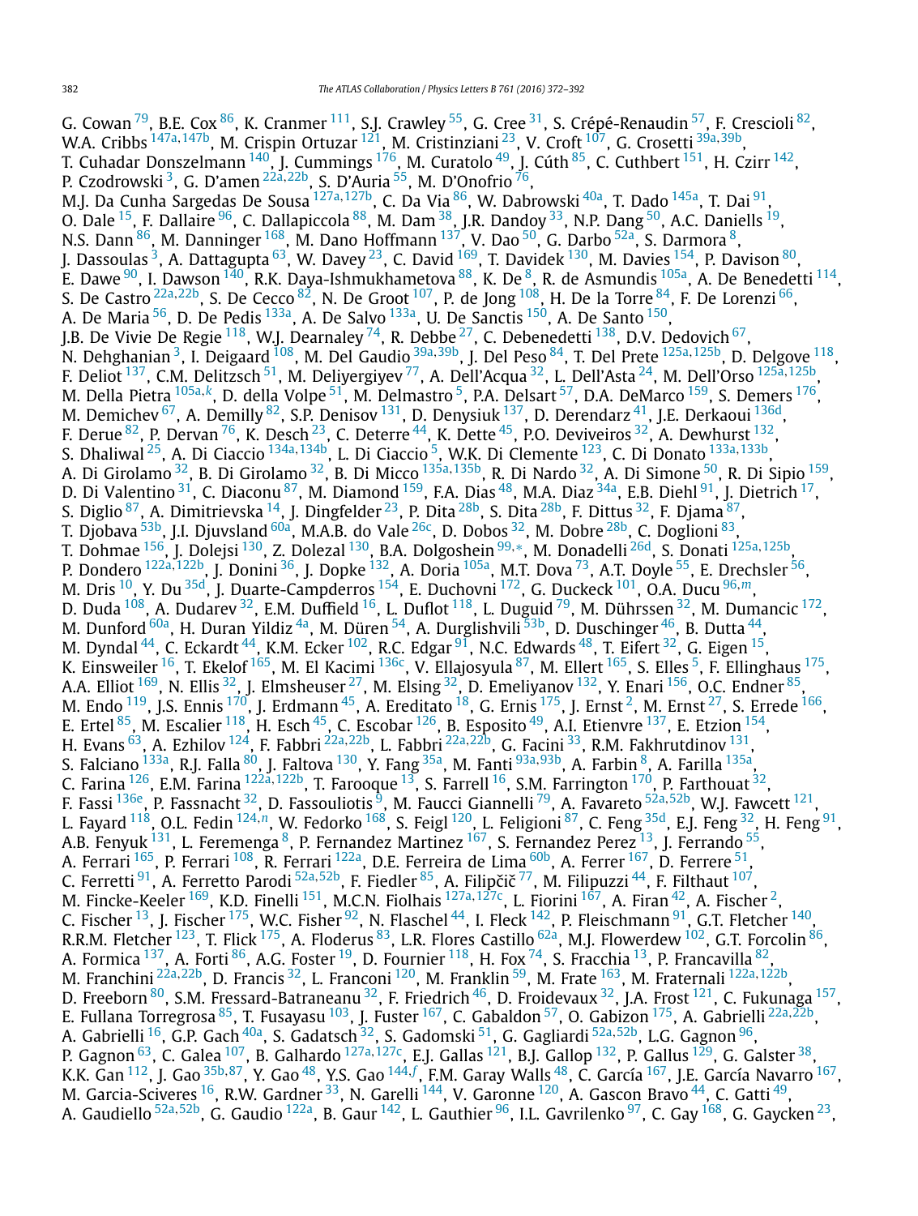G. Cowan [79], B.E. Cox [86], K. Cranmer [111], S.J. Crawley [55], G. Cree [31], S. Crépé-Renaudin [57], F. Crescioli [82], W.A. Cribbs [147a,147b], M. Crispin Ortuzar [121], M. Cristinziani [23], V. Croft [107], G. Crosetti [39a,39b], T. Cuhadar Donszelmann [140], J. Cummings [176], M. Curatolo [49], J. Cúth [85], C. Cuthbert [151], H. Czirr [142], P. Czodrowski [3], G. D'amen [22a,22b], S. D'Auria [55], M. D'Onofrio [76], M.J. Da Cunha Sargedas De Sousa [127a,127b], C. Da Via [86], W. Dabrowski [40a], T. Dado [145a], T. Dai [91], O. Dale [15], F. Dallaire [96], C. Dallapiccola [88], M. Dam [38], J.R. Dandoy [33], N.P. Dang [50], A.C. Daniells [19], N.S. Dann [86], M. Danninger [168], M. Dano Hoffmann [137], V. Dao [50], G. Darbo [52a], S. Darmora [8], J. Dassoulas [3], A. Dattagupta [63], W. Davey [23], C. David [169], T. Davidek [130], M. Davies [154], P. Davison [80], E. Dawe [90], I. Dawson [140], R.K. Daya-Ishmukhametova [88], K. De [8], R. de Asmundis [105a], A. De Benedetti [114], S. De Castro [22a,22b], S. De Cecco [82], N. De Groot [107], P. de Jong [108], H. De la Torre [84], F. De Lorenzi [66], A. De Maria [56], D. De Pedis [133a], A. De Salvo [133a], U. De Sanctis [150], A. De Santo [150], J.B. De Vivie De Regie [118], W.J. Dearnaley [74], R. Debbe [27], C. Debenedetti [138], D.V. Dedovich [67], N. Dehghanian [3], I. Deigaard [108], M. Del Gaudio [39a,39b], J. Del Peso [84], T. Del Prete [125a,125b], D. Delgove [118], F. Deliot [137], C.M. Delitzsch [51], M. Deliyergiyev [77], A. Dell'Acqua [32], L. Dell'Asta [24], M. Dell'Orso [125a,125b], M. Della Pietra [105a,k], D. della Volpe [51], M. Delmastro [5], P.A. Delsart [57], D.A. DeMarco [159], S. Demers [176], M. Demichev [67], A. Demilly [82], S.P. Denisov [131], D. Denysiuk [137], D. Derendarz [41], J.E. Derkaoui [136d], F. Derue [82], P. Dervan [76], K. Desch [23], C. Deterre [44], K. Dette [45], P.O. Deviveiros [32], A. Dewhurst [132], S. Dhaliwal [25], A. Di Ciaccio [134a,134b], L. Di Ciaccio [5], W.K. Di Clemente [123], C. Di Donato [133a,133b], A. Di Girolamo [32], B. Di Girolamo [32], B. Di Micco [135a,135b], R. Di Nardo [32], A. Di Simone [50], R. Di Sipio [159], D. Di Valentino [31], C. Diaconu [87], M. Diamond [159], F.A. Dias [48], M.A. Diaz [34a], E.B. Diehl [91], J. Dietrich [17], S. Diglio [87], A. Dimitrievska [14], J. Dingfelder [23], P. Dita [28b], S. Dita [28b], F. Dittus [32], F. Djama [87], T. Djobava [53b], J.I. Djuvsland [60a], M.A.B. do Vale [26c], D. Dobos [32], M. Dobre [28b], C. Doglioni [83], T. Dohmae [156], J. Dolejsi [130], Z. Dolezal [130], B.A. Dolgoshein [99,*], M. Donadelli [26d], S. Donati [125a,125b], P. Dondero [122a,122b], J. Donini [36], J. Dopke [132], A. Doria [105a], M.T. Dova [73], A.T. Doyle [55], E. Drechsler [56], M. Dris [10], Y. Du [35d], J. Duarte-Campderros [154], E. Duchovni [172], G. Duckeck [101], O.A. Ducu [96,m], D. Duda [108], A. Dudarev [32], E.M. Duffield [16], L. Duflot [118], L. Duguid [79], M. Dührssen [32], M. Dumancic [172], M. Dunford [60a], H. Duran Yildiz [4a], M. Düren [54], A. Durglishvili [53b], D. Duschinger [46], B. Dutta [44], M. Dyndal [44], C. Eckardt [44], K.M. Ecker [102], R.C. Edgar [91], N.C. Edwards [48], T. Eifert [32], G. Eigen [15], K. Einsweiler [16], T. Ekelof [165], M. El Kacimi [136c], V. Ellajosyula [87], M. Ellert [165], S. Elles [5], F. Ellinghaus [175], A.A. Elliot [169], N. Ellis [32], J. Elmsheuser [27], M. Elsing [32], D. Emeliyanov [132], Y. Enari [156], O.C. Endner [85], M. Endo [119], J.S. Ennis [170], J. Erdmann [45], A. Ereditato [18], G. Ernis [175], J. Ernst [2], M. Ernst [27], S. Errede [166], E. Ertel [85], M. Escalier [118], H. Esch [45], C. Escobar [126], B. Esposito [49], A.I. Etienvre [137], E. Etzion [154], H. Evans [63], A. Ezhilov [124], F. Fabbri [22a,22b], L. Fabbri [22a,22b], G. Facini [33], R.M. Fakhrutdinov [131], S. Falciano [133a], R.J. Falla [80], J. Faltova [130], Y. Fang [35a], M. Fanti [93a,93b], A. Farbin [8], A. Farilla [135a], C. Farina [126], E.M. Farina [122a,122b], T. Farooque [13], S. Farrell [16], S.M. Farrington [170], P. Farthouat [32], F. Fassi [136e], P. Fassnacht [32], D. Fassouliotis [9], M. Faucci Giannelli [79], A. Favareto [52a,52b], W.J. Fawcett [121], L. Fayard [118], O.L. Fedin [124,n], W. Fedorko [168], S. Feigl [120], L. Feligioni [87], C. Feng [35d], E.J. Feng [32], H. Feng [91], A.B. Fenyuk [131], L. Feremenga [8], P. Fernandez Martinez [167], S. Fernandez Perez [13], J. Ferrando [55], A. Ferrari [165], P. Ferrari [108], R. Ferrari [122a], D.E. Ferreira de Lima [60b], A. Ferrer [167], D. Ferrere [51], C. Ferretti [91], A. Ferretto Parodi [52a,52b], F. Fiedler [85], A. Filipčič [77], M. Filipuzzi [44], F. Filthaut [107], M. Fincke-Keeler [169], K.D. Finelli [151], M.C.N. Fiolhais [127a,127c], L. Fiorini [167], A. Firan [42], A. Fischer [2], C. Fischer [13], J. Fischer [175], W.C. Fisher [92], N. Flaschel [44], I. Fleck [142], P. Fleischmann [91], G.T. Fletcher [140], R.R.M. Fletcher [123], T. Flick [175], A. Floderus [83], L.R. Flores Castillo [62a], M.J. Flowerdew [102], G.T. Forcolin [86], A. Formica [137], A. Forti [86], A.G. Foster [19], D. Fournier [118], H. Fox [74], S. Fracchia [13], P. Francavilla [82], M. Franchini [22a,22b], D. Francis [32], L. Franconi [120], M. Franklin [59], M. Frate [163], M. Fraternali [122a,122b], D. Freeborn [80], S.M. Fressard-Batraneanu [32], F. Friedrich [46], D. Froidevaux [32], J.A. Frost [121], C. Fukunaga [157], E. Fullana Torregrosa [85], T. Fusayasu [103], J. Fuster [167], C. Gabaldon [57], O. Gabizon [175], A. Gabrielli [22a,22b], A. Gabrielli [16], G.P. Gach [40a], S. Gadatsch [32], S. Gadomski [51], G. Gagliardi [52a,52b], L.G. Gagnon [96], P. Gagnon [63], C. Galea [107], B. Galhardo [127a,127c], E.J. Gallas [121], B.J. Gallop [132], P. Gallus [129], G. Galster [38], K.K. Gan [112], J. Gao [35b,87], Y. Gao [48], Y.S. Gao [144,f], F.M. Garay Walls [48], C. García [167], J.E. García Navarro [167], M. Garcia-Sciveres [16], R.W. Gardner [33], N. Garelli [144], V. Garonne [120], A. Gascon Bravo [44], C. Gatti [49], A. Gaudiello [52a,52b], G. Gaudio [122a], B. Gaur [142], L. Gauthier [96], I.L. Gavrilenko [97], C. Gay [168], G. Gaycken [23],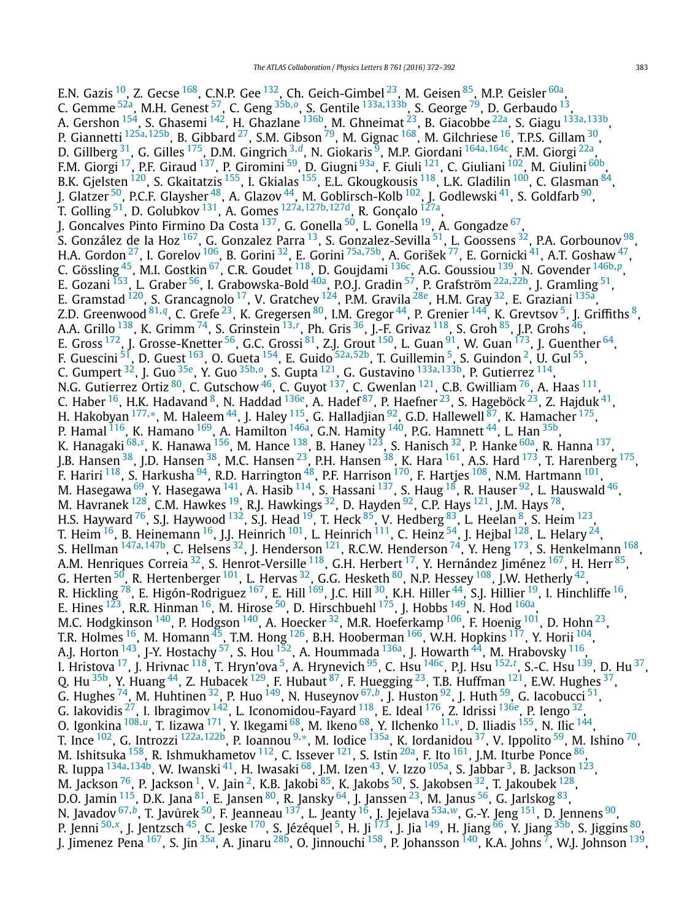E.N. Gazis [10], Z. Gecse [168], C.N.P. Gee [132], Ch. Geich-Gimbel [23], M. Geisen [85], M.P. Geisler [60a], C. Gemme [52a], M.H. Genest [57], C. Geng [35b,o], S. Gentile [133a,133b], S. George [79], D. Gerbaudo [13], A. Gershon [154], S. Ghasemi [142], H. Ghazlane [136b], M. Ghneimat [23], B. Giacobbe [22a], S. Giagu [133a,133b], P. Giannetti [125a,125b], B. Gibbard [27], S.M. Gibson [79], M. Gignac [168], M. Gilchriese [16], T.P.S. Gillam [30], D. Gillberg [31], G. Gilles [175], D.M. Gingrich [3,d], N. Giokaris [9], M.P. Giordani [164a,164c], F.M. Giorgi [22a], F.M. Giorgi [17], P.F. Giraud [137], P. Giromini [59], D. Giugni [93a], F. Giuli [121], C. Giuliani [102], M. Giulini [60b], B.K. Gjelsten [120], S. Gkaitatzis [155], I. Gkialas [155], E.L. Gkougkousis [118], L.K. Gladilin [100], C. Glasman [84], J. Glatzer [50], P.C.F. Glaysher [48], A. Glazov [44], M. Goblirsch-Kolb [102], J. Godlewski [41], S. Goldfarb [90], T. Golling [51], D. Golubkov [131], A. Gomes [127a,127b,127d], R. Gonçalo [127a], J. Goncalves Pinto Firmino Da Costa [137], G. Gonella [50], L. Gonella [19], A. Gongadze [67], S. González de la Hoz [167], G. Gonzalez Parra [13], S. Gonzalez-Sevilla [51], L. Goossens [32], P.A. Gorbounov [98], H.A. Gordon [27], I. Gorelov [106], B. Gorini [32], E. Gorini [75a,75b], A. Gorišek [77], E. Gornicki [41], A.T. Goshaw [47], C. Gössling [45], M.I. Gostkin [67], C.R. Goudet [118], D. Goujdami [136c], A.G. Goussiou [139], N. Govender [146b,p], E. Gozani [153], L. Graber [56], I. Grabowska-Bold [40a], P.O.J. Gradin [57], P. Grafström [22a,22b], J. Gramling [51], E. Gramstad [120], S. Grancagnolo [17], V. Gratchev [124], P.M. Gravila [28e], H.M. Gray [32], E. Graziani [135a], Z.D. Greenwood [81,q], C. Grefe [23], K. Gregersen [80], I.M. Gregor [44], P. Grenier [144], K. Grevtsov [5], J. Griffiths [8], A.A. Grillo [138], K. Grimm [74], S. Grinstein [13,r], Ph. Gris [36], J.-F. Grivaz [118], S. Groh [85], J.P. Grohs [46], E. Gross [172], J. Grosse-Knetter [56], G.C. Grossi [81], Z.J. Grout [150], L. Guan [91], W. Guan [173], J. Guenther [64], F. Guescini [51], D. Guest [163], O. Gueta [154], E. Guido [52a,52b], T. Guillemin [5], S. Guindon [2], U. Gul [55], C. Gumpert [32], J. Guo [35e], Y. Guo [35b,o], S. Gupta [121], G. Gustavino [133a,133b], P. Gutierrez [114], N.G. Gutierrez Ortiz [80], C. Gutschow [46], C. Guyot [137], C. Gwenlan [121], C.B. Gwilliam [76], A. Haas [111], C. Haber [16], H.K. Hadavand [8], N. Haddad [136e], A. Hadef [87], P. Haefner [23], S. Hageböck [23], Z. Hajduk [41], H. Hakobyan [177,*], M. Haleem [44], J. Haley [115], G. Halladjian [92], G.D. Hallewell [87], K. Hamacher [175], P. Hamal [116], K. Hamano [169], A. Hamilton [146a], G.N. Hamity [140], P.G. Hamnett [44], L. Han [35b], K. Hanagaki [68,s], K. Hanawa [156], M. Hance [138], B. Haney [123], S. Hanisch [32], P. Hanke [60a], R. Hanna [137], J.B. Hansen [38], J.D. Hansen [38], M.C. Hansen [23], P.H. Hansen [38], K. Hara [161], A.S. Hard [173], T. Harenberg [175], F. Hariri [118], S. Harkusha [94], R.D. Harrington [48], P.F. Harrison [170], F. Hartjes [108], N.M. Hartmann [101], M. Hasegawa [69], Y. Hasegawa [141], A. Hasib [114], S. Hassani [137], S. Haug [18], R. Hauser [92], L. Hauswald [46], M. Havranek [128], C.M. Hawkes [19], R.J. Hawkings [32], D. Hayden [92], C.P. Hays [121], J.M. Hays [78], H.S. Hayward [76], S.J. Haywood [132], S.J. Head [19], T. Heck [85], V. Hedberg [83], L. Heelan [8], S. Heim [123], T. Heim [16], B. Heinemann [16], J.J. Heinrich [101], L. Heinrich [111], C. Heinz [54], J. Hejbal [128], L. Helary [24], S. Hellman [147a,147b], C. Helsens [32], J. Henderson [121], R.C.W. Henderson [74], Y. Heng [173], S. Henkelmann [168], A.M. Henriques Correia [32], S. Henrot-Versille [118], G.H. Herbert [17], Y. Hernández Jiménez [167], H. Herr [85], G. Herten [50], R. Hertenberger [101], L. Hervas [32], G.G. Hesketh [80], N.P. Hessey [108], J.W. Hetherly [42], R. Hickling [78], E. Higón-Rodriguez [167], E. Hill [169], J.C. Hill [30], K.H. Hiller [44], S.J. Hillier [19], I. Hinchliffe [16], E. Hines [123], R.R. Hinman [16], M. Hirose [50], D. Hirschbuehl [175], J. Hobbs [149], N. Hod [160a], M.C. Hodgkinson [140], P. Hodgson [140], A. Hoecker [32], M.R. Hoeferkamp [106], F. Hoenig [101], D. Hohn [23], T.R. Holmes [16], M. Homann [45], T.M. Hong [126], B.H. Hooberman [166], W.H. Hopkins [117], Y. Horii [104], A.J. Horton [143], J-Y. Hostachy [57], S. Hou [152], A. Hoummada [136a], J. Howarth [44], M. Hrabovsky [116], I. Hristova [17], J. Hrivnac [118], T. Hryn'ova [5], A. Hrynevich [95], C. Hsu [146c], P.J. Hsu [152,t], S.-C. Hsu [139], D. Hu [37], Q. Hu [35b], Y. Huang [44], Z. Hubacek [129], F. Hubaut [87], F. Huegging [23], T.B. Huffman [121], E.W. Hughes [37], G. Hughes [74], M. Huhtinen [32], P. Huo [149], N. Huseynov [67,b], J. Huston [92], J. Huth [59], G. Iacobucci [51], G. Iakovidis [27], I. Ibragimov [142], L. Iconomidou-Fayard [118], E. Ideal [176], Z. Idrissi [136e], P. Iengo [32], O. Igonkina [108,u], T. Iizawa [171], Y. Ikegami [68], M. Ikeno [68], Y. Ilchenko [11,v], D. Iliadis [155], N. Ilic [144], T. Ince [102], G. Introzzi [122a,122b], P. Ioannou [9,*], M. Iodice [135a], K. Iordanidou [37], V. Ippolito [59], M. Ishino [70], M. Ishitsuka [158], R. Ishmukhametov [112], C. Issever [121], S. Istin [20a], F. Ito [161], J.M. Iturbe Ponce [86], R. Iuppa [134a,134b], W. Iwanski [41], H. Iwasaki [68], J.M. Izen [43], V. Izzo [105a], S. Jabbar [3], B. Jackson [123], M. Jackson [76], P. Jackson [1], V. Jain [2], K.B. Jakobi [85], K. Jakobs [50], S. Jakobsen [32], T. Jakoubek [128], D.O. Jamin [115], D.K. Jana [81], E. Jansen [80], R. Jansky [64], J. Janssen [23], M. Janus [56], G. Jarlskog [83], N. Javadov [67,b], T. Javůrek [50], F. Jeanneau [137], L. Jeanty [16], J. Jejelava [53a,w], G.-Y. Jeng [151], D. Jennens [90], P. Jenni [50,x], J. Jentzsch [45], C. Jeske [170], S. Jézéquel [5], H. Ji [173], J. Jia [149], H. Jiang [66], Y. Jiang [35b], S. Jiggins [80], J. Jimenez Pena [167], S. Jin [35a], A. Jinaru [28b], O. Jinnouchi [158], P. Johansson [140], K.A. Johns [7], W.J. Johnson [139],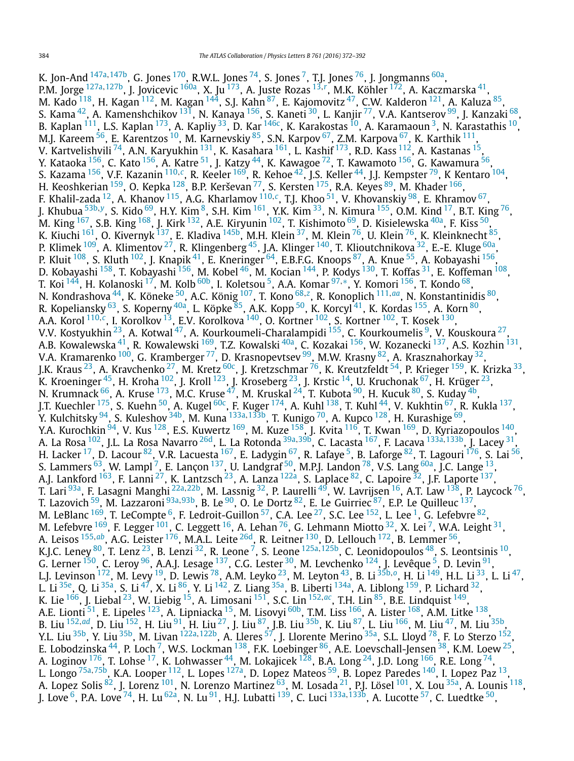K. Jon-And [147a,147b], G. Jones [170], R.W.L. Jones [74], S. Jones [7], T.J. Jones [76], J. Jongmanns [60a], P.M. Jorge [127a,127b], J. Jovicevic [160a], X. Ju [173], A. Juste Rozas [13,r], M.K. Köhler [172], A. Kaczmarska [41], M. Kado [118], H. Kagan [112], M. Kagan [144], S.J. Kahn [87], E. Kajomovitz [47], C.W. Kalderon [121], A. Kaluza [85], S. Kama [42], A. Kamenshchikov [131], N. Kanaya [156], S. Kaneti [30], L. Kanjir [77], V.A. Kantserov [99], J. Kanzaki [68], B. Kaplan [111], L.S. Kaplan [173], A. Kapliy [33], D. Kar [146c], K. Karakostas [10], A. Karamaoun [3], N. Karastathis [10], M.J. Kareem [56], E. Karentzos [10], M. Karnevskiy [85], S.N. Karpov [67], Z.M. Karpova [67], K. Karthik [111], V. Kartvelishvili [74], A.N. Karyukhin [131], K. Kasahara [161], L. Kashif [173], R.D. Kass [112], A. Kastanas [15], Y. Kataoka [156], C. Kato [156], A. Katre [51], J. Katzy [44], K. Kawagoe [72], T. Kawamoto [156], G. Kawamura [56], S. Kazama [156], V.F. Kazanin [110,c], R. Keeler [169], R. Kehoe [42], J.S. Keller [44], J.J. Kempster [79], K Kentaro [104], H. Keoshkerian [159], O. Kepka [128], B.P. Kerševan [77], S. Kersten [175], R.A. Keyes [89], M. Khader [166], F. Khalil-zada [12], A. Khanov [115], A.G. Kharlamov [110,c], T.J. Khoo [51], V. Khovanskiy [98], E. Khramov [67], J. Khubua [53b,y], S. Kido [69], H.Y. Kim [8], S.H. Kim [161], Y.K. Kim [33], N. Kimura [155], O.M. Kind [17], B.T. King [76], M. King [167], S.B. King [168], J. Kirk [132], A.E. Kiryunin [102], T. Kishimoto [69], D. Kisielewska [40a], F. Kiss [50], K. Kiuchi [161], O. Kivernyk [137], E. Kladiva [145b], M.H. Klein [37], M. Klein [76], U. Klein [76], K. Kleinknecht [85], P. Klimek [109], A. Klimentov [27], R. Klingenberg [45], J.A. Klinger [140], T. Klioutchnikova [32], E.-E. Kluge [60a], P. Kluit [108], S. Kluth [102], J. Knapik [41], E. Kneringer [64], E.B.F.G. Knoops [87], A. Knue [55], A. Kobayashi [156], D. Kobayashi [158], T. Kobayashi [156], M. Kobel [46], M. Kocian [144], P. Kodys [130], T. Koffas [31], E. Koffeman [108], T. Koi [144], H. Kolanoski [17], M. Kolb [60b], I. Koletsou [5], A.A. Komar [97,*], Y. Komori [156], T. Kondo [68], N. Kondrashova [44], K. Köneke [50], A.C. König [107], T. Kono [68,z], R. Konoplich [111,aa], N. Konstantinidis [80], R. Kopeliansky [63], S. Koperny [40a], L. Köpke [85], A.K. Kopp [50], K. Korcyl [41], K. Kordas [155], A. Korn [80], A.A. Korol [110,c], I. Korolkov [13], E.V. Korolkova [140], O. Kortner [102], S. Kortner [102], T. Kosek [130], V.V. Kostyukhin [23], A. Kotwal [47], A. Kourkoumeli-Charalampidi [155], C. Kourkoumelis [9], V. Kouskoura [27], A.B. Kowalewska [41], R. Kowalewski [169], T.Z. Kowalski [40a], C. Kozakai [156], W. Kozanecki [137], A.S. Kozhin [131], V.A. Kramarenko [100], G. Kramberger [77], D. Krasnopevtsev [99], M.W. Krasny [82], A. Krasznahorkay [32], J.K. Kraus [23], A. Kravchenko [27], M. Kretz [60c], J. Kretzschmar [76], K. Kreutzfeldt [54], P. Krieger [159], K. Krizka [33], K. Kroeninger [45], H. Kroha [102], J. Kroll [123], J. Kroseberg [23], J. Krstic [14], U. Kruchonak [67], H. Krüger [23], N. Krumnack [66], A. Kruse [173], M.C. Kruse [47], M. Kruskal [24], T. Kubota [90], H. Kucuk [80], S. Kuday [4b], J.T. Kuechler [175], S. Kuehn [50], A. Kugel [60c], F. Kuger [174], A. Kuhl [138], T. Kuhl [44], V. Kukhtin [67], R. Kukla [137], Y. Kulchitsky [94], S. Kuleshov [34b], M. Kuna [133a,133b], T. Kunigo [70], A. Kupco [128], H. Kurashige [69], Y.A. Kurochkin [94], V. Kus [128], E.S. Kuwertz [169], M. Kuze [158], J. Kvita [116], T. Kwan [169], D. Kyriazopoulos [140], A. La Rosa [102], J.L. La Rosa Navarro [26d], L. La Rotonda [39a,39b], C. Lacasta [167], F. Lacava [133a,133b], J. Lacey [31], H. Lacker [17], D. Lacour [82], V.R. Lacuesta [167], E. Ladygin [67], R. Lafaye [5], B. Laforge [82], T. Lagouri [176], S. Lai [56], S. Lammers [63], W. Lampl [7], E. Lançon [137], U. Landgraf [50], M.P.J. Landon [78], V.S. Lang [60a], J.C. Lange [13], A.J. Lankford [163], F. Lanni [27], K. Lantzsch [23], A. Lanza [122a], S. Laplace [82], C. Lapoire [32], J.F. Laporte [137], T. Lari [93a], F. Lasagni Manghi [22a,22b], M. Lassnig [32], P. Laurelli [49], W. Lavrijsen [16], A.T. Law [138], P. Laycock [76], T. Lazovich [59], M. Lazzaroni [93a,93b], B. Le [90], O. Le Dortz [82], E. Le Guirriec [87], E.P. Le Quilleuc [137], M. LeBlanc [169], T. LeCompte [6], F. Ledroit-Guillon [57], C.A. Lee [27], S.C. Lee [152], L. Lee [1], G. Lefebvre [82], M. Lefebvre [169], F. Legger [101], C. Leggett [16], A. Lehan [76], G. Lehmann Miotto [32], X. Lei [7], W.A. Leight [31], A. Leisos [155,ab], A.G. Leister [176], M.A.L. Leite [26d], R. Leitner [130], D. Lellouch [172], B. Lemmer [56], K.J.C. Leney [80], T. Lenz [23], B. Lenzi [32], R. Leone [7], S. Leone [125a,125b], C. Leonidopoulos [48], S. Leontsinis [10], G. Lerner [150], C. Leroy [96], A.A.J. Lesage [137], C.G. Lester [30], M. Levchenko [124], J. Levêque [5], D. Levin [91], L.J. Levinson [172], M. Levy [19], D. Lewis [78], A.M. Leyko [23], M. Leyton [43], B. Li [35b,o], H. Li [149], H.L. Li [33], L. Li [47], L. Li [35e], Q. Li [35a], S. Li [47], X. Li [86], Y. Li [142], Z. Liang [35a], B. Liberti [134a], A. Liblong [159], P. Lichard [32], K. Lie [166], J. Liebal [23], W. Liebig [15], A. Limosani [151], S.C. Lin [152,ac], T.H. Lin [85], B.E. Lindquist [149], A.E. Lionti [51], E. Lipeles [123], A. Lipniacka [15], M. Lisovyi [60b], T.M. Liss [166], A. Lister [168], A.M. Litke [138], B. Liu [152,ad], D. Liu [152], H. Liu [91], H. Liu [27], J. Liu [87], J.B. Liu [35b], K. Liu [87], L. Liu [166], M. Liu [47], M. Liu [35b], Y.L. Liu [35b], Y. Liu [35b], M. Livan [122a,122b], A. Lleres [57], J. Llorente Merino [35a], S.L. Lloyd [78], F. Lo Sterzo [152], E. Lobodzinska [44], P. Loch [7], W.S. Lockman [138], F.K. Loebinger [86], A.E. Loevschall-Jensen [38], K.M. Loew [25], A. Loginov [176], T. Lohse [17], K. Lohwasser [44], M. Lokajicek [128], B.A. Long [24], J.D. Long [166], R.E. Long [74], L. Longo [75a,75b], K.A. Looper [112], L. Lopes [127a], D. Lopez Mateos [59], B. Lopez Paredes [140], I. Lopez Paz [13], A. Lopez Solis [82], J. Lorenz [101], N. Lorenzo Martinez [63], M. Losada [21], P.J. Lösel [101], X. Lou [35a], A. Lounis [118], J. Love [6], P.A. Love [74], H. Lu [62a], N. Lu [91], H.J. Lubatti [139], C. Luci [133a,133b], A. Lucotte [57], C. Luedtke [50],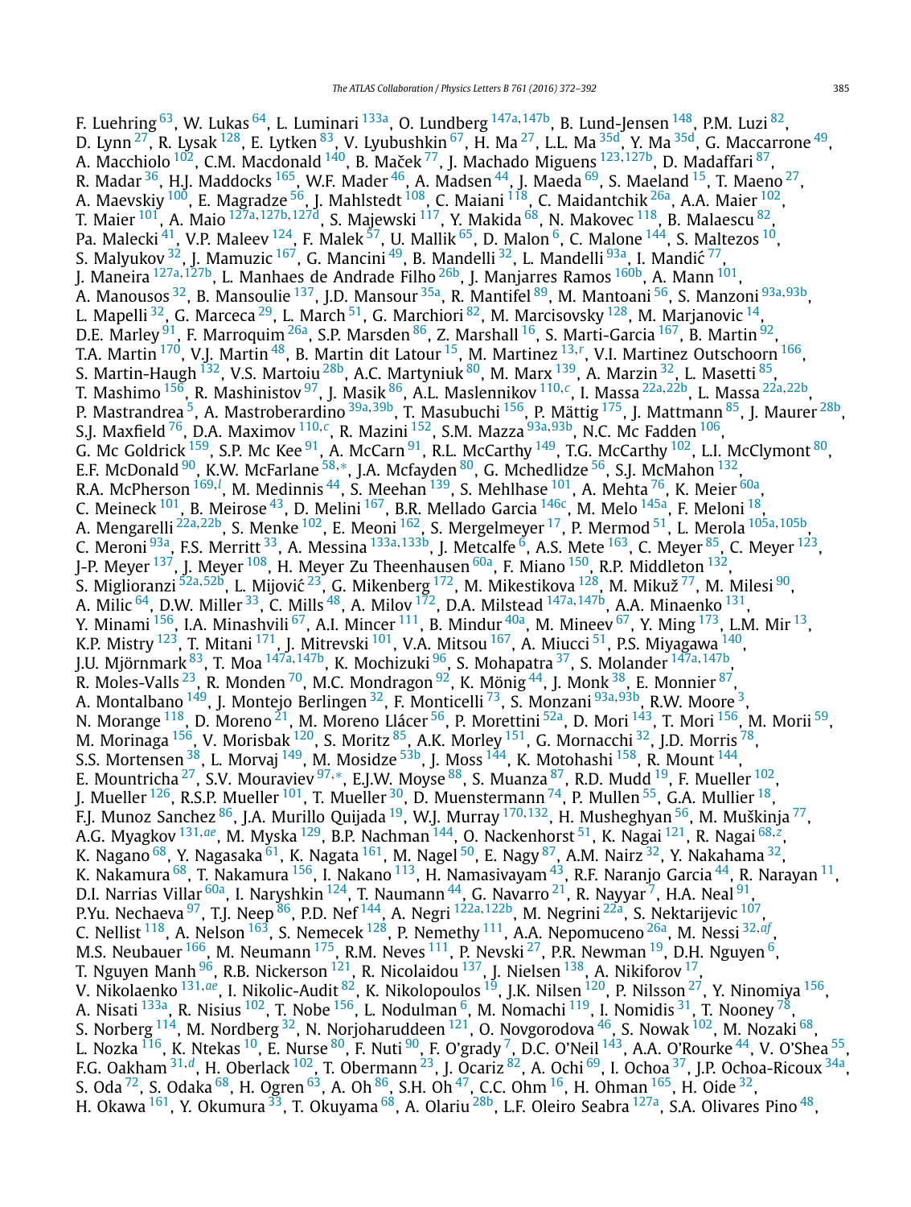F. Luehring[63], W. Lukas[64], L. Luminari[133a], O. Lundberg[147a,147b], B. Lund-Jensen[148], P.M. Luzi[82], D. Lynn[27], R. Lysak[128], E. Lytken[83], V. Lyubushkin[67], H. Ma[27], L.L. Ma[35d], Y. Ma[35d], G. Maccarrone[49], A. Macchiolo[102], C.M. Macdonald[140], B. Maček[77], J. Machado Miguens[123,127b], D. Madaffari[87], R. Madar[36], H.J. Maddocks[165], W.F. Mader[46], A. Madsen[44], J. Maeda[69], S. Maeland[15], T. Maeno[27], A. Maevskiy[100], E. Magradze[56], J. Mahlstedt[108], C. Maiani[118], C. Maidantchik[26a], A.A. Maier[102], T. Maier[101], A. Maio[127a,127b,127d], S. Majewski[117], Y. Makida[68], N. Makovec[118], B. Malaescu[82], Pa. Malecki[41], V.P. Maleev[124], F. Malek[57], U. Mallik[65], D. Malon[6], C. Malone[144], S. Maltezos[10], S. Malyukov[32], J. Mamuzic[167], G. Mancini[49], B. Mandelli[32], L. Mandelli[93a], I. Mandić[77], J. Maneira[127a,127b], L. Manhaes de Andrade Filho[26b], J. Manjarres Ramos[160b], A. Mann[101], A. Manousos[32], B. Mansoulie[137], J.D. Mansour[35a], R. Mantifel[89], M. Mantoani[56], S. Manzoni[93a,93b], L. Mapelli[32], G. Marceca[29], L. March[51], G. Marchiori[82], M. Marcisovsky[128], M. Marjanovic[14], D.E. Marley[91], F. Marroquim[26a], S.P. Marsden[86], Z. Marshall[16], S. Marti-Garcia[167], B. Martin[92], T.A. Martin[170], V.J. Martin[48], B. Martin dit Latour[15], M. Martinez[13,r], V.I. Martinez Outschoorn[166], S. Martin-Haugh[132], V.S. Martoiu[28b], A.C. Martyniuk[80], M. Marx[139], A. Marzin[32], L. Masetti[85], T. Mashimo[156], R. Mashinistov[97], J. Masik[86], A.L. Maslennikov[110,c], I. Massa[22a,22b], L. Massa[22a,22b], P. Mastrandrea[5], A. Mastroberardino[39a,39b], T. Masubuchi[156], P. Mättig[175], J. Mattmann[85], J. Maurer[28b], S.J. Maxfield[76], D.A. Maximov[110,c], R. Mazini[152], S.M. Mazza[93a,93b], N.C. Mc Fadden[106], G. Mc Goldrick[159], S.P. Mc Kee[91], A. McCarn[91], R.L. McCarthy[149], T.G. McCarthy[102], L.I. McClymont[80], E.F. McDonald[90], K.W. McFarlane[58,*], J.A. Mcfayden[80], G. Mchedlidze[56], S.J. McMahon[132], R.A. McPherson[169,l], M. Medinnis[44], S. Meehan[139], S. Mehlhase[101], A. Mehta[76], K. Meier[60a], C. Meineck[101], B. Meirose[43], D. Melini[167], B.R. Mellado Garcia[146c], M. Melo[145a], F. Meloni[18], A. Mengarelli[22a,22b], S. Menke[102], E. Meoni[162], S. Mergelmeyer[17], P. Mermod[51], L. Merola[105a,105b], C. Meroni[93a], F.S. Merritt[33], A. Messina[133a,133b], J. Metcalfe[6], A.S. Mete[163], C. Meyer[85], C. Meyer[123], J-P. Meyer[137], J. Meyer[108], H. Meyer Zu Theenhausen[60a], F. Miano[150], R.P. Middleton[132], S. Miglioranzi[52a,52b], L. Mijović[23], G. Mikenberg[172], M. Mikestikova[128], M. Mikuž[77], M. Milesi[90], A. Milic[64], D.W. Miller[33], C. Mills[48], A. Milov[172], D.A. Milstead[147a,147b], A.A. Minaenko[131], Y. Minami[156], I.A. Minashvili[67], A.I. Mincer[111], B. Mindur[40a], M. Mineev[67], Y. Ming[173], L.M. Mir[13], K.P. Mistry[123], T. Mitani[171], J. Mitrevski[101], V.A. Mitsou[167], A. Miucci[51], P.S. Miyagawa[140], J.U. Mjörnmark[83], T. Moa[147a,147b], K. Mochizuki[96], S. Mohapatra[37], S. Molander[147a,147b], R. Moles-Valls[23], R. Monden[70], M.C. Mondragon[92], K. Mönig[44], J. Monk[38], E. Monnier[87], A. Montalbano[149], J. Montejo Berlingen[32], F. Monticelli[73], S. Monzani[93a,93b], R.W. Moore[3], N. Morange[118], D. Moreno[21], M. Moreno Llácer[56], P. Morettini[52a], D. Mori[143], T. Mori[156], M. Morii[59], M. Morinaga[156], V. Morisbak[120], S. Moritz[85], A.K. Morley[151], G. Mornacchi[32], J.D. Morris[78], S.S. Mortensen[38], L. Morvaj[149], M. Mosidze[53b], J. Moss[144], K. Motohashi[158], R. Mount[144], E. Mountricha[27], S.V. Mouraviev[97,*], E.J.W. Moyse[88], S. Muanza[87], R.D. Mudd[19], F. Mueller[102], J. Mueller[126], R.S.P. Mueller[101], T. Mueller[30], D. Muenstermann[74], P. Mullen[55], G.A. Mullier[18], F.J. Munoz Sanchez[86], J.A. Murillo Quijada[19], W.J. Murray[170,132], H. Musheghyan[56], M. Muškinja[77], A.G. Myagkov[131,ae], M. Myska[129], B.P. Nachman[144], O. Nackenhorst[51], K. Nagai[121], R. Nagai[68,z], K. Nagano[68], Y. Nagasaka[61], K. Nagata[161], M. Nagel[50], E. Nagy[87], A.M. Nairz[32], Y. Nakahama[32], K. Nakamura[68], T. Nakamura[156], I. Nakano[113], H. Namasivayam[43], R.F. Naranjo Garcia[44], R. Narayan[11], D.I. Narrias Villar[60a], I. Naryshkin[124], T. Naumann[44], G. Navarro[21], R. Nayyar[7], H.A. Neal[91], P.Yu. Nechaeva[97], T.J. Neep[86], P.D. Nef[144], A. Negri[122a,122b], M. Negrini[22a], S. Nektarijevic[107], C. Nellist[118], A. Nelson[163], S. Nemecek[128], P. Nemethy[111], A.A. Nepomuceno[26a], M. Nessi[32,af], M.S. Neubauer[166], M. Neumann[175], R.M. Neves[111], P. Nevski[27], P.R. Newman[19], D.H. Nguyen[6], T. Nguyen Manh[96], R.B. Nickerson[121], R. Nicolaidou[137], J. Nielsen[138], A. Nikiforov[17], V. Nikolaenko[131,ae], I. Nikolic-Audit[82], K. Nikolopoulos[19], J.K. Nilsen[120], P. Nilsson[27], Y. Ninomiya[156], A. Nisati[133a], R. Nisius[102], T. Nobe[156], L. Nodulman[6], M. Nomachi[119], I. Nomidis[31], T. Nooney[78], S. Norberg[114], M. Nordberg[32], N. Norjoharuddeen[121], O. Novgorodova[46], S. Nowak[102], M. Nozaki[68], L. Nozka[116], K. Ntekas[10], E. Nurse[80], F. Nuti[90], F. O'grady[7], D.C. O'Neil[143], A.A. O'Rourke[44], V. O'Shea[55], F.G. Oakham[31,d], H. Oberlack[102], T. Obermann[23], J. Ocariz[82], A. Ochi[69], I. Ochoa[37], J.P. Ochoa-Ricoux[34a], S. Oda[72], S. Odaka[68], H. Ogren[63], A. Oh[86], S.H. Oh[47], C.C. Ohm[16], H. Ohman[165], H. Oide[32], H. Okawa[161], Y. Okumura[33], T. Okuyama[68], A. Olariu[28b], L.F. Oleiro Seabra[127a], S.A. Olivares Pino[48],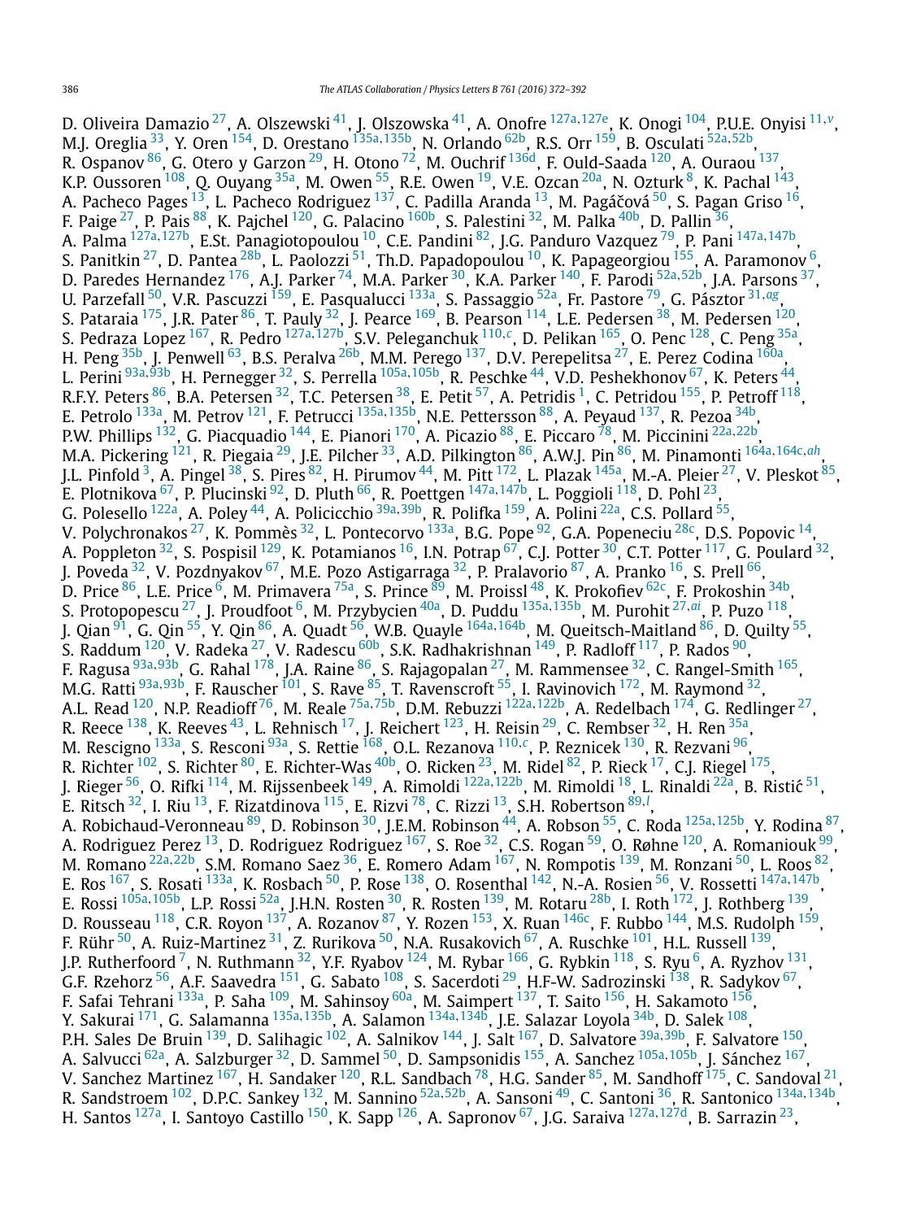D. Oliveira Damazio [27], A. Olszewski [41], J. Olszowska [41], A. Onofre [127a,127e], K. Onogi [104], P.U.E. Onyisi [11,v], M.J. Oreglia [33], Y. Oren [154], D. Orestano [135a,135b], N. Orlando [62b], R.S. Orr [159], B. Osculati [52a,52b], R. Ospanov [86], G. Otero y Garzon [29], H. Otono [72], M. Ouchrif [136d], F. Ould-Saada [120], A. Ouraou [137], K.P. Oussoren [108], Q. Ouyang [35a], M. Owen [55], R.E. Owen [19], V.E. Ozcan [20a], N. Ozturk [8], K. Pachal [143], A. Pacheco Pages [13], L. Pacheco Rodriguez [137], C. Padilla Aranda [13], M. Pagáčová [50], S. Pagan Griso [16], F. Paige [27], P. Pais [88], K. Pajchel [120], G. Palacino [160b], S. Palestini [32], M. Palka [40b], D. Pallin [36], A. Palma [127a,127b], E.St. Panagiotopoulou [10], C.E. Pandini [82], J.G. Panduro Vazquez [79], P. Pani [147a,147b], S. Panitkin [27], D. Pantea [28b], L. Paolozzi [51], Th.D. Papadopoulou [10], K. Papageorgiou [155], A. Paramonov [6], D. Paredes Hernandez [176], A.J. Parker [74], M.A. Parker [30], K.A. Parker [140], F. Parodi [52a,52b], J.A. Parsons [37], U. Parzefall [50], V.R. Pascuzzi [159], E. Pasqualucci [133a], S. Passaggio [52a], Fr. Pastore [79], G. Pásztor [31,ag], S. Pataraia [175], J.R. Pater [86], T. Pauly [32], J. Pearce [169], B. Pearson [114], L.E. Pedersen [38], M. Pedersen [120], S. Pedraza Lopez [167], R. Pedro [127a,127b], S.V. Peleganchuk [110,c], D. Pelikan [165], O. Penc [128], C. Peng [35a], H. Peng [35b], J. Penwell [63], B.S. Peralva [26b], M.M. Perego [137], D.V. Perepelitsa [27], E. Perez Codina [160a], L. Perini [93a,93b], H. Pernegger [32], S. Perrella [105a,105b], R. Peschke [44], V.D. Peshekhonov [67], K. Peters [44], R.F.Y. Peters [86], B.A. Petersen [32], T.C. Petersen [38], E. Petit [57], A. Petridis [1], C. Petridou [155], P. Petroff [118], E. Petrolo [133a], M. Petrov [121], F. Petrucci [135a,135b], N.E. Pettersson [88], A. Peyaud [137], R. Pezoa [34b], P.W. Phillips [132], G. Piacquadio [144], E. Pianori [170], A. Picazio [88], E. Piccaro [78], M. Piccinini [22a,22b], M.A. Pickering [121], R. Piegaia [29], J.E. Pilcher [33], A.D. Pilkington [86], A.W.J. Pin [86], M. Pinamonti [164a,164c,ah], J.L. Pinfold [3], A. Pingel [38], S. Pires [82], H. Pirumov [44], M. Pitt [172], L. Plazak [145a], M.-A. Pleier [27], V. Pleskot [85], E. Plotnikova [67], P. Plucinski [92], D. Pluth [66], R. Poettgen [147a,147b], L. Poggioli [118], D. Pohl [23], G. Polesello [122a], A. Poley [44], A. Policicchio [39a,39b], R. Polifka [159], A. Polini [22a], C.S. Pollard [55], V. Polychronakos [27], K. Pommès [32], L. Pontecorvo [133a], B.G. Pope [92], G.A. Popeneciu [28c], D.S. Popovic [14], A. Poppleton [32], S. Pospisil [129], K. Potamianos [16], I.N. Potrap [67], C.J. Potter [30], C.T. Potter [117], G. Poulard [32], J. Poveda [32], V. Pozdnyakov [67], M.E. Pozo Astigarraga [32], P. Pralavorio [87], A. Pranko [16], S. Prell [66], D. Price [86], L.E. Price [6], M. Primavera [75a], S. Prince [89], M. Proissl [48], K. Prokofiev [62c], F. Prokoshin [34b], S. Protopopescu [27], J. Proudfoot [6], M. Przybycien [40a], D. Puddu [135a,135b], M. Purohit [27,ai], P. Puzo [118], J. Qian [91], G. Qin [55], Y. Qin [86], A. Quadt [56], W.B. Quayle [164a,164b], M. Queitsch-Maitland [86], D. Quilty [55], S. Raddum [120], V. Radeka [27], V. Radescu [60b], S.K. Radhakrishnan [149], P. Radloff [117], P. Rados [90], F. Ragusa [93a,93b], G. Rahal [178], J.A. Raine [86], S. Rajagopalan [27], M. Rammensee [32], C. Rangel-Smith [165], M.G. Ratti [93a,93b], F. Rauscher [101], S. Rave [85], T. Ravenscroft [55], I. Ravinovich [172], M. Raymond [32], A.L. Read [120], N.P. Readioff [76], M. Reale [75a,75b], D.M. Rebuzzi [122a,122b], A. Redelbach [174], G. Redlinger [27], R. Reece [138], K. Reeves [43], L. Rehnisch [17], J. Reichert [123], H. Reisin [29], C. Rembser [32], H. Ren [35a], M. Rescigno [133a], S. Resconi [93a], S. Rettie [168], O.L. Rezanova [110,c], P. Reznicek [130], R. Rezvani [96], R. Richter [102], S. Richter [80], E. Richter-Was [40b], O. Ricken [23], M. Ridel [82], P. Rieck [17], C.J. Riegel [175], J. Rieger [56], O. Rifki [114], M. Rijssenbeek [149], A. Rimoldi [122a,122b], M. Rimoldi [18], L. Rinaldi [22a], B. Ristić [51], E. Ritsch [32], I. Riu [13], F. Rizatdinova [115], E. Rizvi [78], C. Rizzi [13], S.H. Robertson [89,l], A. Robichaud-Veronneau [89], D. Robinson [30], J.E.M. Robinson [44], A. Robson [55], C. Roda [125a,125b], Y. Rodina [87], A. Rodriguez Perez [13], D. Rodriguez Rodriguez [167], S. Roe [32], C.S. Rogan [59], O. Røhne [120], A. Romaniouk [99], M. Romano [22a,22b], S.M. Romano Saez [36], E. Romero Adam [167], N. Rompotis [139], M. Ronzani [50], L. Roos [82], E. Ros [167], S. Rosati [133a], K. Rosbach [50], P. Rose [138], O. Rosenthal [142], N.-A. Rosien [56], V. Rossetti [147a,147b], E. Rossi [105a,105b], L.P. Rossi [52a], J.H.N. Rosten [30], R. Rosten [139], M. Rotaru [28b], I. Roth [172], J. Rothberg [139], D. Rousseau [118], C.R. Royon [137], A. Rozanov [87], Y. Rozen [153], X. Ruan [146c], F. Rubbo [144], M.S. Rudolph [159], F. Rühr [50], A. Ruiz-Martinez [31], Z. Rurikova [50], N.A. Rusakovich [67], A. Ruschke [101], H.L. Russell [139], J.P. Rutherfoord [7], N. Ruthmann [32], Y.F. Ryabov [124], M. Rybar [166], G. Rybkin [118], S. Ryu [6], A. Ryzhov [131], G.F. Rzehorz [56], A.F. Saavedra [151], G. Sabato [108], S. Sacerdoti [29], H-F.W. Sadrozinski [138], R. Sadykov [67], F. Safai Tehrani [133a], P. Saha [109], M. Sahinsoy [60a], M. Saimpert [137], T. Saito [156], H. Sakamoto [156], Y. Sakurai [171], G. Salamanna [135a,135b], A. Salamon [134a,134b], J.E. Salazar Loyola [34b], D. Salek [108], P.H. Sales De Bruin [139], D. Salihagic [102], A. Salnikov [144], J. Salt [167], D. Salvatore [39a,39b], F. Salvatore [150], A. Salvucci [62a], A. Salzburger [32], D. Sammel [50], D. Sampsonidis [155], A. Sanchez [105a,105b], J. Sánchez [167], V. Sanchez Martinez [167], H. Sandaker [120], R.L. Sandbach [78], H.G. Sander [85], M. Sandhoff [175], C. Sandoval [21], R. Sandstroem [102], D.P.C. Sankey [132], M. Sannino [52a,52b], A. Sansoni [49], C. Santoni [36], R. Santonico [134a,134b], H. Santos [127a], I. Santoyo Castillo [150], K. Sapp [126], A. Sapronov [67], J.G. Saraiva [127a,127d], B. Sarrazin [23],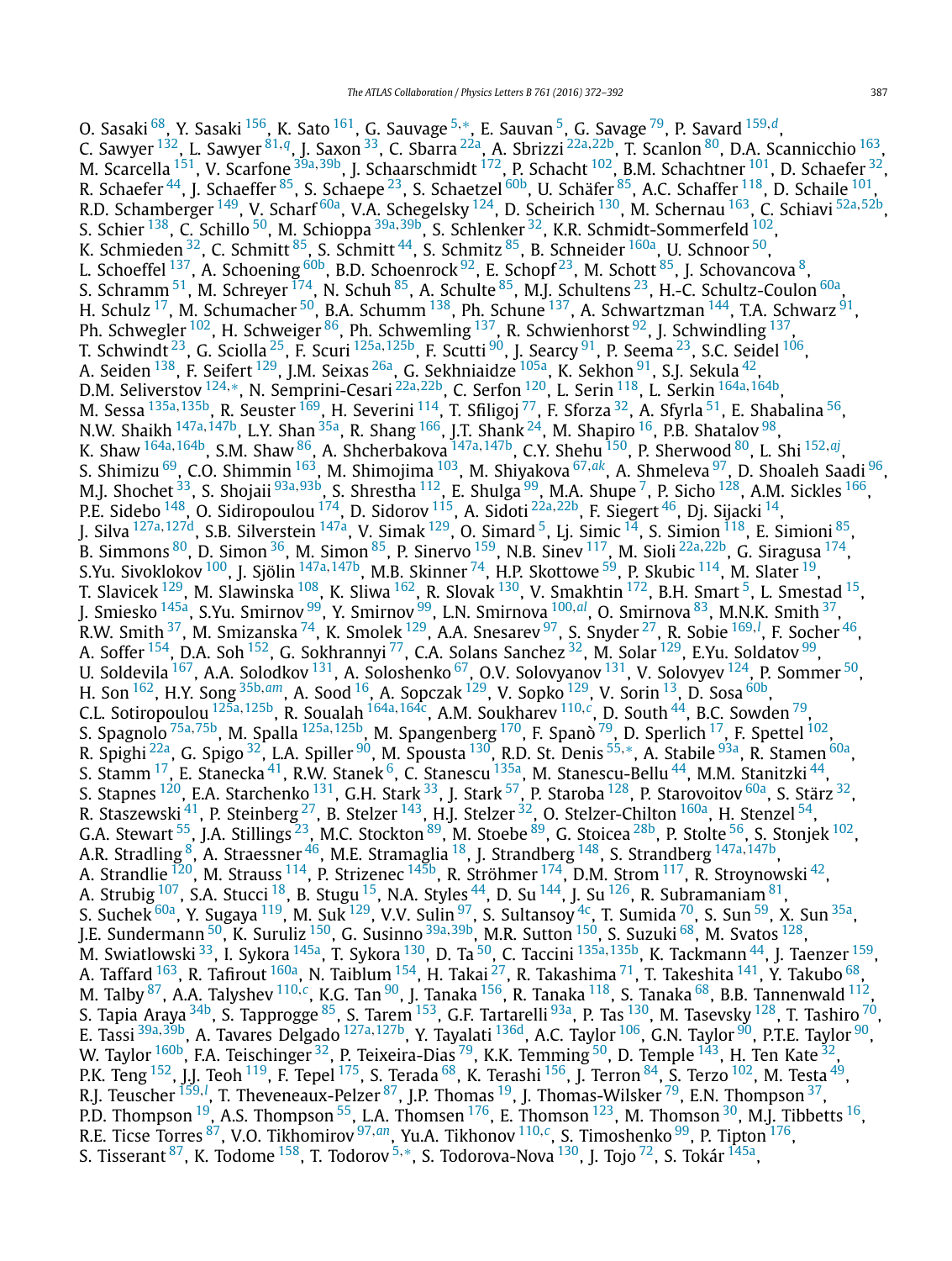O. Sasaki [68], Y. Sasaki [156], K. Sato [161], G. Sauvage [5,*], E. Sauvan [5], G. Savage [79], P. Savard [159,d], C. Sawyer [132], L. Sawyer [81,q], J. Saxon [33], C. Sbarra [22a], A. Sbrizzi [22a,22b], T. Scanlon [80], D.A. Scannicchio [163], M. Scarcella [151], V. Scarfone [39a,39b], J. Schaarschmidt [172], P. Schacht [102], B.M. Schachtner [101], D. Schaefer [32], R. Schaefer [44], J. Schaeffer [85], S. Schaepe [23], S. Schaetzel [60b], U. Schäfer [85], A.C. Schaffer [118], D. Schaile [101], R.D. Schamberger [149], V. Scharf [60a], V.A. Schegelsky [124], D. Scheirich [130], M. Schernau [163], C. Schiavi [52a,52b], S. Schier [138], C. Schillo [50], M. Schioppa [39a,39b], S. Schlenker [32], K.R. Schmidt-Sommerfeld [102], K. Schmieden [32], C. Schmitt [85], S. Schmitt [44], S. Schmitz [85], B. Schneider [160a], U. Schnoor [50], L. Schoeffel [137], A. Schoening [60b], B.D. Schoenrock [92], E. Schopf [23], M. Schott [85], J. Schovancova [8], S. Schramm [51], M. Schreyer [174], N. Schuh [85], A. Schulte [85], M.J. Schultens [23], H.-C. Schultz-Coulon [60a], H. Schulz [17], M. Schumacher [50], B.A. Schumm [138], Ph. Schune [137], A. Schwartzman [144], T.A. Schwarz [91], Ph. Schwegler [102], H. Schweiger [86], Ph. Schwemling [137], R. Schwienhorst [92], J. Schwindling [137], T. Schwindt [23], G. Sciolla [25], F. Scuri [125a,125b], F. Scutti [90], J. Searcy [91], P. Seema [23], S.C. Seidel [106], A. Seiden [138], F. Seifert [129], J.M. Seixas [26a], G. Sekhniaidze [105a], K. Sekhon [91], S.J. Sekula [42], D.M. Seliverstov [124,*], N. Semprini-Cesari [22a,22b], C. Serfon [120], L. Serin [118], L. Serkin [164a,164b], M. Sessa [135a,135b], R. Seuster [169], H. Severini [114], T. Sfiligoj [77], F. Sforza [32], A. Sfyrla [51], E. Shabalina [56], N.W. Shaikh [147a,147b], L.Y. Shan [35a], R. Shang [166], J.T. Shank [24], M. Shapiro [16], P.B. Shatalov [98], K. Shaw [164a,164b], S.M. Shaw [86], A. Shcherbakova [147a,147b], C.Y. Shehu [150], P. Sherwood [80], L. Shi [152,aj], S. Shimizu [69], C.O. Shimmin [163], M. Shimojima [103], M. Shiyakova [67,ak], A. Shmeleva [97], D. Shoaleh Saadi [96], M.J. Shochet [33], S. Shojaii [93a,93b], S. Shrestha [112], E. Shulga [99], M.A. Shupe [7], P. Sicho [128], A.M. Sickles [166], P.E. Sidebo [148], O. Sidiropoulou [174], D. Sidorov [115], A. Sidoti [22a,22b], F. Siegert [46], Dj. Sijacki [14], J. Silva [127a,127d], S.B. Silverstein [147a], V. Simak [129], O. Simard [5], Lj. Simic [14], S. Simion [118], E. Simioni [85], B. Simmons [80], D. Simon [36], M. Simon [85], P. Sinervo [159], N.B. Sinev [117], M. Sioli [22a,22b], G. Siragusa [174], S.Yu. Sivoklokov [100], J. Sjölin [147a,147b], M.B. Skinner [74], H.P. Skottowe [59], P. Skubic [114], M. Slater [19], T. Slavicek [129], M. Slawinska [108], K. Sliwa [162], R. Slovak [130], V. Smakhtin [172], B.H. Smart [5], L. Smestad [15], J. Smiesko [145a], S.Yu. Smirnov [99], Y. Smirnov [99], L.N. Smirnova [100,al], O. Smirnova [83], M.N.K. Smith [37], R.W. Smith [37], M. Smizanska [74], K. Smolek [129], A.A. Snesarev [97], S. Snyder [27], R. Sobie [169,l], F. Socher [46], A. Soffer [154], D.A. Soh [152], G. Sokhrannyi [77], C.A. Solans Sanchez [32], M. Solar [129], E.Yu. Soldatov [99], U. Soldevila [167], A.A. Solodkov [131], A. Soloshenko [67], O.V. Solovyanov [131], V. Solovyev [124], P. Sommer [50], H. Son [162], H.Y. Song [35b,am], A. Sood [16], A. Sopczak [129], V. Sopko [129], V. Sorin [13], D. Sosa [60b], C.L. Sotiropoulou [125a,125b], R. Soualah [164a,164c], A.M. Soukharev [110,c], D. South [44], B.C. Sowden [79], S. Spagnolo [75a,75b], M. Spalla [125a,125b], M. Spangenberg [170], F. Spanò [79], D. Sperlich [17], F. Spettel [102], R. Spighi [22a], G. Spigo [32], L.A. Spiller [90], M. Spousta [130], R.D. St. Denis [55,*], A. Stabile [93a], R. Stamen [60a], S. Stamm [17], E. Stanecka [41], R.W. Stanek [6], C. Stanescu [135a], M. Stanescu-Bellu [44], M.M. Stanitzki [44], S. Stapnes [120], E.A. Starchenko [131], G.H. Stark [33], J. Stark [57], P. Staroba [128], P. Starovoitov [60a], S. Stärz [32], R. Staszewski [41], P. Steinberg [27], B. Stelzer [143], H.J. Stelzer [32], O. Stelzer-Chilton [160a], H. Stenzel [54], G.A. Stewart [55], J.A. Stillings [23], M.C. Stockton [89], M. Stoebe [89], G. Stoicea [28b], P. Stolte [56], S. Stonjek [102], A.R. Stradling [8], A. Straessner [46], M.E. Stramaglia [18], J. Strandberg [148], S. Strandberg [147a,147b], A. Strandlie [120], M. Strauss [114], P. Strizenec [145b], R. Ströhmer [174], D.M. Strom [117], R. Stroynowski [42], A. Strubig [107], S.A. Stucci [18], B. Stugu [15], N.A. Styles [44], D. Su [144], J. Su [126], R. Subramaniam [81], S. Suchek [60a], Y. Sugaya [119], M. Suk [129], V.V. Sulin [97], S. Sultansoy [4c], T. Sumida [70], S. Sun [59], X. Sun [35a], J.E. Sundermann [50], K. Suruliz [150], G. Susinno [39a,39b], M.R. Sutton [150], S. Suzuki [68], M. Svatos [128], M. Swiatlowski [33], I. Sykora [145a], T. Sykora [130], D. Ta [50], C. Taccini [135a,135b], K. Tackmann [44], J. Taenzer [159], A. Taffard [163], R. Tafirout [160a], N. Taiblum [154], H. Takai [27], R. Takashima [71], T. Takeshita [141], Y. Takubo [68], M. Talby [87], A.A. Talyshev [110,c], K.G. Tan [90], J. Tanaka [156], R. Tanaka [118], S. Tanaka [68], B.B. Tannenwald [112], S. Tapia Araya [34b], S. Tapprogge [85], S. Tarem [153], G.F. Tartarelli [93a], P. Tas [130], M. Tasevsky [128], T. Tashiro [70], E. Tassi [39a,39b], A. Tavares Delgado [127a,127b], Y. Tayalati [136d], A.C. Taylor [106], G.N. Taylor [90], P.T.E. Taylor [90], W. Taylor [160b], F.A. Teischinger [32], P. Teixeira-Dias [79], K.K. Temming [50], D. Temple [143], H. Ten Kate [32], P.K. Teng [152], J.J. Teoh [119], F. Tepel [175], S. Terada [68], K. Terashi [156], J. Terron [84], S. Terzo [102], M. Testa [49], R.J. Teuscher [159,l], T. Theveneaux-Pelzer [87], J.P. Thomas [19], J. Thomas-Wilsker [79], E.N. Thompson [37], P.D. Thompson [19], A.S. Thompson [55], L.A. Thomsen [176], E. Thomson [123], M. Thomson [30], M.J. Tibbetts [16], R.E. Ticse Torres [87], V.O. Tikhomirov [97,an], Yu.A. Tikhonov [110,c], S. Timoshenko [99], P. Tipton [176], S. Tisserant [87], K. Todome [158], T. Todorov [5,*], S. Todorova-Nova [130], J. Tojo [72], S. Tokár [145a],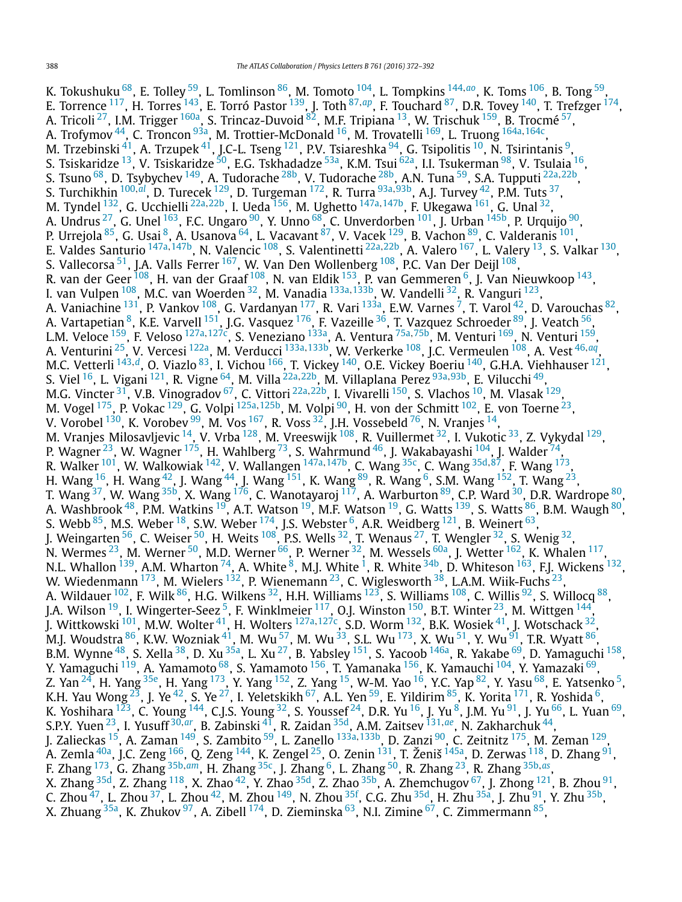K. Tokushuku [68], E. Tolley [59], L. Tomlinson [86], M. Tomoto [104], L. Tompkins [144,ao], K. Toms [106], B. Tong [59], E. Torrence [117], H. Torres [143], E. Torró Pastor [139], J. Toth [87,ap], F. Touchard [87], D.R. Tovey [140], T. Trefzger [174], A. Tricoli [27], I.M. Trigger [160a], S. Trincaz-Duvoid [82], M.F. Tripiana [13], W. Trischuk [159], B. Trocmé [57], A. Trofymov [44], C. Troncon [93a], M. Trottier-McDonald [16], M. Trovatelli [169], L. Truong [164a,164c], M. Trzebinski [41], A. Trzupek [41], J.C-L. Tseng [121], P.V. Tsiareshka [94], G. Tsipolitis [10], N. Tsirintanis [9], S. Tsiskaridze [13], V. Tsiskaridze [50], E.G. Tskhadadze [53a], K.M. Tsui [62a], I.I. Tsukerman [98], V. Tsulaia [16], S. Tsuno [68], D. Tsybychev [149], A. Tudorache [28b], V. Tudorache [28b], A.N. Tuna [59], S.A. Tupputi [22a,22b], S. Turchikhin [100,al], D. Turecek [129], D. Turgeman [172], R. Turra [93a,93b], A.J. Turvey [42], P.M. Tuts [37], M. Tyndel [132], G. Ucchielli [22a,22b], I. Ueda [156], M. Ughetto [147a,147b], F. Ukegawa [161], G. Unal [32], A. Undrus [27], G. Unel [163], F.C. Ungaro [90], Y. Unno [68], C. Unverdorben [101], J. Urban [145b], P. Urquijo [90], P. Urrejola [85], G. Usai [8], A. Usanova [64], L. Vacavant [87], V. Vacek [129], B. Vachon [89], C. Valderanis [101], E. Valdes Santurio [147a,147b], N. Valencic [108], S. Valentinetti [22a,22b], A. Valero [167], L. Valery [13], S. Valkar [130], S. Vallecorsa [51], J.A. Valls Ferrer [167], W. Van Den Wollenberg [108], P.C. Van Der Deijl [108], R. van der Geer [108], H. van der Graaf [108], N. van Eldik [153], P. van Gemmeren [6], J. Van Nieuwkoop [143], I. van Vulpen [108], M.C. van Woerden [32], M. Vanadia [133a,133b], W. Vandelli [32], R. Vanguri [123], A. Vaniachine [131], P. Vankov [108], G. Vardanyan [177], R. Vari [133a], E.W. Varnes [7], T. Varol [42], D. Varouchas [82], A. Vartapetian [8], K.E. Varvell [151], J.G. Vasquez [176], F. Vazeille [36], T. Vazquez Schroeder [89], J. Veatch [56], L.M. Veloce [159], F. Veloso [127a,127c], S. Veneziano [133a], A. Ventura [75a,75b], M. Venturi [169], N. Venturi [159], A. Venturini [25], V. Vercesi [122a], M. Verducci [133a,133b], W. Verkerke [108], J.C. Vermeulen [108], A. Vest [46,aq], M.C. Vetterli [143,d], O. Viazlo [83], I. Vichou [166], T. Vickey [140], O.E. Vickey Boeriu [140], G.H.A. Viehhauser [121], S. Viel [16], L. Vigani [121], R. Vigne [64], M. Villa [22a,22b], M. Villaplana Perez [93a,93b], E. Vilucchi [49], M.G. Vincter [31], V.B. Vinogradov [67], C. Vittori [22a,22b], I. Vivarelli [150], S. Vlachos [10], M. Vlasak [129], M. Vogel [175], P. Vokac [129], G. Volpi [125a,125b], M. Volpi [90], H. von der Schmitt [102], E. von Toerne [23], V. Vorobel [130], K. Vorobev [99], M. Vos [167], R. Voss [32], J.H. Vossebeld [76], N. Vranjes [14], M. Vranjes Milosavljevic [14], V. Vrba [128], M. Vreeswijk [108], R. Vuillermet [32], I. Vukotic [33], Z. Vykydal [129], P. Wagner [23], W. Wagner [175], H. Wahlberg [73], S. Wahrmund [46], J. Wakabayashi [104], J. Walder [74], R. Walker [101], W. Walkowiak [142], V. Wallangen [147a,147b], C. Wang [35c], C. Wang [35d,87], F. Wang [173], H. Wang [16], H. Wang [42], J. Wang [44], J. Wang [151], K. Wang [89], R. Wang [6], S.M. Wang [152], T. Wang [23], T. Wang [37], W. Wang [35b], X. Wang [176], C. Wanotayaroj [117], A. Warburton [89], C.P. Ward [30], D.R. Wardrope [80], A. Washbrook [48], P.M. Watkins [19], A.T. Watson [19], M.F. Watson [19], G. Watts [139], S. Watts [86], B.M. Waugh [80], S. Webb [85], M.S. Weber [18], S.W. Weber [174], J.S. Webster [6], A.R. Weidberg [121], B. Weinert [63], J. Weingarten [56], C. Weiser [50], H. Weits [108], P.S. Wells [32], T. Wenaus [27], T. Wengler [32], S. Wenig [32], N. Wermes [23], M. Werner [50], M.D. Werner [66], P. Werner [32], M. Wessels [60a], J. Wetter [162], K. Whalen [117], N.L. Whallon [139], A.M. Wharton [74], A. White [8], M.J. White [1], R. White [34b], D. Whiteson [163], F.J. Wickens [132], W. Wiedenmann [173], M. Wielers [132], P. Wienemann [23], C. Wiglesworth [38], L.A.M. Wiik-Fuchs [23], A. Wildauer [102], F. Wilk [86], H.G. Wilkens [32], H.H. Williams [123], S. Williams [108], C. Willis [92], S. Willocq [88], J.A. Wilson [19], I. Wingerter-Seez [5], F. Winklmeier [117], O.J. Winston [150], B.T. Winter [23], M. Wittgen [144], J. Wittkowski [101], M.W. Wolter [41], H. Wolters [127a,127c], S.D. Worm [132], B.K. Wosiek [41], J. Wotschack [32], M.J. Woudstra [86], K.W. Wozniak [41], M. Wu [57], M. Wu [33], S.L. Wu [173], X. Wu [51], Y. Wu [91], T.R. Wyatt [86], B.M. Wynne [48], S. Xella [38], D. Xu [35a], L. Xu [27], B. Yabsley [151], S. Yacoob [146a], R. Yakabe [69], D. Yamaguchi [158], Y. Yamaguchi [119], A. Yamamoto [68], S. Yamamoto [156], T. Yamanaka [156], K. Yamauchi [104], Y. Yamazaki [69], Z. Yan [24], H. Yang [35e], H. Yang [173], Y. Yang [152], Z. Yang [15], W-M. Yao [16], Y.C. Yap [82], Y. Yasu [68], E. Yatsenko [5], K.H. Yau Wong [23], J. Ye [42], S. Ye [27], I. Yeletskikh [67], A.L. Yen [59], E. Yildirim [85], K. Yorita [171], R. Yoshida [6], K. Yoshihara [123], C. Young [144], C.J.S. Young [32], S. Youssef [24], D.R. Yu [16], J. Yu [8], J.M. Yu [91], J. Yu [66], L. Yuan [69], S.P.Y. Yuen [23], I. Yusuff [30,ar], B. Zabinski [41], R. Zaidan [35d], A.M. Zaitsev [131,ae], N. Zakharchuk [44], J. Zalieckas [15], A. Zaman [149], S. Zambito [59], L. Zanello [133a,133b], D. Zanzi [90], C. Zeitnitz [175], M. Zeman [129], A. Zemla [40a], J.C. Zeng [166], Q. Zeng [144], K. Zengel [25], O. Zenin [131], T. Ženiš [145a], D. Zerwas [118], D. Zhang [91], F. Zhang [173], G. Zhang [35b,am], H. Zhang [35c], J. Zhang [6], L. Zhang [50], R. Zhang [23], R. Zhang [35b,as], X. Zhang [35d], Z. Zhang [118], X. Zhao [42], Y. Zhao [35d], Z. Zhao [35b], A. Zhemchugov [67], J. Zhong [121], B. Zhou [91], C. Zhou [47], L. Zhou [37], L. Zhou [42], M. Zhou [149], N. Zhou [35f], C.G. Zhu [35d], H. Zhu [35a], J. Zhu [91], Y. Zhu [35b], X. Zhuang [35a], K. Zhukov [97], A. Zibell [174], D. Zieminska [63], N.I. Zimine [67], C. Zimmermann [85],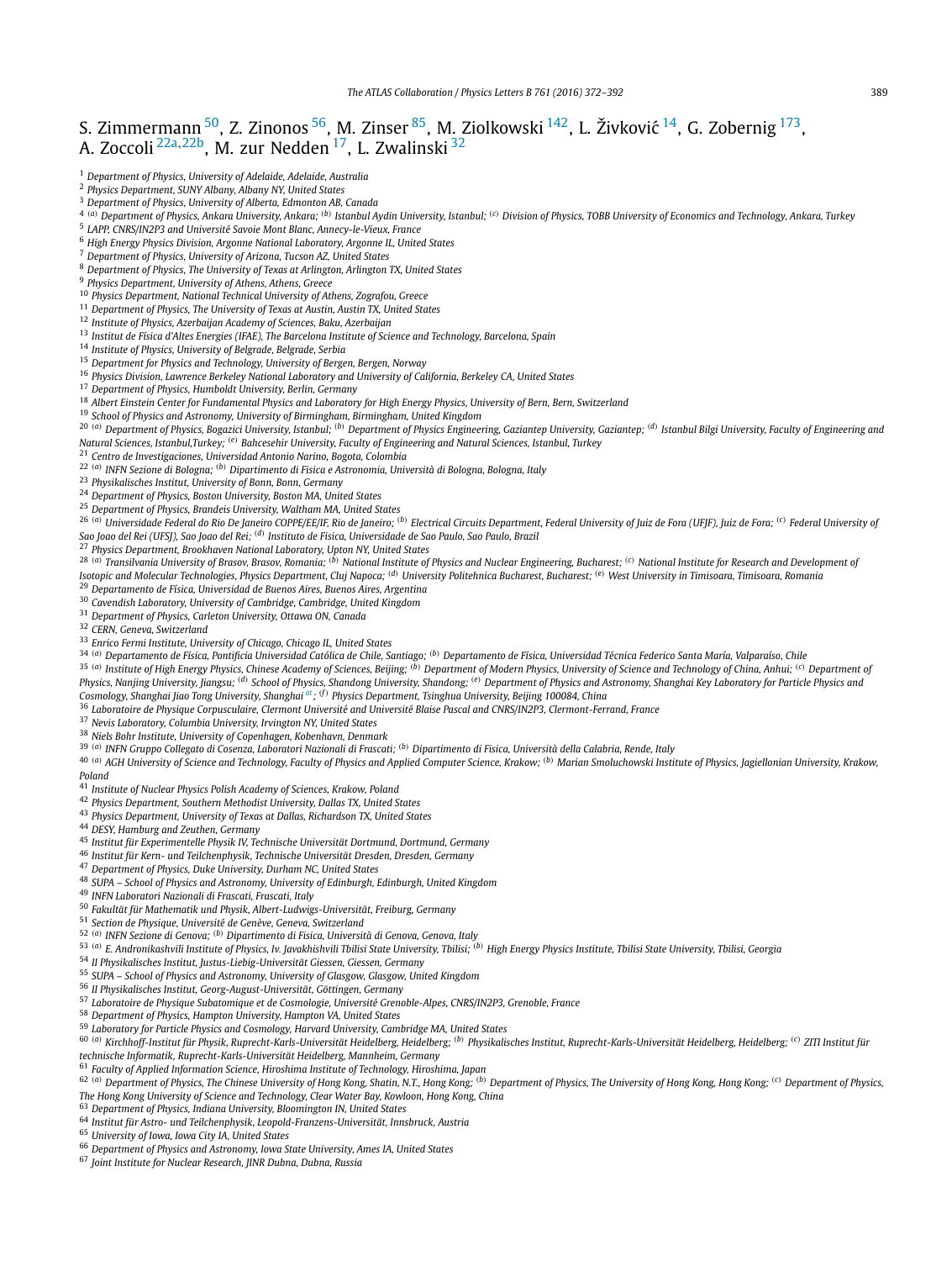S. Zimmermann [50], Z. Zinonos [56], M. Zinser [85], M. Ziolkowski [142], L. Živković [14], G. Zobernig [173], A. Zoccoli [22a,22b], M. zur Nedden [17], L. Zwalinski [32]

[1] Department of Physics, University of Adelaide, Adelaide, Australia
[2] Physics Department, SUNY Albany, Albany NY, United States
[3] Department of Physics, University of Alberta, Edmonton AB, Canada
[4] [(a)] Department of Physics, Ankara University, Ankara; [(b)] Istanbul Aydin University, Istanbul; [(c)] Division of Physics, TOBB University of Economics and Technology, Ankara, Turkey
[5] LAPP, CNRS/IN2P3 and Université Savoie Mont Blanc, Annecy-le-Vieux, France
[6] High Energy Physics Division, Argonne National Laboratory, Argonne IL, United States
[7] Department of Physics, University of Arizona, Tucson AZ, United States
[8] Department of Physics, The University of Texas at Arlington, Arlington TX, United States
[9] Physics Department, University of Athens, Athens, Greece
[10] Physics Department, National Technical University of Athens, Zografou, Greece
[11] Department of Physics, The University of Texas at Austin, Austin TX, United States
[12] Institute of Physics, Azerbaijan Academy of Sciences, Baku, Azerbaijan
[13] Institut de Física d'Altes Energies (IFAE), The Barcelona Institute of Science and Technology, Barcelona, Spain
[14] Institute of Physics, University of Belgrade, Belgrade, Serbia
[15] Department for Physics and Technology, University of Bergen, Bergen, Norway
[16] Physics Division, Lawrence Berkeley National Laboratory and University of California, Berkeley CA, United States
[17] Department of Physics, Humboldt University, Berlin, Germany
[18] Albert Einstein Center for Fundamental Physics and Laboratory for High Energy Physics, University of Bern, Bern, Switzerland
[19] School of Physics and Astronomy, University of Birmingham, Birmingham, United Kingdom
[20] [(a)] Department of Physics, Bogazici University, Istanbul; [(b)] Department of Physics Engineering, Gaziantep University, Gaziantep; [(d)] Istanbul Bilgi University, Faculty of Engineering and Natural Sciences, Istanbul,Turkey; [(e)] Bahcesehir University, Faculty of Engineering and Natural Sciences, Istanbul, Turkey
[21] Centro de Investigaciones, Universidad Antonio Narino, Bogota, Colombia
[22] [(a)] INFN Sezione di Bologna; [(b)] Dipartimento di Fisica e Astronomia, Università di Bologna, Bologna, Italy
[23] Physikalisches Institut, University of Bonn, Bonn, Germany
[24] Department of Physics, Boston University, Boston MA, United States
[25] Department of Physics, Brandeis University, Waltham MA, United States
[26] [(a)] Universidade Federal do Rio De Janeiro COPPE/EE/IF, Rio de Janeiro; [(b)] Electrical Circuits Department, Federal University of Juiz de Fora (UFJF), Juiz de Fora; [(c)] Federal University of Sao Joao del Rei (UFSJ), Sao Joao del Rei; [(d)] Instituto de Fisica, Universidade de Sao Paulo, Sao Paulo, Brazil
[27] Physics Department, Brookhaven National Laboratory, Upton NY, United States
[28] [(a)] Transilvania University of Brasov, Brasov, Romania; [(b)] National Institute of Physics and Nuclear Engineering, Bucharest; [(c)] National Institute for Research and Development of Isotopic and Molecular Technologies, Physics Department, Cluj Napoca; [(d)] University Politehnica Bucharest, Bucharest; [(e)] West University in Timisoara, Timisoara, Romania
[29] Departamento de Física, Universidad de Buenos Aires, Buenos Aires, Argentina
[30] Cavendish Laboratory, University of Cambridge, Cambridge, United Kingdom
[31] Department of Physics, Carleton University, Ottawa ON, Canada
[32] CERN, Geneva, Switzerland
[33] Enrico Fermi Institute, University of Chicago, Chicago IL, United States
[34] [(a)] Departamento de Física, Pontificia Universidad Católica de Chile, Santiago; [(b)] Departamento de Física, Universidad Técnica Federico Santa María, Valparaíso, Chile
[35] [(a)] Institute of High Energy Physics, Chinese Academy of Sciences, Beijing; [(b)] Department of Modern Physics, University of Science and Technology of China, Anhui; [(c)] Department of Physics, Nanjing University, Jiangsu; [(d)] School of Physics, Shandong University, Shandong; [(e)] Department of Physics and Astronomy, Shanghai Key Laboratory for Particle Physics and Cosmology, Shanghai Jiao Tong University, Shanghai [at]; [(f)] Physics Department, Tsinghua University, Beijing 100084, China
[36] Laboratoire de Physique Corpusculaire, Clermont Université and Université Blaise Pascal and CNRS/IN2P3, Clermont-Ferrand, France
[37] Nevis Laboratory, Columbia University, Irvington NY, United States
[38] Niels Bohr Institute, University of Copenhagen, Kobenhavn, Denmark
[39] [(a)] INFN Gruppo Collegato di Cosenza, Laboratori Nazionali di Frascati; [(b)] Dipartimento di Fisica, Università della Calabria, Rende, Italy
[40] [(a)] AGH University of Science and Technology, Faculty of Physics and Applied Computer Science, Krakow; [(b)] Marian Smoluchowski Institute of Physics, Jagiellonian University, Krakow, Poland
[41] Institute of Nuclear Physics Polish Academy of Sciences, Krakow, Poland
[42] Physics Department, Southern Methodist University, Dallas TX, United States
[43] Physics Department, University of Texas at Dallas, Richardson TX, United States
[44] DESY, Hamburg and Zeuthen, Germany
[45] Institut für Experimentelle Physik IV, Technische Universität Dortmund, Dortmund, Germany
[46] Institut für Kern- und Teilchenphysik, Technische Universität Dresden, Dresden, Germany
[47] Department of Physics, Duke University, Durham NC, United States
[48] SUPA – School of Physics and Astronomy, University of Edinburgh, Edinburgh, United Kingdom
[49] INFN Laboratori Nazionali di Frascati, Frascati, Italy
[50] Fakultät für Mathematik und Physik, Albert-Ludwigs-Universität, Freiburg, Germany
[51] Section de Physique, Université de Genève, Geneva, Switzerland
[52] [(a)] INFN Sezione di Genova; [(b)] Dipartimento di Fisica, Università di Genova, Genova, Italy
[53] [(a)] E. Andronikashvili Institute of Physics, Iv. Javakhishvili Tbilisi State University, Tbilisi; [(b)] High Energy Physics Institute, Tbilisi State University, Tbilisi, Georgia
[54] II Physikalisches Institut, Justus-Liebig-Universität Giessen, Giessen, Germany
[55] SUPA – School of Physics and Astronomy, University of Glasgow, Glasgow, United Kingdom
[56] II Physikalisches Institut, Georg-August-Universität, Göttingen, Germany
[57] Laboratoire de Physique Subatomique et de Cosmologie, Université Grenoble-Alpes, CNRS/IN2P3, Grenoble, France
[58] Department of Physics, Hampton University, Hampton VA, United States
[59] Laboratory for Particle Physics and Cosmology, Harvard University, Cambridge MA, United States
[60] [(a)] Kirchhoff-Institut für Physik, Ruprecht-Karls-Universität Heidelberg, Heidelberg; [(b)] Physikalisches Institut, Ruprecht-Karls-Universität Heidelberg, Heidelberg; [(c)] ZITI Institut für technische Informatik, Ruprecht-Karls-Universität Heidelberg, Mannheim, Germany
[61] Faculty of Applied Information Science, Hiroshima Institute of Technology, Hiroshima, Japan
[62] [(a)] Department of Physics, The Chinese University of Hong Kong, Shatin, N.T., Hong Kong; [(b)] Department of Physics, The University of Hong Kong, Hong Kong; [(c)] Department of Physics, The Hong Kong University of Science and Technology, Clear Water Bay, Kowloon, Hong Kong, China
[63] Department of Physics, Indiana University, Bloomington IN, United States
[64] Institut für Astro- und Teilchenphysik, Leopold-Franzens-Universität, Innsbruck, Austria
[65] University of Iowa, Iowa City IA, United States
[66] Department of Physics and Astronomy, Iowa State University, Ames IA, United States
[67] Joint Institute for Nuclear Research, JINR Dubna, Dubna, Russia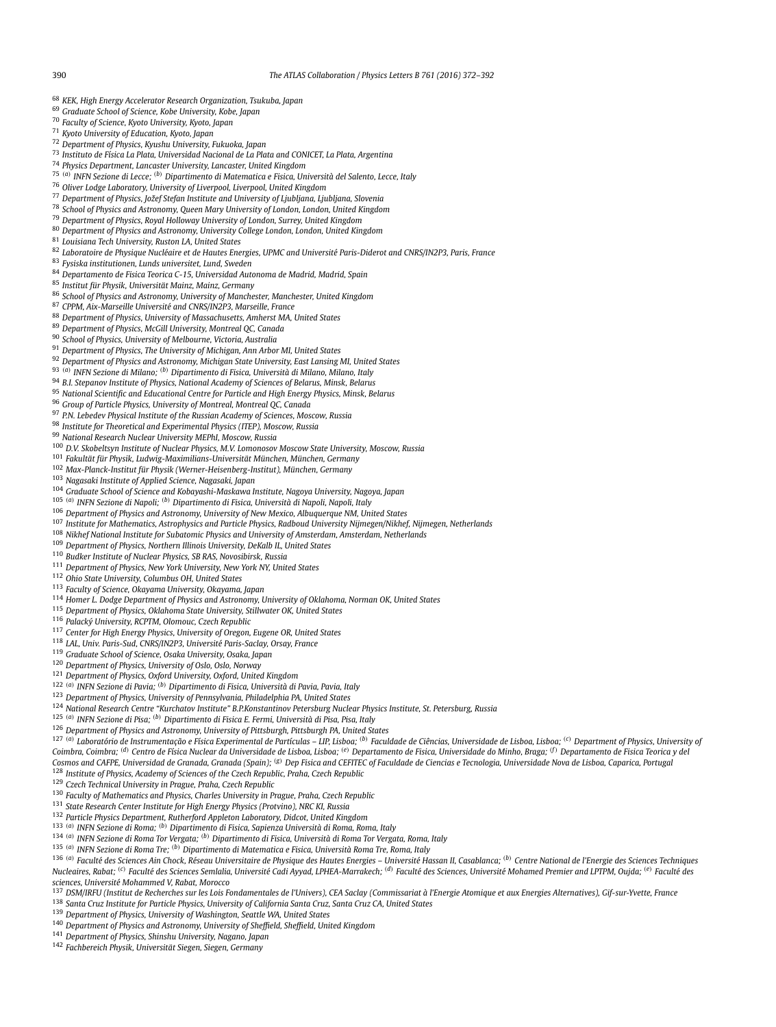[68] KEK, High Energy Accelerator Research Organization, Tsukuba, Japan
[69] Graduate School of Science, Kobe University, Kobe, Japan
[70] Faculty of Science, Kyoto University, Kyoto, Japan
[71] Kyoto University of Education, Kyoto, Japan
[72] Department of Physics, Kyushu University, Fukuoka, Japan
[73] Instituto de Física La Plata, Universidad Nacional de La Plata and CONICET, La Plata, Argentina
[74] Physics Department, Lancaster University, Lancaster, United Kingdom
[75] [(a)] INFN Sezione di Lecce; [(b)] Dipartimento di Matematica e Fisica, Università del Salento, Lecce, Italy
[76] Oliver Lodge Laboratory, University of Liverpool, Liverpool, United Kingdom
[77] Department of Physics, Jožef Stefan Institute and University of Ljubljana, Ljubljana, Slovenia
[78] School of Physics and Astronomy, Queen Mary University of London, London, United Kingdom
[79] Department of Physics, Royal Holloway University of London, Surrey, United Kingdom
[80] Department of Physics and Astronomy, University College London, London, United Kingdom
[81] Louisiana Tech University, Ruston LA, United States
[82] Laboratoire de Physique Nucléaire et de Hautes Energies, UPMC and Université Paris-Diderot and CNRS/IN2P3, Paris, France
[83] Fysiska institutionen, Lunds universitet, Lund, Sweden
[84] Departamento de Fisica Teorica C-15, Universidad Autonoma de Madrid, Madrid, Spain
[85] Institut für Physik, Universität Mainz, Mainz, Germany
[86] School of Physics and Astronomy, University of Manchester, Manchester, United Kingdom
[87] CPPM, Aix-Marseille Université and CNRS/IN2P3, Marseille, France
[88] Department of Physics, University of Massachusetts, Amherst MA, United States
[89] Department of Physics, McGill University, Montreal QC, Canada
[90] School of Physics, University of Melbourne, Victoria, Australia
[91] Department of Physics, The University of Michigan, Ann Arbor MI, United States
[92] Department of Physics and Astronomy, Michigan State University, East Lansing MI, United States
[93] [(a)] INFN Sezione di Milano; [(b)] Dipartimento di Fisica, Università di Milano, Milano, Italy
[94] B.I. Stepanov Institute of Physics, National Academy of Sciences of Belarus, Minsk, Belarus
[95] National Scientific and Educational Centre for Particle and High Energy Physics, Minsk, Belarus
[96] Group of Particle Physics, University of Montreal, Montreal QC, Canada
[97] P.N. Lebedev Physical Institute of the Russian Academy of Sciences, Moscow, Russia
[98] Institute for Theoretical and Experimental Physics (ITEP), Moscow, Russia
[99] National Research Nuclear University MEPhI, Moscow, Russia
[100] D.V. Skobeltsyn Institute of Nuclear Physics, M.V. Lomonosov Moscow State University, Moscow, Russia
[101] Fakultät für Physik, Ludwig-Maximilians-Universität München, München, Germany
[102] Max-Planck-Institut für Physik (Werner-Heisenberg-Institut), München, Germany
[103] Nagasaki Institute of Applied Science, Nagasaki, Japan
[104] Graduate School of Science and Kobayashi-Maskawa Institute, Nagoya University, Nagoya, Japan
[105] [(a)] INFN Sezione di Napoli; [(b)] Dipartimento di Fisica, Università di Napoli, Napoli, Italy
[106] Department of Physics and Astronomy, University of New Mexico, Albuquerque NM, United States
[107] Institute for Mathematics, Astrophysics and Particle Physics, Radboud University Nijmegen/Nikhef, Nijmegen, Netherlands
[108] Nikhef National Institute for Subatomic Physics and University of Amsterdam, Amsterdam, Netherlands
[109] Department of Physics, Northern Illinois University, DeKalb IL, United States
[110] Budker Institute of Nuclear Physics, SB RAS, Novosibirsk, Russia
[111] Department of Physics, New York University, New York NY, United States
[112] Ohio State University, Columbus OH, United States
[113] Faculty of Science, Okayama University, Okayama, Japan
[114] Homer L. Dodge Department of Physics and Astronomy, University of Oklahoma, Norman OK, United States
[115] Department of Physics, Oklahoma State University, Stillwater OK, United States
[116] Palacký University, RCPTM, Olomouc, Czech Republic
[117] Center for High Energy Physics, University of Oregon, Eugene OR, United States
[118] LAL, Univ. Paris-Sud, CNRS/IN2P3, Université Paris-Saclay, Orsay, France
[119] Graduate School of Science, Osaka University, Osaka, Japan
[120] Department of Physics, University of Oslo, Oslo, Norway
[121] Department of Physics, Oxford University, Oxford, United Kingdom
[122] [(a)] INFN Sezione di Pavia; [(b)] Dipartimento di Fisica, Università di Pavia, Pavia, Italy
[123] Department of Physics, University of Pennsylvania, Philadelphia PA, United States
[124] National Research Centre "Kurchatov Institute" B.P.Konstantinov Petersburg Nuclear Physics Institute, St. Petersburg, Russia
[125] [(a)] INFN Sezione di Pisa; [(b)] Dipartimento di Fisica E. Fermi, Università di Pisa, Pisa, Italy
[126] Department of Physics and Astronomy, University of Pittsburgh, Pittsburgh PA, United States
[127] [(a)] Laboratório de Instrumentação e Física Experimental de Partículas – LIP, Lisboa; [(b)] Faculdade de Ciências, Universidade de Lisboa, Lisboa; [(c)] Department of Physics, University of Coimbra, Coimbra; [(d)] Centro de Física Nuclear da Universidade de Lisboa, Lisboa; [(e)] Departamento de Fisica, Universidade do Minho, Braga; [(f)] Departamento de Fisica Teorica y del Cosmos and CAFPE, Universidad de Granada, Granada (Spain); [(g)] Dep Fisica and CEFITEC of Faculdade de Ciencias e Tecnologia, Universidade Nova de Lisboa, Caparica, Portugal
[128] Institute of Physics, Academy of Sciences of the Czech Republic, Praha, Czech Republic
[129] Czech Technical University in Prague, Praha, Czech Republic
[130] Faculty of Mathematics and Physics, Charles University in Prague, Praha, Czech Republic
[131] State Research Center Institute for High Energy Physics (Protvino), NRC KI, Russia
[132] Particle Physics Department, Rutherford Appleton Laboratory, Didcot, United Kingdom
[133] [(a)] INFN Sezione di Roma; [(b)] Dipartimento di Fisica, Sapienza Università di Roma, Roma, Italy
[134] [(a)] INFN Sezione di Roma Tor Vergata; [(b)] Dipartimento di Fisica, Università di Roma Tor Vergata, Roma, Italy
[135] [(a)] INFN Sezione di Roma Tre; [(b)] Dipartimento di Matematica e Fisica, Università Roma Tre, Roma, Italy
[136] [(a)] Faculté des Sciences Ain Chock, Réseau Universitaire de Physique des Hautes Energies – Université Hassan II, Casablanca; [(b)] Centre National de l'Energie des Sciences Techniques Nucleaires, Rabat; [(c)] Faculté des Sciences Semlalia, Université Cadi Ayyad, LPHEA-Marrakech; [(d)] Faculté des Sciences, Université Mohamed Premier and LPTPM, Oujda; [(e)] Faculté des sciences, Université Mohammed V, Rabat, Morocco
[137] DSM/IRFU (Institut de Recherches sur les Lois Fondamentales de l'Univers), CEA Saclay (Commissariat à l'Energie Atomique et aux Energies Alternatives), Gif-sur-Yvette, France
[138] Santa Cruz Institute for Particle Physics, University of California Santa Cruz, Santa Cruz CA, United States
[139] Department of Physics, University of Washington, Seattle WA, United States
[140] Department of Physics and Astronomy, University of Sheffield, Sheffield, United Kingdom
[141] Department of Physics, Shinshu University, Nagano, Japan
[142] Fachbereich Physik, Universität Siegen, Siegen, Germany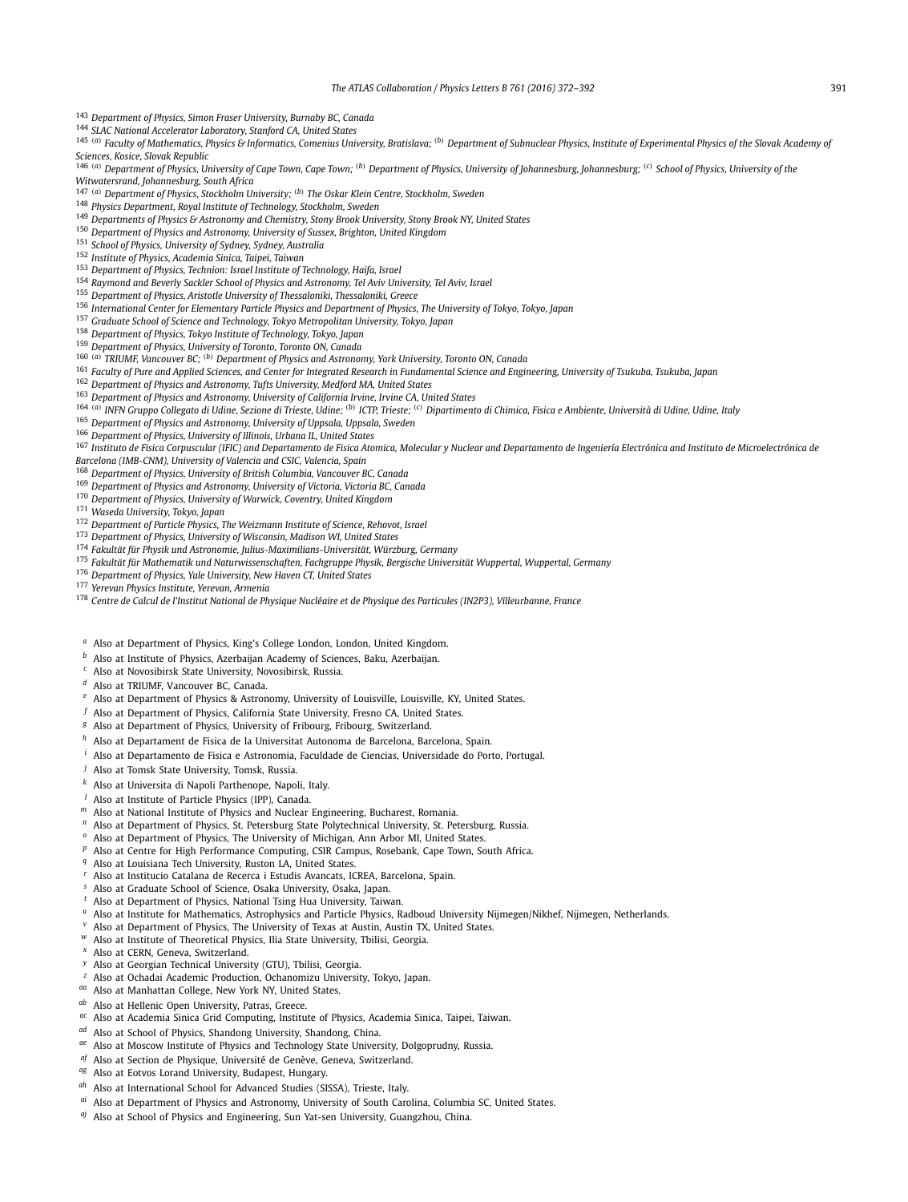[143] Department of Physics, Simon Fraser University, Burnaby BC, Canada
[144] SLAC National Accelerator Laboratory, Stanford CA, United States
[145] [(a)] Faculty of Mathematics, Physics & Informatics, Comenius University, Bratislava; [(b)] Department of Subnuclear Physics, Institute of Experimental Physics of the Slovak Academy of Sciences, Kosice, Slovak Republic
[146] [(a)] Department of Physics, University of Cape Town, Cape Town; [(b)] Department of Physics, University of Johannesburg, Johannesburg; [(c)] School of Physics, University of the Witwatersrand, Johannesburg, South Africa
[147] [(a)] Department of Physics, Stockholm University; [(b)] The Oskar Klein Centre, Stockholm, Sweden
[148] Physics Department, Royal Institute of Technology, Stockholm, Sweden
[149] Departments of Physics & Astronomy and Chemistry, Stony Brook University, Stony Brook NY, United States
[150] Department of Physics and Astronomy, University of Sussex, Brighton, United Kingdom
[151] School of Physics, University of Sydney, Sydney, Australia
[152] Institute of Physics, Academia Sinica, Taipei, Taiwan
[153] Department of Physics, Technion: Israel Institute of Technology, Haifa, Israel
[154] Raymond and Beverly Sackler School of Physics and Astronomy, Tel Aviv University, Tel Aviv, Israel
[155] Department of Physics, Aristotle University of Thessaloniki, Thessaloniki, Greece
[156] International Center for Elementary Particle Physics and Department of Physics, The University of Tokyo, Tokyo, Japan
[157] Graduate School of Science and Technology, Tokyo Metropolitan University, Tokyo, Japan
[158] Department of Physics, Tokyo Institute of Technology, Tokyo, Japan
[159] Department of Physics, University of Toronto, Toronto ON, Canada
[160] [(a)] TRIUMF, Vancouver BC; [(b)] Department of Physics and Astronomy, York University, Toronto ON, Canada
[161] Faculty of Pure and Applied Sciences, and Center for Integrated Research in Fundamental Science and Engineering, University of Tsukuba, Tsukuba, Japan
[162] Department of Physics and Astronomy, Tufts University, Medford MA, United States
[163] Department of Physics and Astronomy, University of California Irvine, Irvine CA, United States
[164] [(a)] INFN Gruppo Collegato di Udine, Sezione di Trieste, Udine; [(b)] ICTP, Trieste; [(c)] Dipartimento di Chimica, Fisica e Ambiente, Università di Udine, Udine, Italy
[165] Department of Physics and Astronomy, University of Uppsala, Uppsala, Sweden
[166] Department of Physics, University of Illinois, Urbana IL, United States
[167] Instituto de Fisica Corpuscular (IFIC) and Departamento de Fisica Atomica, Molecular y Nuclear and Departamento de Ingeniería Electrónica and Instituto de Microelectrónica de Barcelona (IMB-CNM), University of Valencia and CSIC, Valencia, Spain
[168] Department of Physics, University of British Columbia, Vancouver BC, Canada
[169] Department of Physics and Astronomy, University of Victoria, Victoria BC, Canada
[170] Department of Physics, University of Warwick, Coventry, United Kingdom
[171] Waseda University, Tokyo, Japan
[172] Department of Particle Physics, The Weizmann Institute of Science, Rehovot, Israel
[173] Department of Physics, University of Wisconsin, Madison WI, United States
[174] Fakultät für Physik und Astronomie, Julius-Maximilians-Universität, Würzburg, Germany
[175] Fakultät für Mathematik und Naturwissenschaften, Fachgruppe Physik, Bergische Universität Wuppertal, Wuppertal, Germany
[176] Department of Physics, Yale University, New Haven CT, United States
[177] Yerevan Physics Institute, Yerevan, Armenia
[178] Centre de Calcul de l'Institut National de Physique Nucléaire et de Physique des Particules (IN2P3), Villeurbanne, France

[a] Also at Department of Physics, King's College London, London, United Kingdom.
[b] Also at Institute of Physics, Azerbaijan Academy of Sciences, Baku, Azerbaijan.
[c] Also at Novosibirsk State University, Novosibirsk, Russia.
[d] Also at TRIUMF, Vancouver BC, Canada.
[e] Also at Department of Physics & Astronomy, University of Louisville, Louisville, KY, United States.
[f] Also at Department of Physics, California State University, Fresno CA, United States.
[g] Also at Department of Physics, University of Fribourg, Fribourg, Switzerland.
[h] Also at Departament de Fisica de la Universitat Autonoma de Barcelona, Barcelona, Spain.
[i] Also at Departamento de Fisica e Astronomia, Faculdade de Ciencias, Universidade do Porto, Portugal.
[j] Also at Tomsk State University, Tomsk, Russia.
[k] Also at Universita di Napoli Parthenope, Napoli, Italy.
[l] Also at Institute of Particle Physics (IPP), Canada.
[m] Also at National Institute of Physics and Nuclear Engineering, Bucharest, Romania.
[n] Also at Department of Physics, St. Petersburg State Polytechnical University, St. Petersburg, Russia.
[o] Also at Department of Physics, The University of Michigan, Ann Arbor MI, United States.
[p] Also at Centre for High Performance Computing, CSIR Campus, Rosebank, Cape Town, South Africa.
[q] Also at Louisiana Tech University, Ruston LA, United States.
[r] Also at Institucio Catalana de Recerca i Estudis Avancats, ICREA, Barcelona, Spain.
[s] Also at Graduate School of Science, Osaka University, Osaka, Japan.
[t] Also at Department of Physics, National Tsing Hua University, Taiwan.
[u] Also at Institute for Mathematics, Astrophysics and Particle Physics, Radboud University Nijmegen/Nikhef, Nijmegen, Netherlands.
[v] Also at Department of Physics, The University of Texas at Austin, Austin TX, United States.
[w] Also at Institute of Theoretical Physics, Ilia State University, Tbilisi, Georgia.
[x] Also at CERN, Geneva, Switzerland.
[y] Also at Georgian Technical University (GTU), Tbilisi, Georgia.
[z] Also at Ochadai Academic Production, Ochanomizu University, Tokyo, Japan.
[aa] Also at Manhattan College, New York NY, United States.
[ab] Also at Hellenic Open University, Patras, Greece.
[ac] Also at Academia Sinica Grid Computing, Institute of Physics, Academia Sinica, Taipei, Taiwan.
[ad] Also at School of Physics, Shandong University, Shandong, China.
[ae] Also at Moscow Institute of Physics and Technology State University, Dolgoprudny, Russia.
[af] Also at Section de Physique, Université de Genève, Geneva, Switzerland.
[ag] Also at Eotvos Lorand University, Budapest, Hungary.
[ah] Also at International School for Advanced Studies (SISSA), Trieste, Italy.
[ai] Also at Department of Physics and Astronomy, University of South Carolina, Columbia SC, United States.
[aj] Also at School of Physics and Engineering, Sun Yat-sen University, Guangzhou, China.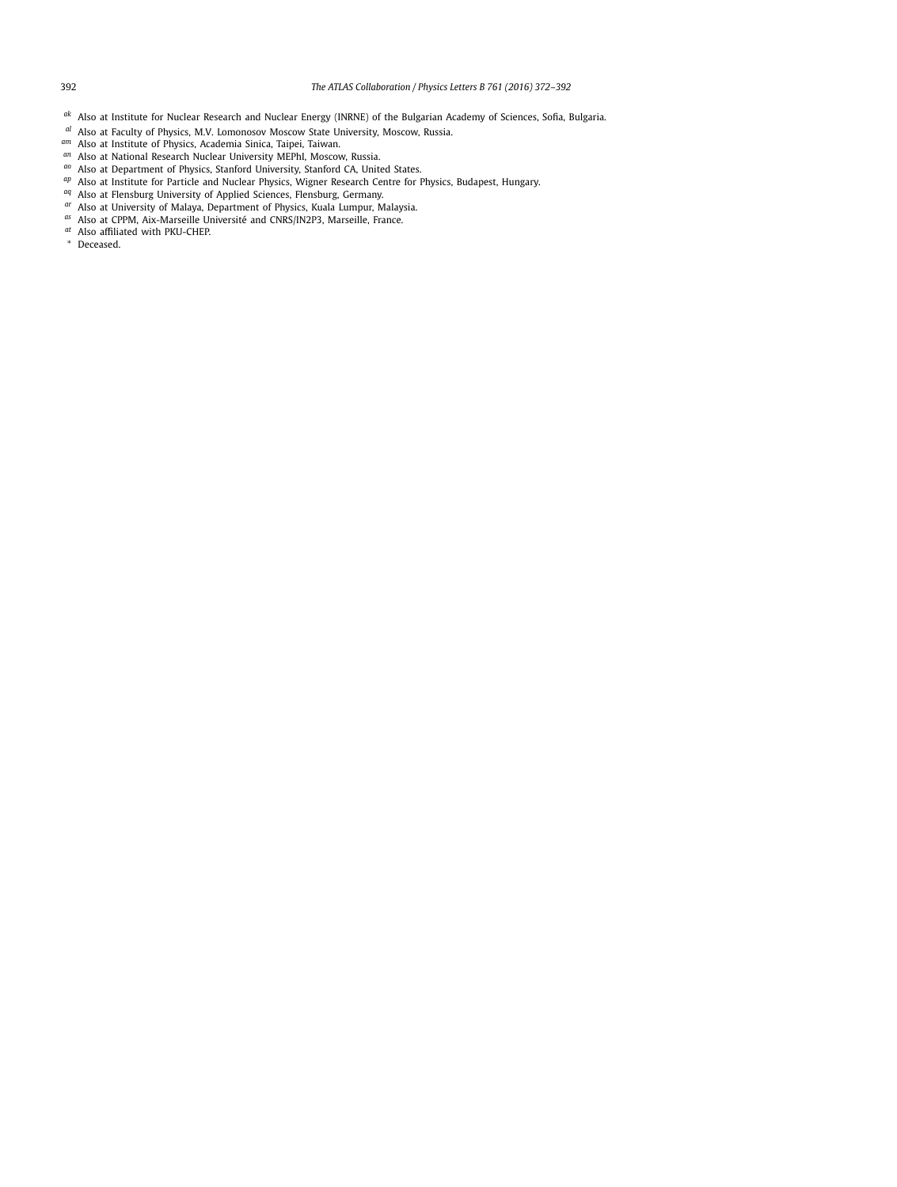[ak] Also at Institute for Nuclear Research and Nuclear Energy (INRNE) of the Bulgarian Academy of Sciences, Sofia, Bulgaria.
[al] Also at Faculty of Physics, M.V. Lomonosov Moscow State University, Moscow, Russia.
[am] Also at Institute of Physics, Academia Sinica, Taipei, Taiwan.
[an] Also at National Research Nuclear University MEPhI, Moscow, Russia.
[ao] Also at Department of Physics, Stanford University, Stanford CA, United States.
[ap] Also at Institute for Particle and Nuclear Physics, Wigner Research Centre for Physics, Budapest, Hungary.
[aq] Also at Flensburg University of Applied Sciences, Flensburg, Germany.
[ar] Also at University of Malaya, Department of Physics, Kuala Lumpur, Malaysia.
[as] Also at CPPM, Aix-Marseille Université and CNRS/IN2P3, Marseille, France.
[at] Also affiliated with PKU-CHEP.
[*] Deceased.